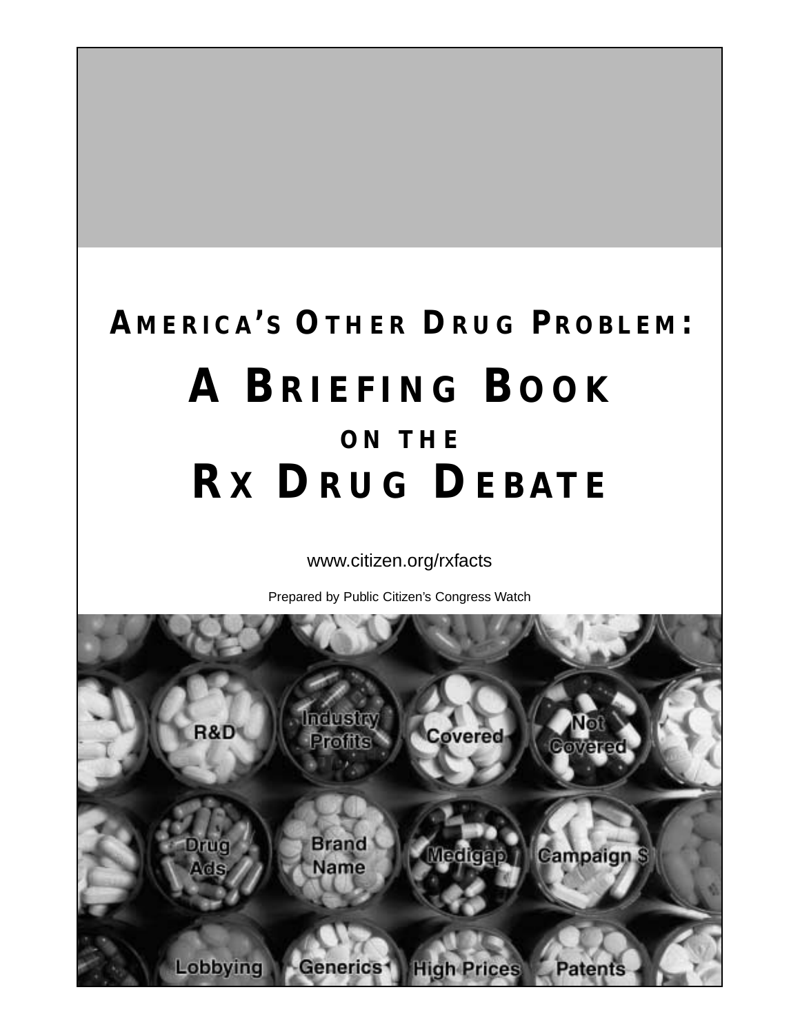# America's Other Drug Problem:

# A Briefing Book

## on the

# Rx Drug Debate

www.citizen.org/rxfacts

Prepared by Public Citizen's Congress Watch

R&D

Industry Profits

Covered

Not Covered

Drug Ads

Brand Name

Medigap

Campaign $

Lobbying

Generics

High Prices

Patents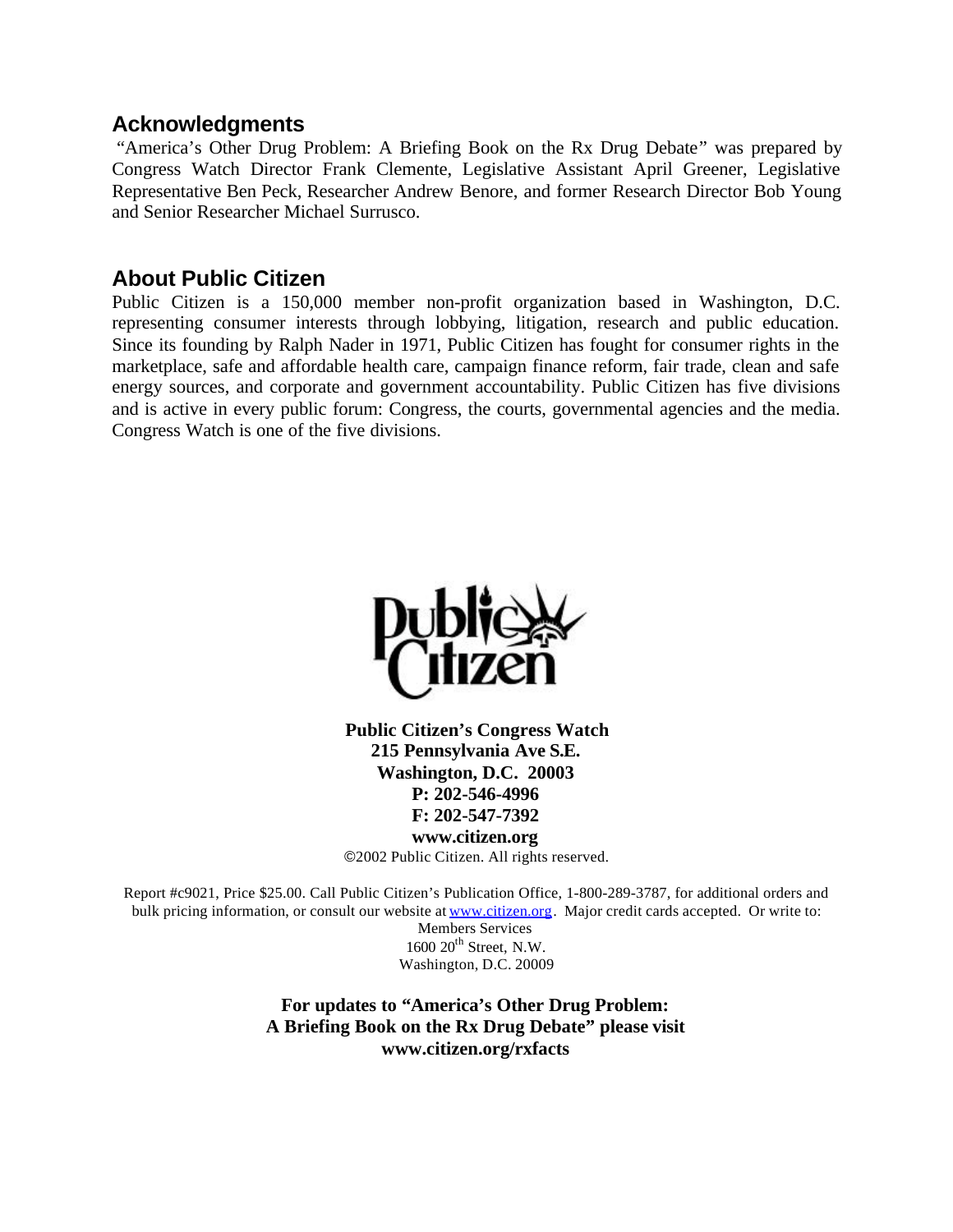## Acknowledgments

"America's Other Drug Problem: A Briefing Book on the Rx Drug Debate" was prepared by Congress Watch Director Frank Clemente, Legislative Assistant April Greener, Legislative Representative Ben Peck, Researcher Andrew Benore, and former Research Director Bob Young and Senior Researcher Michael Surrusco.

## About Public Citizen

Public Citizen is a 150,000 member non-profit organization based in Washington, D.C. representing consumer interests through lobbying, litigation, research and public education. Since its founding by Ralph Nader in 1971, Public Citizen has fought for consumer rights in the marketplace, safe and affordable health care, campaign finance reform, fair trade, clean and safe energy sources, and corporate and government accountability. Public Citizen has five divisions and is active in every public forum: Congress, the courts, governmental agencies and the media. Congress Watch is one of the five divisions.

**Public Citizen's Congress Watch**
**215 Pennsylvania Ave S.E.**
**Washington, D.C. 20003**
**P: 202-546-4996**
**F: 202-547-7392**
**www.citizen.org**

©2002 Public Citizen. All rights reserved.

Report #c9021, Price $25.00. Call Public Citizen's Publication Office, 1-800-289-3787, for additional orders and bulk pricing information, or consult our website at www.citizen.org. Major credit cards accepted. Or write to:
Members Services
1600 20th Street, N.W.
Washington, D.C. 20009

**For updates to "America's Other Drug Problem: A Briefing Book on the Rx Drug Debate" please visit www.citizen.org/rxfacts**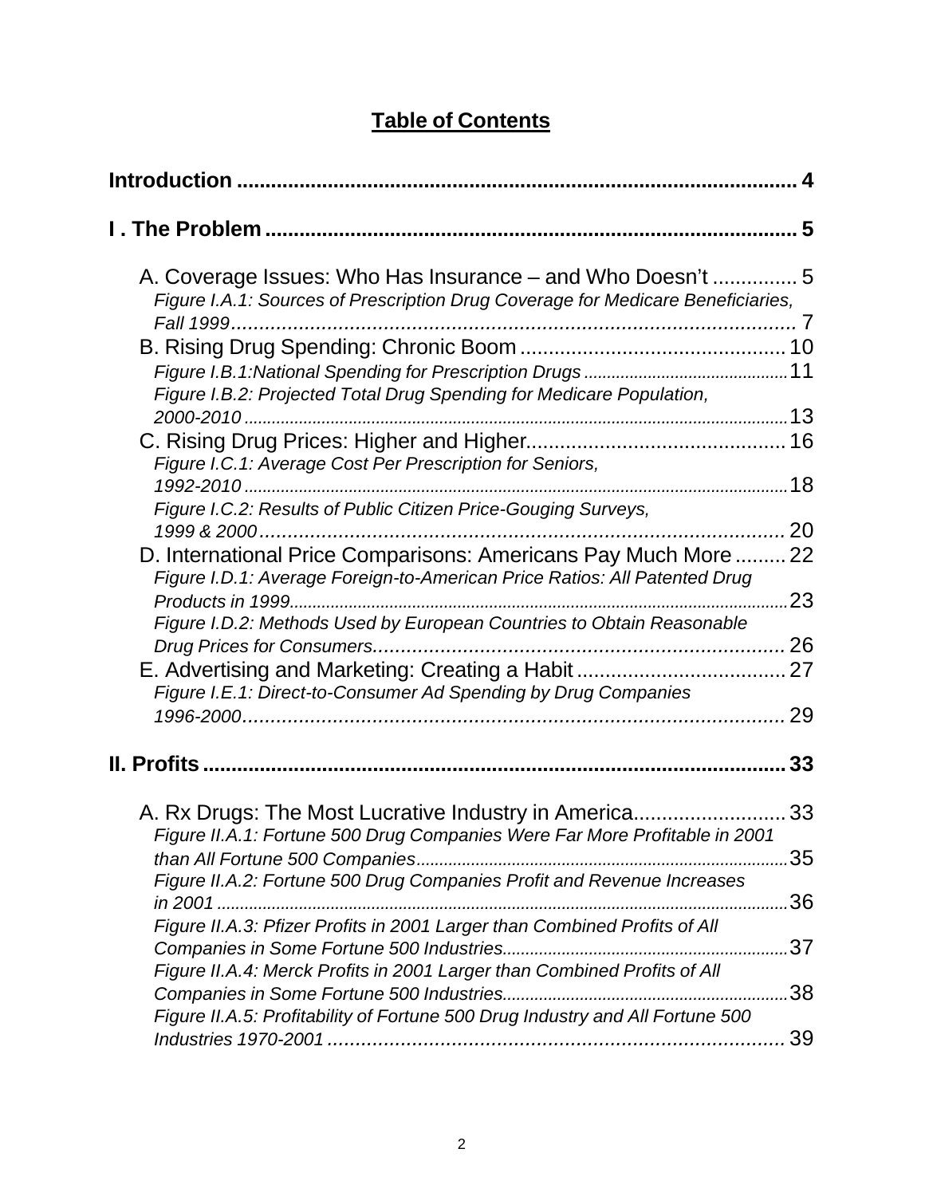## Table of Contents

**Introduction** .................................................................................................. **4**

**I . The Problem** .............................................................................................. **5**

A. Coverage Issues: Who Has Insurance – and Who Doesn't ............... 5

*Figure I.A.1: Sources of Prescription Drug Coverage for Medicare Beneficiaries, Fall 1999* ..................................................................................................... 7

B. Rising Drug Spending: Chronic Boom ................................................ 10

*Figure I.B.1:National Spending for Prescription Drugs* ............................................ 11

*Figure I.B.2: Projected Total Drug Spending for Medicare Population, 2000-2010* ..................................................................................................... 13

C. Rising Drug Prices: Higher and Higher.............................................. 16

*Figure I.C.1: Average Cost Per Prescription for Seniors, 1992-2010* ..................................................................................................... 18

*Figure I.C.2: Results of Public Citizen Price-Gouging Surveys, 1999 & 2000* ..................................................................................................... 20

D. International Price Comparisons: Americans Pay Much More ......... 22

*Figure I.D.1: Average Foreign-to-American Price Ratios: All Patented Drug Products in 1999* ..................................................................................................... 23

*Figure I.D.2: Methods Used by European Countries to Obtain Reasonable Drug Prices for Consumers* ......................................................................... 26

E. Advertising and Marketing: Creating a Habit ..................................... 27

*Figure I.E.1: Direct-to-Consumer Ad Spending by Drug Companies 1996-2000* ..................................................................................................... 29

**II. Profits** ......................................................................................................... **33**

A. Rx Drugs: The Most Lucrative Industry in America........................... 33

*Figure II.A.1: Fortune 500 Drug Companies Were Far More Profitable in 2001 than All Fortune 500 Companies* ..................................................................... 35

*Figure II.A.2: Fortune 500 Drug Companies Profit and Revenue Increases in 2001* ..................................................................................................... 36

*Figure II.A.3: Pfizer Profits in 2001 Larger than Combined Profits of All Companies in Some Fortune 500 Industries* ............................................................... 37

*Figure II.A.4: Merck Profits in 2001 Larger than Combined Profits of All Companies in Some Fortune 500 Industries* ............................................................... 38

*Figure II.A.5: Profitability of Fortune 500 Drug Industry and All Fortune 500 Industries 1970-2001* ..................................................................................... 39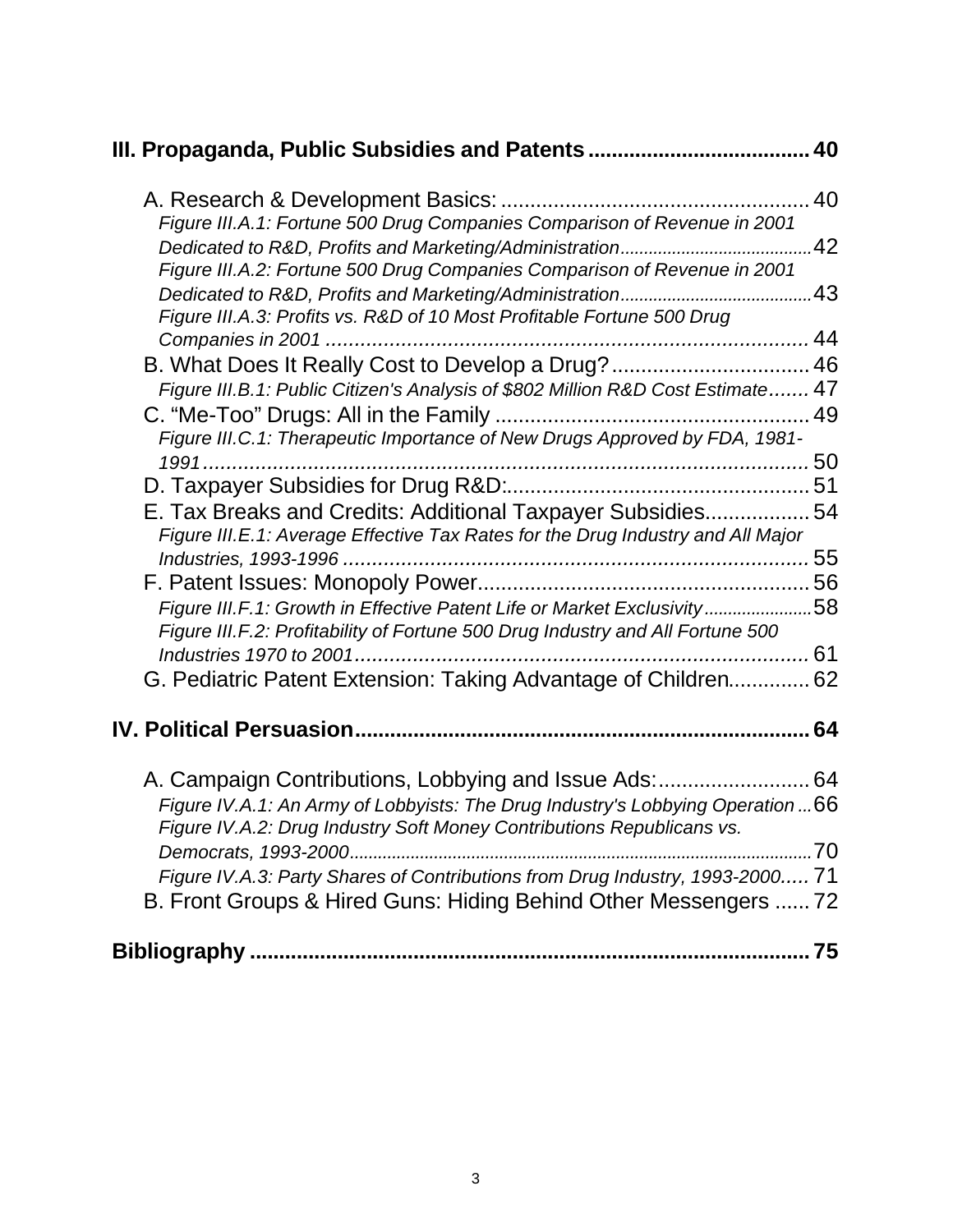**III. Propaganda, Public Subsidies and Patents ..................................... 40**

A. Research & Development Basics: ..................................................... 40

*Figure III.A.1: Fortune 500 Drug Companies Comparison of Revenue in 2001 Dedicated to R&D, Profits and Marketing/Administration........................................42*

*Figure III.A.2: Fortune 500 Drug Companies Comparison of Revenue in 2001 Dedicated to R&D, Profits and Marketing/Administration........................................43*

*Figure III.A.3: Profits vs. R&D of 10 Most Profitable Fortune 500 Drug Companies in 2001 .................................................................................... 44*

B. What Does It Really Cost to Develop a Drug? .................................. 46

*Figure III.B.1: Public Citizen's Analysis of $802 Million R&D Cost Estimate....... 47*

C. "Me-Too" Drugs: All in the Family ...................................................... 49

*Figure III.C.1: Therapeutic Importance of New Drugs Approved by FDA, 1981-1991 ......................................................................................................... 50*

D. Taxpayer Subsidies for Drug R&D:.................................................... 51

E. Tax Breaks and Credits: Additional Taxpayer Subsidies.................. 54

*Figure III.E.1: Average Effective Tax Rates for the Drug Industry and All Major Industries, 1993-1996 ................................................................................. 55*

F. Patent Issues: Monopoly Power......................................................... 56

*Figure III.F.1: Growth in Effective Patent Life or Market Exclusivity......................58*

*Figure III.F.2: Profitability of Fortune 500 Drug Industry and All Fortune 500 Industries 1970 to 2001.............................................................................. 61*

G. Pediatric Patent Extension: Taking Advantage of Children............. 62

**IV. Political Persuasion............................................................................. 64**

A. Campaign Contributions, Lobbying and Issue Ads:.......................... 64

*Figure IV.A.1: An Army of Lobbyists: The Drug Industry's Lobbying Operation ...66*

*Figure IV.A.2: Drug Industry Soft Money Contributions Republicans vs. Democrats, 1993-2000..................................................................................................70*

*Figure IV.A.3: Party Shares of Contributions from Drug Industry, 1993-2000..... 71*

B. Front Groups & Hired Guns: Hiding Behind Other Messengers ...... 72

**Bibliography ............................................................................................... 75**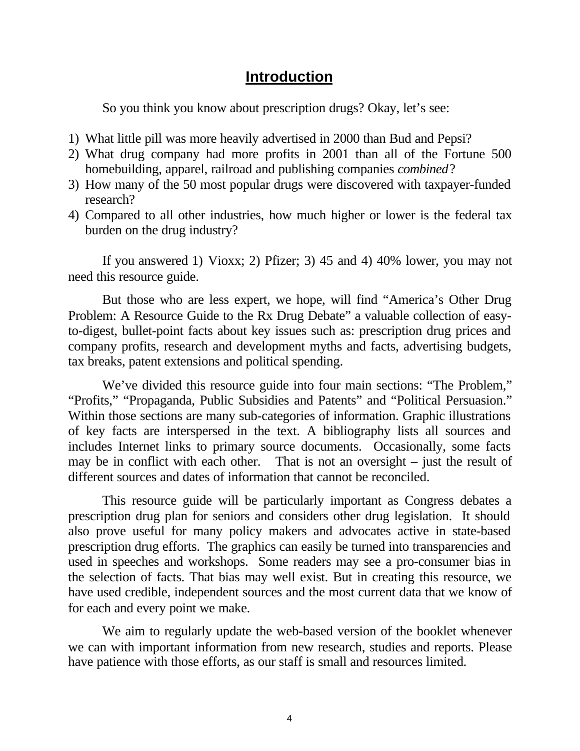## Introduction

So you think you know about prescription drugs? Okay, let's see:

1) What little pill was more heavily advertised in 2000 than Bud and Pepsi?
2) What drug company had more profits in 2001 than all of the Fortune 500 homebuilding, apparel, railroad and publishing companies *combined*?
3) How many of the 50 most popular drugs were discovered with taxpayer-funded research?
4) Compared to all other industries, how much higher or lower is the federal tax burden on the drug industry?

If you answered 1) Vioxx; 2) Pfizer; 3) 45 and 4) 40% lower, you may not need this resource guide.

But those who are less expert, we hope, will find "America's Other Drug Problem: A Resource Guide to the Rx Drug Debate" a valuable collection of easy-to-digest, bullet-point facts about key issues such as: prescription drug prices and company profits, research and development myths and facts, advertising budgets, tax breaks, patent extensions and political spending.

We've divided this resource guide into four main sections: "The Problem," "Profits," "Propaganda, Public Subsidies and Patents" and "Political Persuasion." Within those sections are many sub-categories of information. Graphic illustrations of key facts are interspersed in the text. A bibliography lists all sources and includes Internet links to primary source documents. Occasionally, some facts may be in conflict with each other. That is not an oversight – just the result of different sources and dates of information that cannot be reconciled.

This resource guide will be particularly important as Congress debates a prescription drug plan for seniors and considers other drug legislation. It should also prove useful for many policy makers and advocates active in state-based prescription drug efforts. The graphics can easily be turned into transparencies and used in speeches and workshops. Some readers may see a pro-consumer bias in the selection of facts. That bias may well exist. But in creating this resource, we have used credible, independent sources and the most current data that we know of for each and every point we make.

We aim to regularly update the web-based version of the booklet whenever we can with important information from new research, studies and reports. Please have patience with those efforts, as our staff is small and resources limited.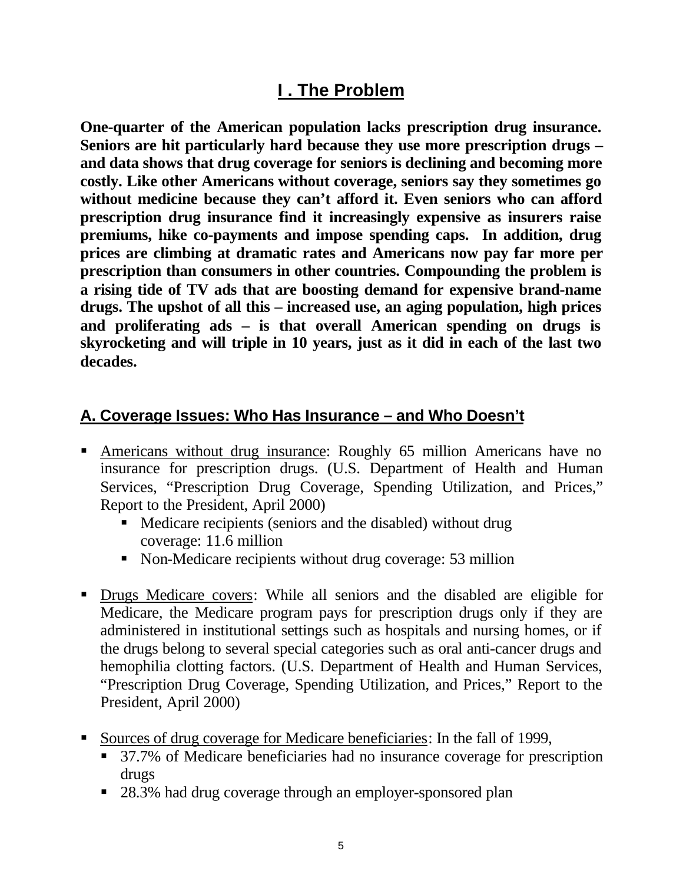# I . The Problem

**One-quarter of the American population lacks prescription drug insurance. Seniors are hit particularly hard because they use more prescription drugs – and data shows that drug coverage for seniors is declining and becoming more costly. Like other Americans without coverage, seniors say they sometimes go without medicine because they can't afford it. Even seniors who can afford prescription drug insurance find it increasingly expensive as insurers raise premiums, hike co-payments and impose spending caps. In addition, drug prices are climbing at dramatic rates and Americans now pay far more per prescription than consumers in other countries. Compounding the problem is a rising tide of TV ads that are boosting demand for expensive brand-name drugs. The upshot of all this – increased use, an aging population, high prices and proliferating ads – is that overall American spending on drugs is skyrocketing and will triple in 10 years, just as it did in each of the last two decades.**

## A. Coverage Issues: Who Has Insurance – and Who Doesn't

- Americans without drug insurance: Roughly 65 million Americans have no insurance for prescription drugs. (U.S. Department of Health and Human Services, "Prescription Drug Coverage, Spending Utilization, and Prices," Report to the President, April 2000)
  - Medicare recipients (seniors and the disabled) without drug coverage: 11.6 million
  - Non-Medicare recipients without drug coverage: 53 million

- Drugs Medicare covers: While all seniors and the disabled are eligible for Medicare, the Medicare program pays for prescription drugs only if they are administered in institutional settings such as hospitals and nursing homes, or if the drugs belong to several special categories such as oral anti-cancer drugs and hemophilia clotting factors. (U.S. Department of Health and Human Services, "Prescription Drug Coverage, Spending Utilization, and Prices," Report to the President, April 2000)

- Sources of drug coverage for Medicare beneficiaries: In the fall of 1999,
  - 37.7% of Medicare beneficiaries had no insurance coverage for prescription drugs
  - 28.3% had drug coverage through an employer-sponsored plan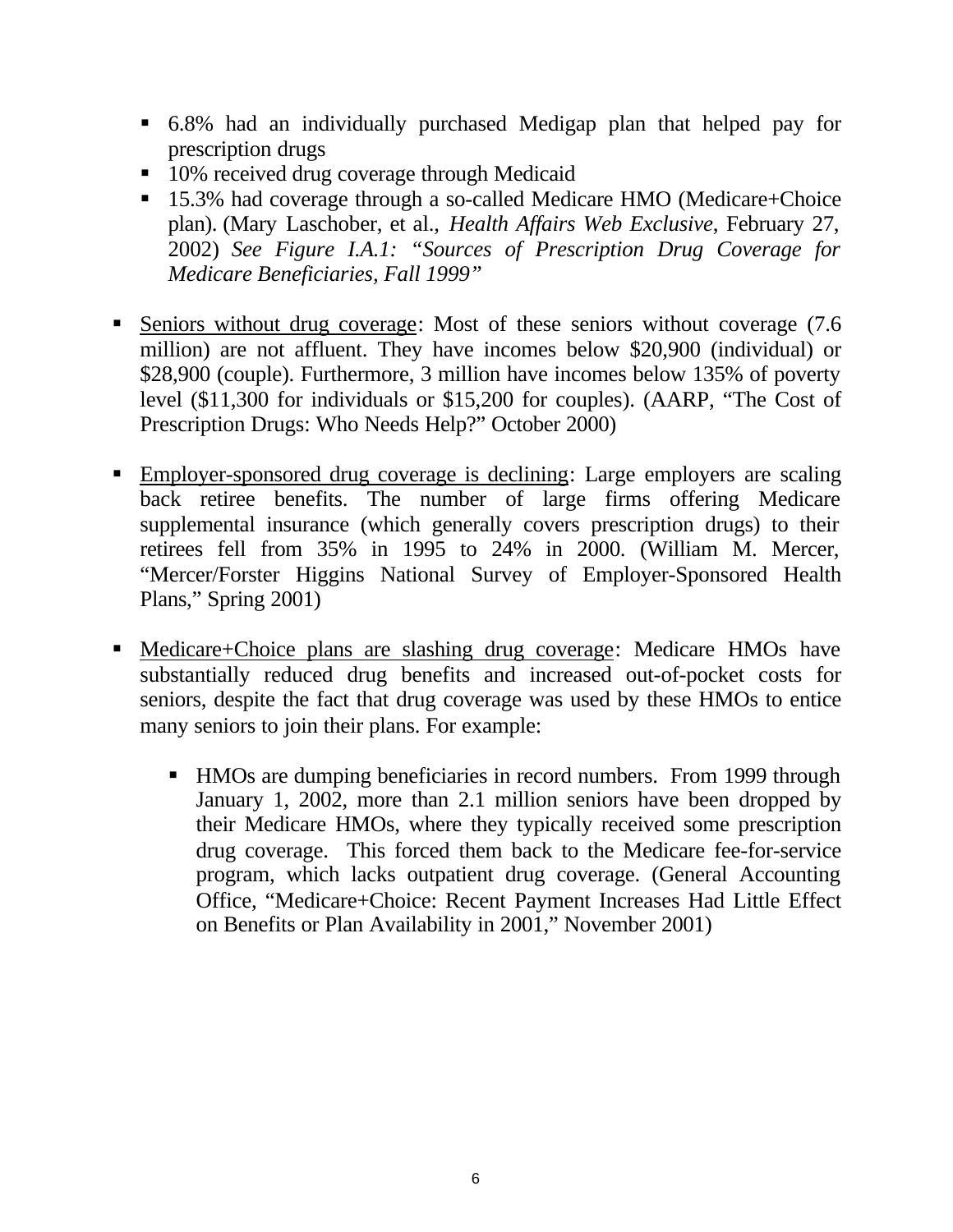- 6.8% had an individually purchased Medigap plan that helped pay for prescription drugs
  - 10% received drug coverage through Medicaid
  - 15.3% had coverage through a so-called Medicare HMO (Medicare+Choice plan). (Mary Laschober, et al., *Health Affairs Web Exclusive*, February 27, 2002) *See Figure I.A.1: "Sources of Prescription Drug Coverage for Medicare Beneficiaries, Fall 1999"*

- <u>Seniors without drug coverage</u>: Most of these seniors without coverage (7.6 million) are not affluent. They have incomes below $20,900 (individual) or $28,900 (couple). Furthermore, 3 million have incomes below 135% of poverty level ($11,300 for individuals or $15,200 for couples). (AARP, "The Cost of Prescription Drugs: Who Needs Help?" October 2000)

- <u>Employer-sponsored drug coverage is declining</u>: Large employers are scaling back retiree benefits. The number of large firms offering Medicare supplemental insurance (which generally covers prescription drugs) to their retirees fell from 35% in 1995 to 24% in 2000. (William M. Mercer, "Mercer/Forster Higgins National Survey of Employer-Sponsored Health Plans," Spring 2001)

- <u>Medicare+Choice plans are slashing drug coverage</u>: Medicare HMOs have substantially reduced drug benefits and increased out-of-pocket costs for seniors, despite the fact that drug coverage was used by these HMOs to entice many seniors to join their plans. For example:

  - HMOs are dumping beneficiaries in record numbers. From 1999 through January 1, 2002, more than 2.1 million seniors have been dropped by their Medicare HMOs, where they typically received some prescription drug coverage. This forced them back to the Medicare fee-for-service program, which lacks outpatient drug coverage. (General Accounting Office, "Medicare+Choice: Recent Payment Increases Had Little Effect on Benefits or Plan Availability in 2001," November 2001)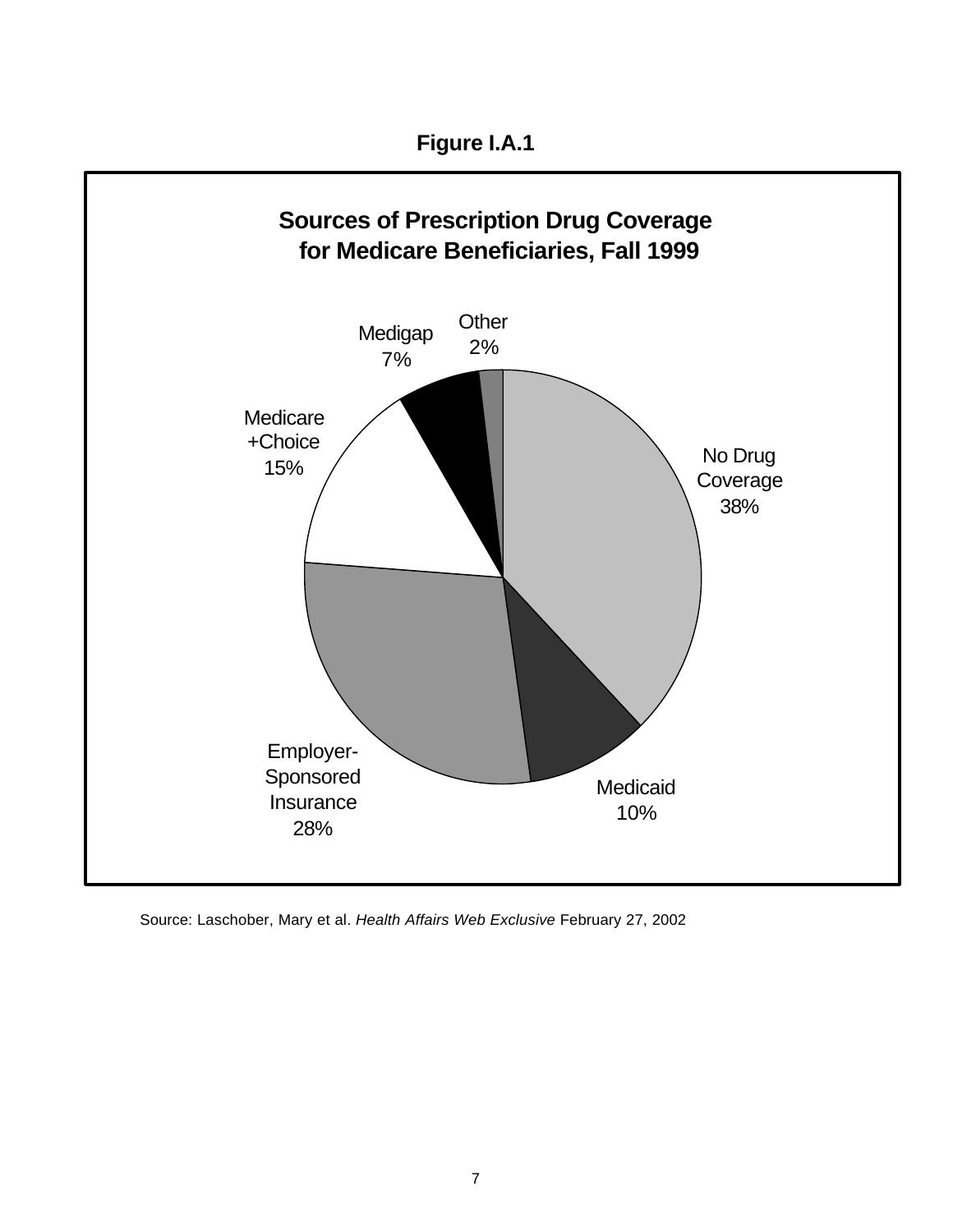**Figure I.A.1**

**Sources of Prescription Drug Coverage for Medicare Beneficiaries, Fall 1999**

| Source | Percent |
| --- | --- |
| No Drug Coverage | 38% |
| Medicaid | 10% |
| Employer-Sponsored Insurance | 28% |
| Medicare +Choice | 15% |
| Medigap | 7% |
| Other | 2% |

Source: Laschober, Mary et al. *Health Affairs Web Exclusive* February 27, 2002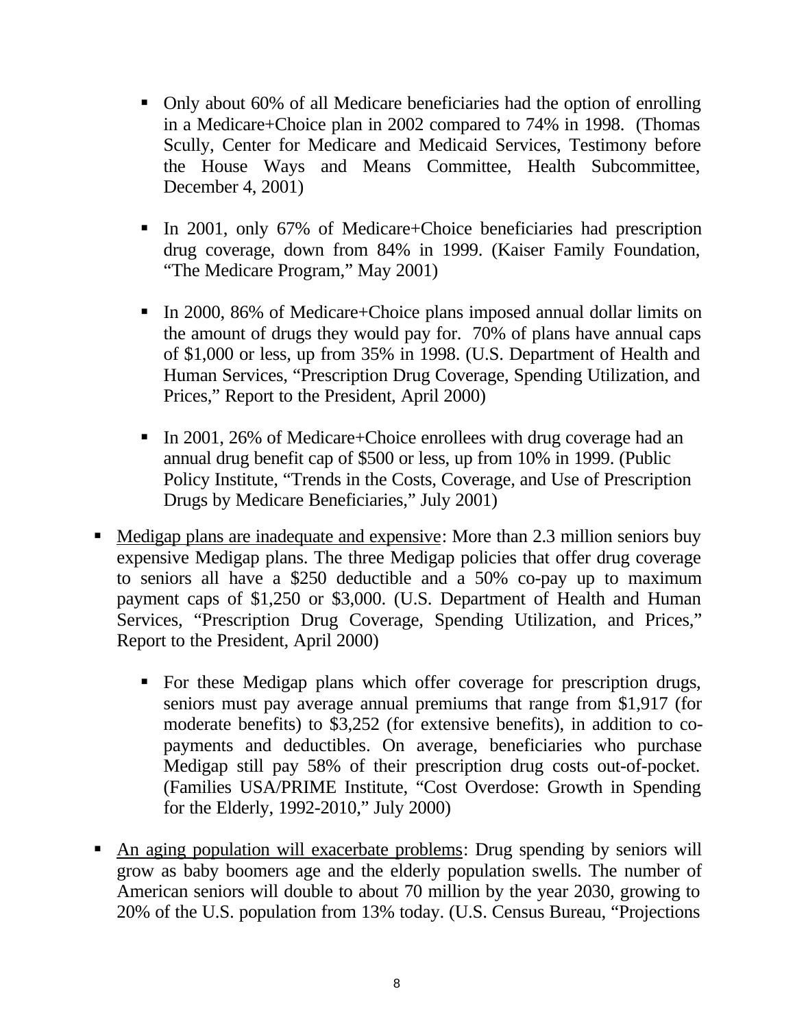- Only about 60% of all Medicare beneficiaries had the option of enrolling in a Medicare+Choice plan in 2002 compared to 74% in 1998. (Thomas Scully, Center for Medicare and Medicaid Services, Testimony before the House Ways and Means Committee, Health Subcommittee, December 4, 2001)

  - In 2001, only 67% of Medicare+Choice beneficiaries had prescription drug coverage, down from 84% in 1999. (Kaiser Family Foundation, "The Medicare Program," May 2001)

  - In 2000, 86% of Medicare+Choice plans imposed annual dollar limits on the amount of drugs they would pay for. 70% of plans have annual caps of $1,000 or less, up from 35% in 1998. (U.S. Department of Health and Human Services, "Prescription Drug Coverage, Spending Utilization, and Prices," Report to the President, April 2000)

  - In 2001, 26% of Medicare+Choice enrollees with drug coverage had an annual drug benefit cap of $500 or less, up from 10% in 1999. (Public Policy Institute, "Trends in the Costs, Coverage, and Use of Prescription Drugs by Medicare Beneficiaries," July 2001)

- <u>Medigap plans are inadequate and expensive</u>: More than 2.3 million seniors buy expensive Medigap plans. The three Medigap policies that offer drug coverage to seniors all have a $250 deductible and a 50% co-pay up to maximum payment caps of $1,250 or $3,000. (U.S. Department of Health and Human Services, "Prescription Drug Coverage, Spending Utilization, and Prices," Report to the President, April 2000)

  - For these Medigap plans which offer coverage for prescription drugs, seniors must pay average annual premiums that range from $1,917 (for moderate benefits) to $3,252 (for extensive benefits), in addition to co-payments and deductibles. On average, beneficiaries who purchase Medigap still pay 58% of their prescription drug costs out-of-pocket. (Families USA/PRIME Institute, "Cost Overdose: Growth in Spending for the Elderly, 1992-2010," July 2000)

- <u>An aging population will exacerbate problems</u>: Drug spending by seniors will grow as baby boomers age and the elderly population swells. The number of American seniors will double to about 70 million by the year 2030, growing to 20% of the U.S. population from 13% today. (U.S. Census Bureau, "Projections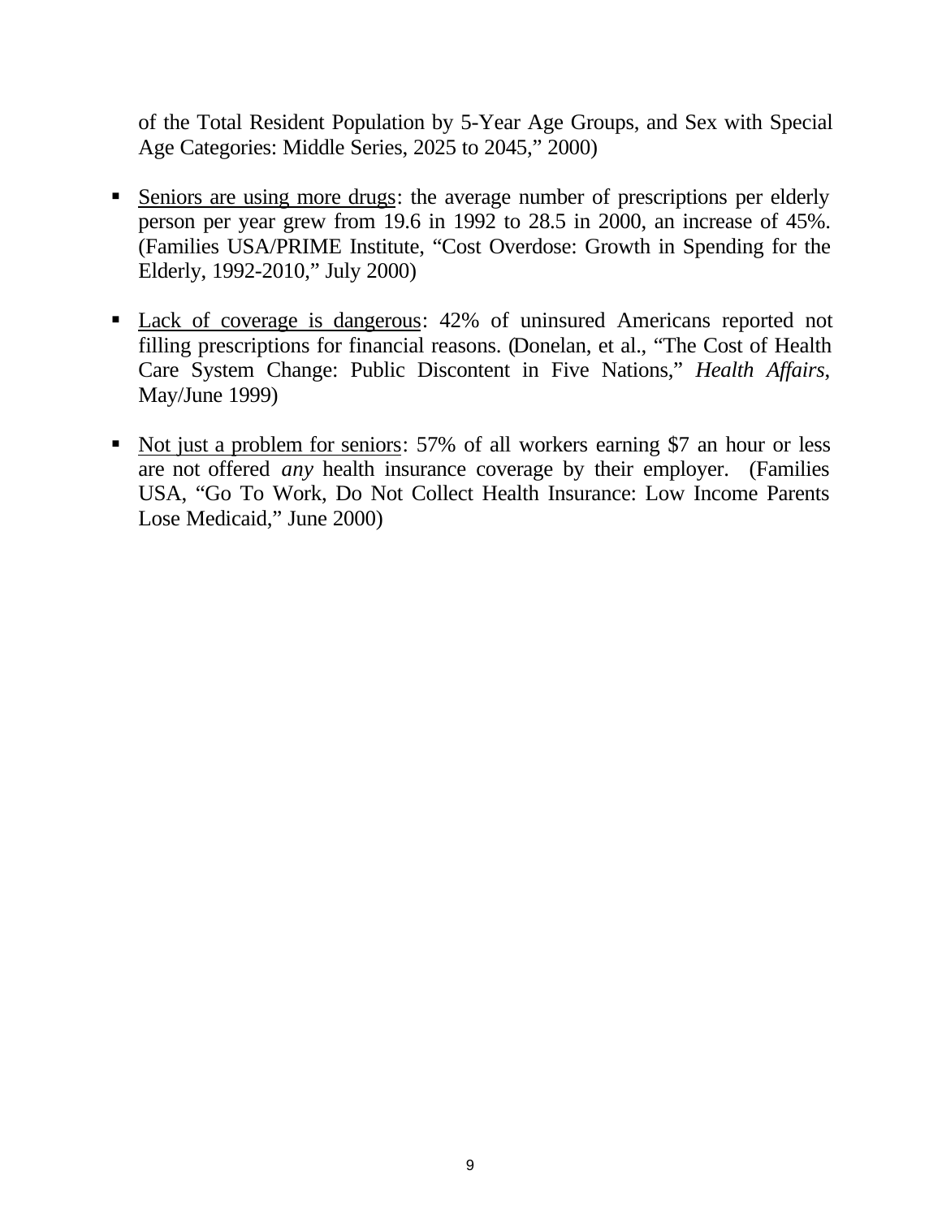of the Total Resident Population by 5-Year Age Groups, and Sex with Special Age Categories: Middle Series, 2025 to 2045," 2000)

- Seniors are using more drugs: the average number of prescriptions per elderly person per year grew from 19.6 in 1992 to 28.5 in 2000, an increase of 45%. (Families USA/PRIME Institute, "Cost Overdose: Growth in Spending for the Elderly, 1992-2010," July 2000)

- Lack of coverage is dangerous: 42% of uninsured Americans reported not filling prescriptions for financial reasons. (Donelan, et al., "The Cost of Health Care System Change: Public Discontent in Five Nations," *Health Affairs*, May/June 1999)

- Not just a problem for seniors: 57% of all workers earning $7 an hour or less are not offered *any* health insurance coverage by their employer. (Families USA, "Go To Work, Do Not Collect Health Insurance: Low Income Parents Lose Medicaid," June 2000)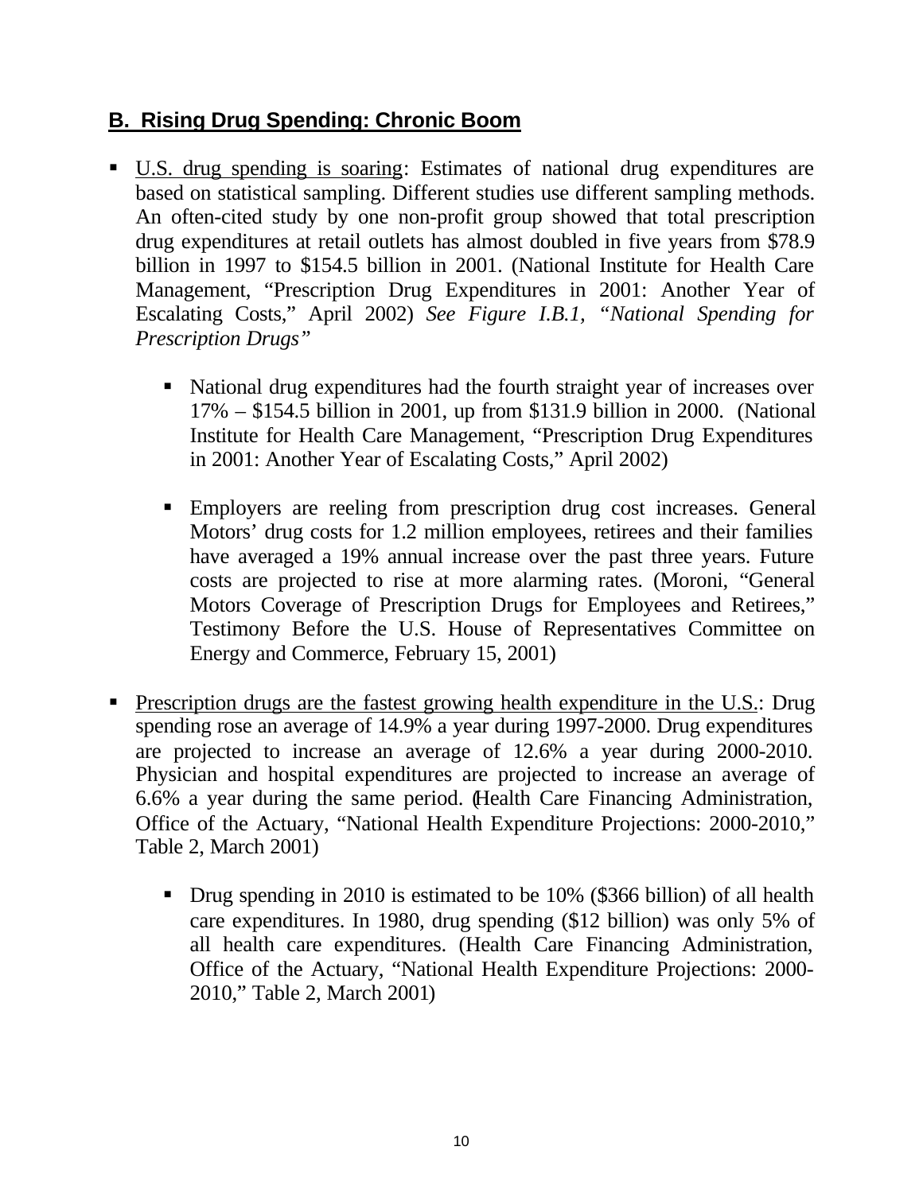## B. Rising Drug Spending: Chronic Boom

- U.S. drug spending is soaring: Estimates of national drug expenditures are based on statistical sampling. Different studies use different sampling methods. An often-cited study by one non-profit group showed that total prescription drug expenditures at retail outlets has almost doubled in five years from $78.9 billion in 1997 to $154.5 billion in 2001. (National Institute for Health Care Management, "Prescription Drug Expenditures in 2001: Another Year of Escalating Costs," April 2002) *See Figure I.B.1, "National Spending for Prescription Drugs"*

    - National drug expenditures had the fourth straight year of increases over 17% – $154.5 billion in 2001, up from $131.9 billion in 2000. (National Institute for Health Care Management, "Prescription Drug Expenditures in 2001: Another Year of Escalating Costs," April 2002)

    - Employers are reeling from prescription drug cost increases. General Motors' drug costs for 1.2 million employees, retirees and their families have averaged a 19% annual increase over the past three years. Future costs are projected to rise at more alarming rates. (Moroni, "General Motors Coverage of Prescription Drugs for Employees and Retirees," Testimony Before the U.S. House of Representatives Committee on Energy and Commerce, February 15, 2001)

- Prescription drugs are the fastest growing health expenditure in the U.S.: Drug spending rose an average of 14.9% a year during 1997-2000. Drug expenditures are projected to increase an average of 12.6% a year during 2000-2010. Physician and hospital expenditures are projected to increase an average of 6.6% a year during the same period. (Health Care Financing Administration, Office of the Actuary, "National Health Expenditure Projections: 2000-2010," Table 2, March 2001)

    - Drug spending in 2010 is estimated to be 10% ($366 billion) of all health care expenditures. In 1980, drug spending ($12 billion) was only 5% of all health care expenditures. (Health Care Financing Administration, Office of the Actuary, "National Health Expenditure Projections: 2000-2010," Table 2, March 2001)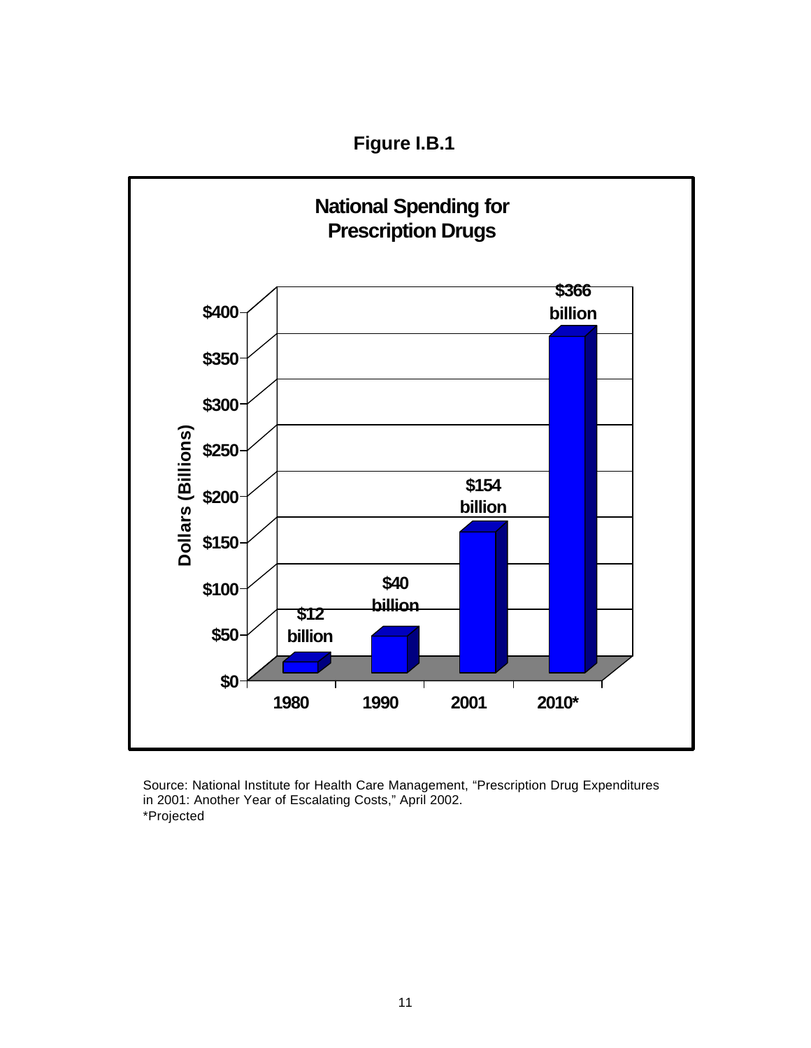**Figure I.B.1**

**National Spending for Prescription Drugs**

| Year | Dollars (Billions) |
|---|---|
| 1980 | $12 billion |
| 1990 | $40 billion |
| 2001 | $154 billion |
| 2010* | $366 billion |

Source: National Institute for Health Care Management, "Prescription Drug Expenditures in 2001: Another Year of Escalating Costs," April 2002.
*Projected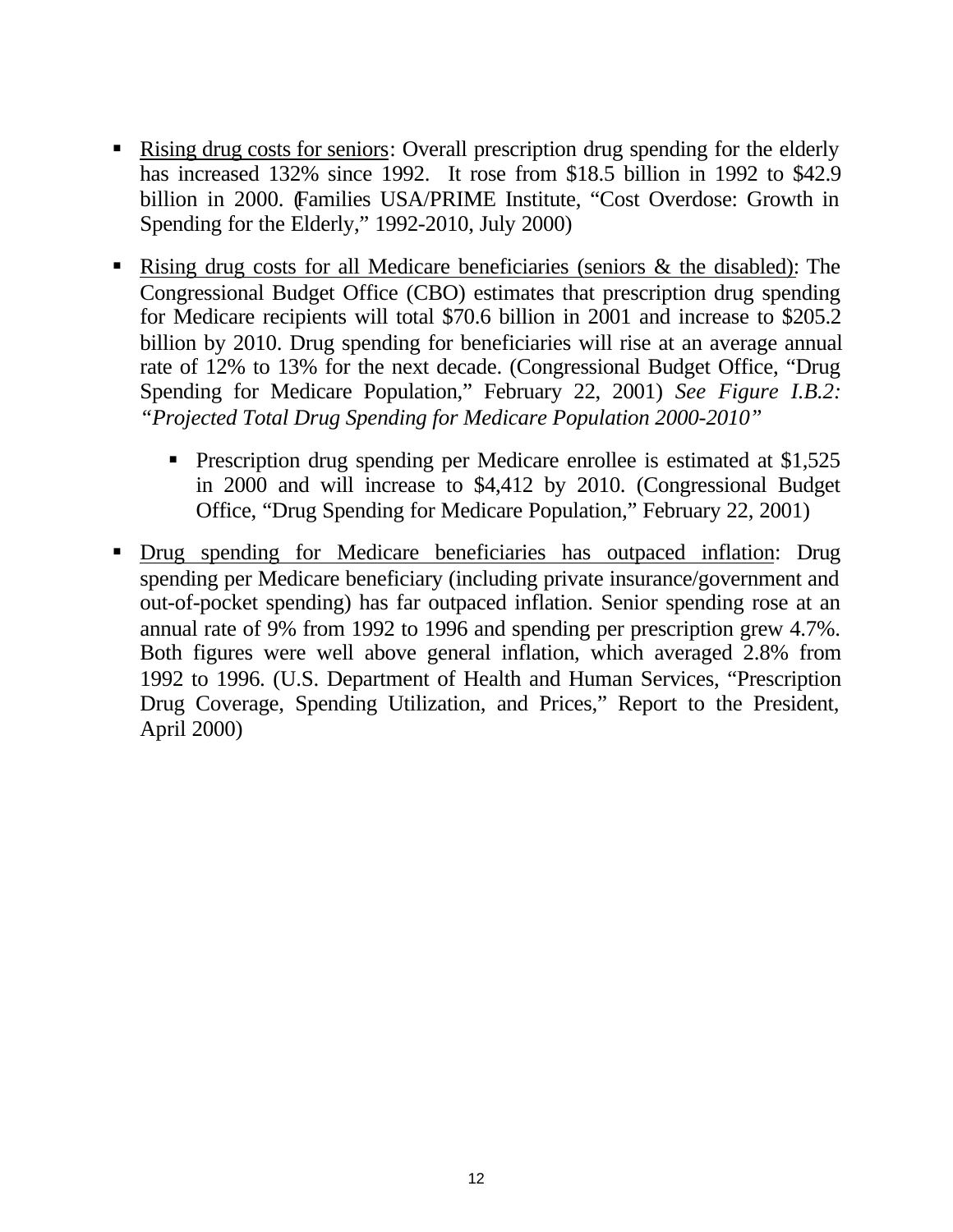- <u>Rising drug costs for seniors</u>: Overall prescription drug spending for the elderly has increased 132% since 1992. It rose from $18.5 billion in 1992 to $42.9 billion in 2000. (Families USA/PRIME Institute, "Cost Overdose: Growth in Spending for the Elderly," 1992-2010, July 2000)

- <u>Rising drug costs for all Medicare beneficiaries (seniors & the disabled)</u>: The Congressional Budget Office (CBO) estimates that prescription drug spending for Medicare recipients will total $70.6 billion in 2001 and increase to $205.2 billion by 2010. Drug spending for beneficiaries will rise at an average annual rate of 12% to 13% for the next decade. (Congressional Budget Office, "Drug Spending for Medicare Population," February 22, 2001) *See Figure I.B.2: "Projected Total Drug Spending for Medicare Population 2000-2010"*

  - Prescription drug spending per Medicare enrollee is estimated at $1,525 in 2000 and will increase to $4,412 by 2010. (Congressional Budget Office, "Drug Spending for Medicare Population," February 22, 2001)

- <u>Drug spending for Medicare beneficiaries has outpaced inflation</u>: Drug spending per Medicare beneficiary (including private insurance/government and out-of-pocket spending) has far outpaced inflation. Senior spending rose at an annual rate of 9% from 1992 to 1996 and spending per prescription grew 4.7%. Both figures were well above general inflation, which averaged 2.8% from 1992 to 1996. (U.S. Department of Health and Human Services, "Prescription Drug Coverage, Spending Utilization, and Prices," Report to the President, April 2000)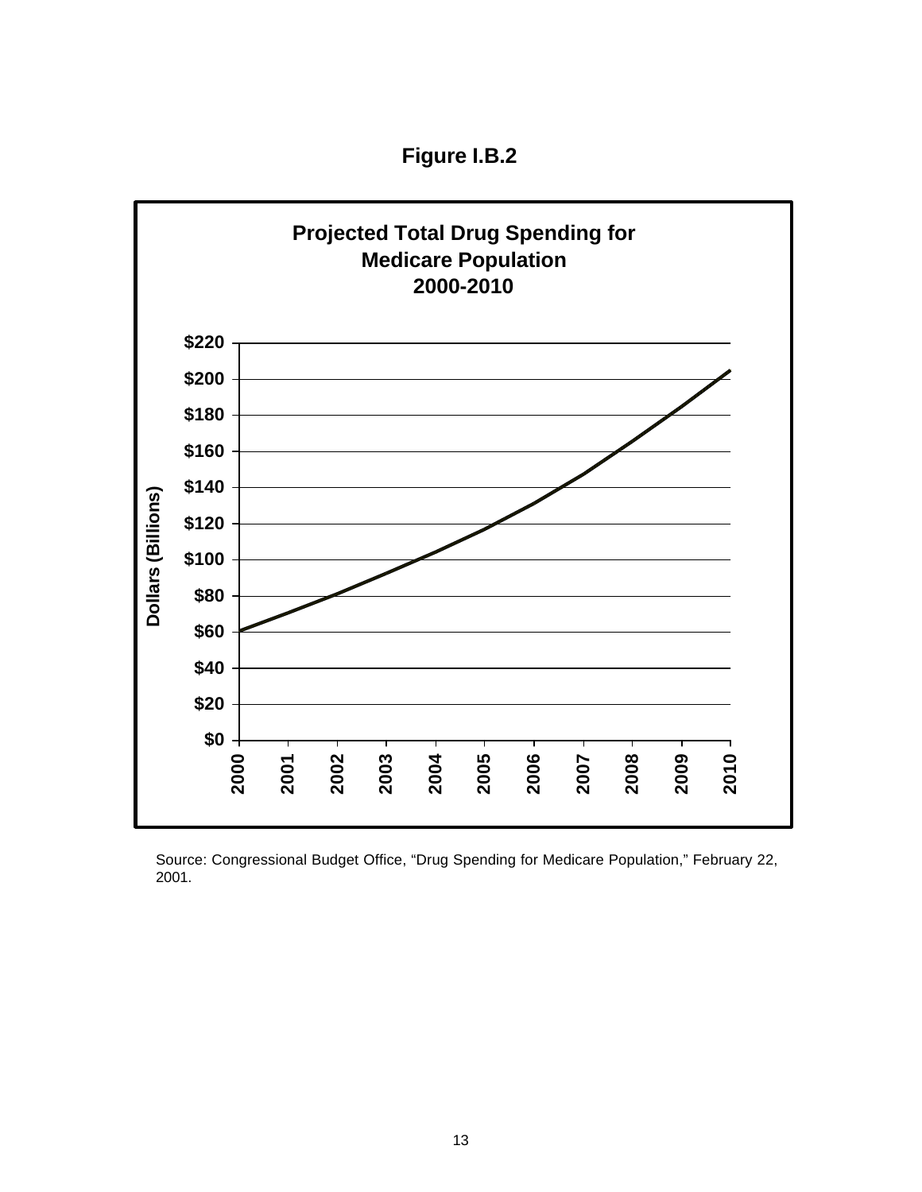**Figure I.B.2**

**Projected Total Drug Spending for Medicare Population 2000-2010**

Dollars (Billions)

$220
$200
$180
$160
$140
$120
$100
$80
$60
$40
$20
$0

2000 2001 2002 2003 2004 2005 2006 2007 2008 2009 2010

Source: Congressional Budget Office, "Drug Spending for Medicare Population," February 22, 2001.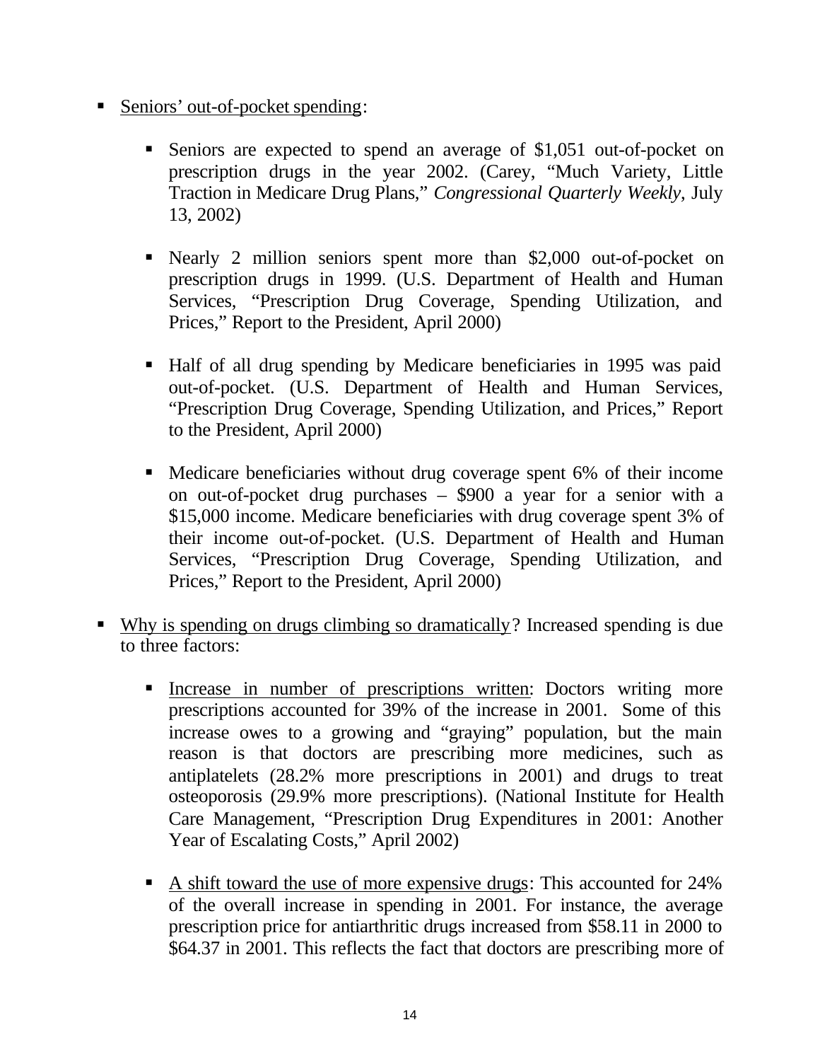- Seniors' out-of-pocket spending:

  - Seniors are expected to spend an average of $1,051 out-of-pocket on prescription drugs in the year 2002. (Carey, "Much Variety, Little Traction in Medicare Drug Plans," *Congressional Quarterly Weekly*, July 13, 2002)

  - Nearly 2 million seniors spent more than $2,000 out-of-pocket on prescription drugs in 1999. (U.S. Department of Health and Human Services, "Prescription Drug Coverage, Spending Utilization, and Prices," Report to the President, April 2000)

  - Half of all drug spending by Medicare beneficiaries in 1995 was paid out-of-pocket. (U.S. Department of Health and Human Services, "Prescription Drug Coverage, Spending Utilization, and Prices," Report to the President, April 2000)

  - Medicare beneficiaries without drug coverage spent 6% of their income on out-of-pocket drug purchases – $900 a year for a senior with a $15,000 income. Medicare beneficiaries with drug coverage spent 3% of their income out-of-pocket. (U.S. Department of Health and Human Services, "Prescription Drug Coverage, Spending Utilization, and Prices," Report to the President, April 2000)

- Why is spending on drugs climbing so dramatically? Increased spending is due to three factors:

  - Increase in number of prescriptions written: Doctors writing more prescriptions accounted for 39% of the increase in 2001. Some of this increase owes to a growing and "graying" population, but the main reason is that doctors are prescribing more medicines, such as antiplatelets (28.2% more prescriptions in 2001) and drugs to treat osteoporosis (29.9% more prescriptions). (National Institute for Health Care Management, "Prescription Drug Expenditures in 2001: Another Year of Escalating Costs," April 2002)

  - A shift toward the use of more expensive drugs: This accounted for 24% of the overall increase in spending in 2001. For instance, the average prescription price for antiarthritic drugs increased from $58.11 in 2000 to $64.37 in 2001. This reflects the fact that doctors are prescribing more of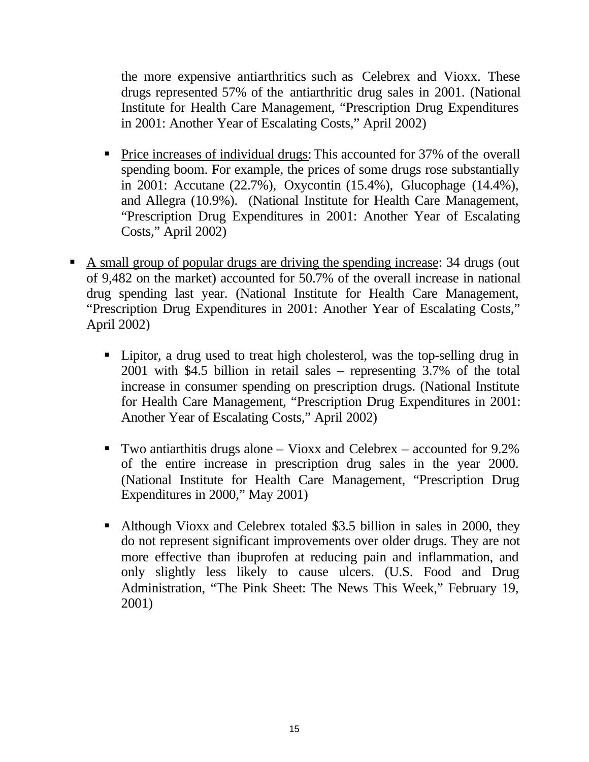the more expensive antiarthritics such as Celebrex and Vioxx. These drugs represented 57% of the antiarthritic drug sales in 2001. (National Institute for Health Care Management, "Prescription Drug Expenditures in 2001: Another Year of Escalating Costs," April 2002)

  - Price increases of individual drugs: This accounted for 37% of the overall spending boom. For example, the prices of some drugs rose substantially in 2001: Accutane (22.7%), Oxycontin (15.4%), Glucophage (14.4%), and Allegra (10.9%). (National Institute for Health Care Management, "Prescription Drug Expenditures in 2001: Another Year of Escalating Costs," April 2002)

- A small group of popular drugs are driving the spending increase: 34 drugs (out of 9,482 on the market) accounted for 50.7% of the overall increase in national drug spending last year. (National Institute for Health Care Management, "Prescription Drug Expenditures in 2001: Another Year of Escalating Costs," April 2002)

  - Lipitor, a drug used to treat high cholesterol, was the top-selling drug in 2001 with $4.5 billion in retail sales – representing 3.7% of the total increase in consumer spending on prescription drugs. (National Institute for Health Care Management, "Prescription Drug Expenditures in 2001: Another Year of Escalating Costs," April 2002)

  - Two antiarthitis drugs alone – Vioxx and Celebrex – accounted for 9.2% of the entire increase in prescription drug sales in the year 2000. (National Institute for Health Care Management, "Prescription Drug Expenditures in 2000," May 2001)

  - Although Vioxx and Celebrex totaled $3.5 billion in sales in 2000, they do not represent significant improvements over older drugs. They are not more effective than ibuprofen at reducing pain and inflammation, and only slightly less likely to cause ulcers. (U.S. Food and Drug Administration, "The Pink Sheet: The News This Week," February 19, 2001)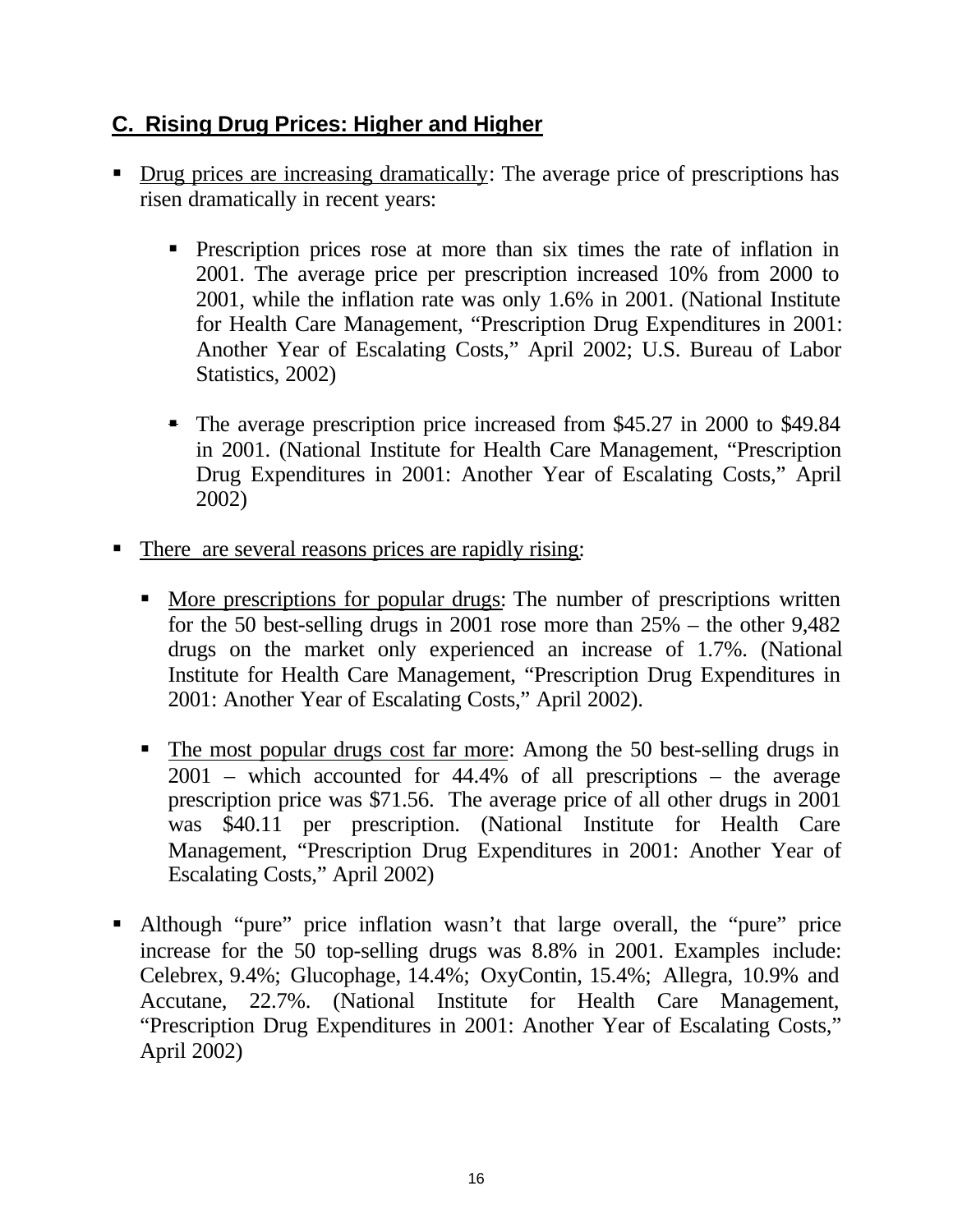## C. Rising Drug Prices: Higher and Higher

- Drug prices are increasing dramatically: The average price of prescriptions has risen dramatically in recent years:

  - Prescription prices rose at more than six times the rate of inflation in 2001. The average price per prescription increased 10% from 2000 to 2001, while the inflation rate was only 1.6% in 2001. (National Institute for Health Care Management, "Prescription Drug Expenditures in 2001: Another Year of Escalating Costs," April 2002; U.S. Bureau of Labor Statistics, 2002)

  - The average prescription price increased from $45.27 in 2000 to $49.84 in 2001. (National Institute for Health Care Management, "Prescription Drug Expenditures in 2001: Another Year of Escalating Costs," April 2002)

- There are several reasons prices are rapidly rising:

  - More prescriptions for popular drugs: The number of prescriptions written for the 50 best-selling drugs in 2001 rose more than 25% – the other 9,482 drugs on the market only experienced an increase of 1.7%. (National Institute for Health Care Management, "Prescription Drug Expenditures in 2001: Another Year of Escalating Costs," April 2002).

  - The most popular drugs cost far more: Among the 50 best-selling drugs in 2001 – which accounted for 44.4% of all prescriptions – the average prescription price was $71.56. The average price of all other drugs in 2001 was $40.11 per prescription. (National Institute for Health Care Management, "Prescription Drug Expenditures in 2001: Another Year of Escalating Costs," April 2002)

- Although "pure" price inflation wasn't that large overall, the "pure" price increase for the 50 top-selling drugs was 8.8% in 2001. Examples include: Celebrex, 9.4%; Glucophage, 14.4%; OxyContin, 15.4%; Allegra, 10.9% and Accutane, 22.7%. (National Institute for Health Care Management, "Prescription Drug Expenditures in 2001: Another Year of Escalating Costs," April 2002)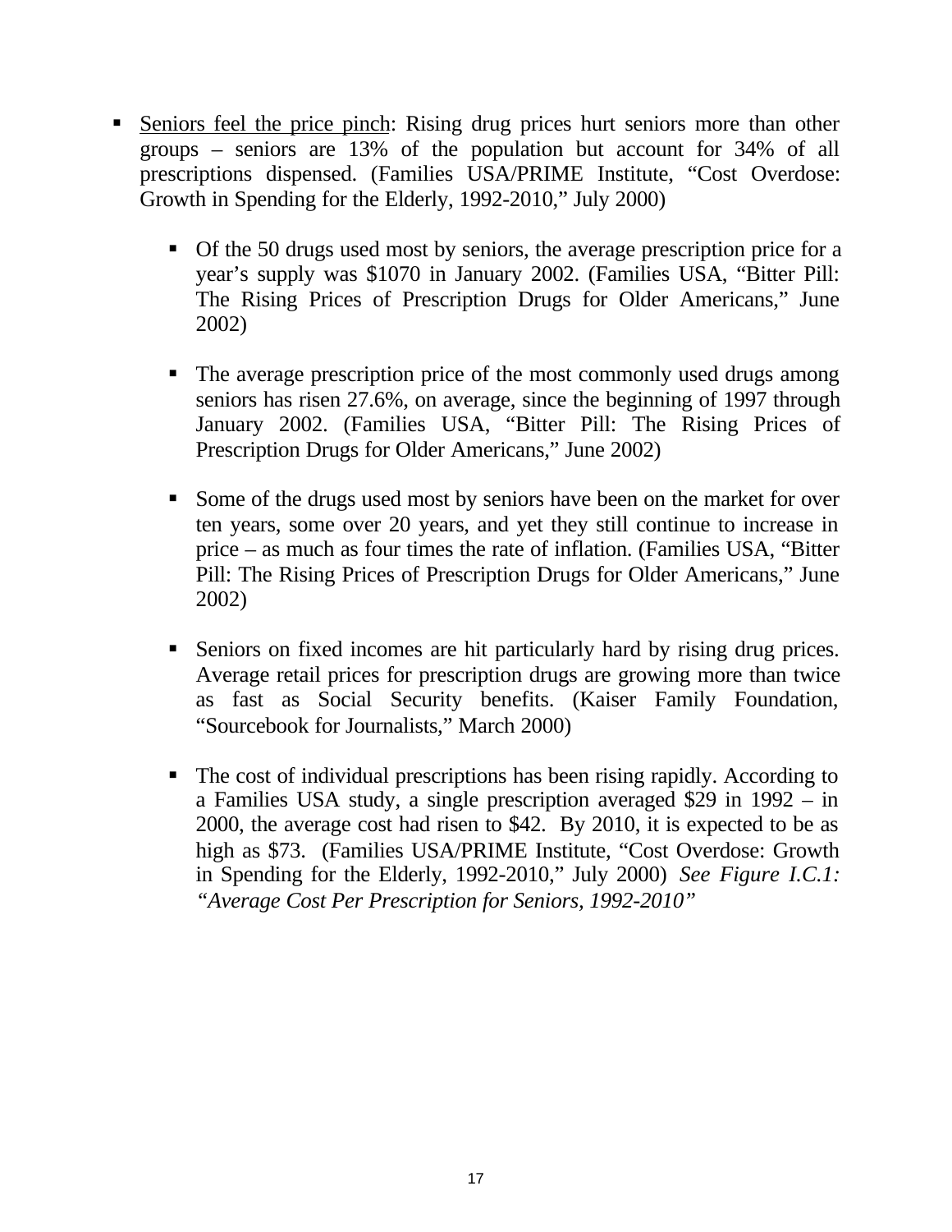- <u>Seniors feel the price pinch</u>: Rising drug prices hurt seniors more than other groups – seniors are 13% of the population but account for 34% of all prescriptions dispensed. (Families USA/PRIME Institute, "Cost Overdose: Growth in Spending for the Elderly, 1992-2010," July 2000)

  - Of the 50 drugs used most by seniors, the average prescription price for a year's supply was $1070 in January 2002. (Families USA, "Bitter Pill: The Rising Prices of Prescription Drugs for Older Americans," June 2002)

  - The average prescription price of the most commonly used drugs among seniors has risen 27.6%, on average, since the beginning of 1997 through January 2002. (Families USA, "Bitter Pill: The Rising Prices of Prescription Drugs for Older Americans," June 2002)

  - Some of the drugs used most by seniors have been on the market for over ten years, some over 20 years, and yet they still continue to increase in price – as much as four times the rate of inflation. (Families USA, "Bitter Pill: The Rising Prices of Prescription Drugs for Older Americans," June 2002)

  - Seniors on fixed incomes are hit particularly hard by rising drug prices. Average retail prices for prescription drugs are growing more than twice as fast as Social Security benefits. (Kaiser Family Foundation, "Sourcebook for Journalists," March 2000)

  - The cost of individual prescriptions has been rising rapidly. According to a Families USA study, a single prescription averaged $29 in 1992 – in 2000, the average cost had risen to $42. By 2010, it is expected to be as high as $73. (Families USA/PRIME Institute, "Cost Overdose: Growth in Spending for the Elderly, 1992-2010," July 2000) *See Figure I.C.1: "Average Cost Per Prescription for Seniors, 1992-2010"*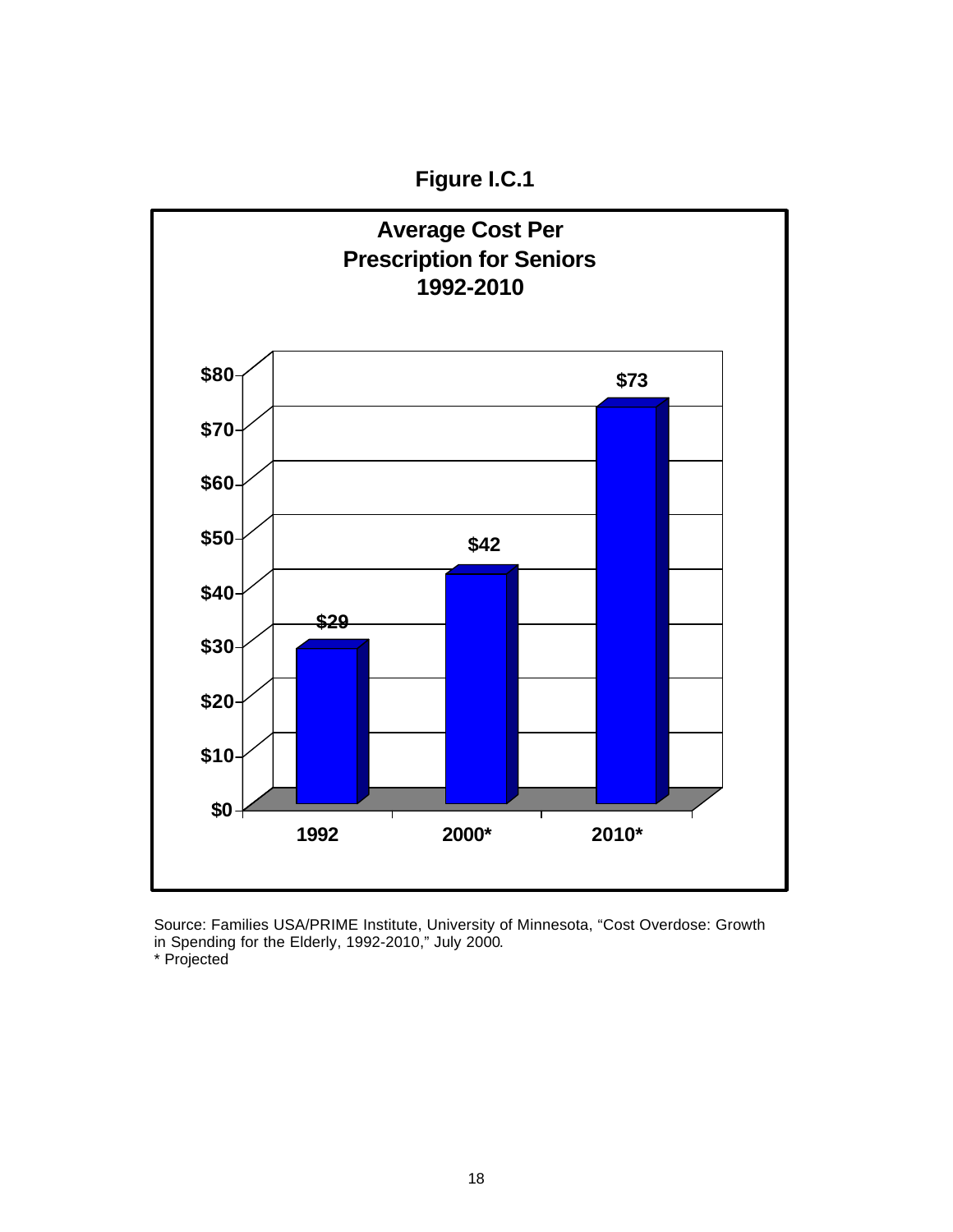**Figure I.C.1**

**Average Cost Per Prescription for Seniors 1992-2010**

| Year | Average Cost |
|---|---|
| 1992 | $29 |
| 2000* | $42 |
| 2010* | $73 |

Source: Families USA/PRIME Institute, University of Minnesota, "Cost Overdose: Growth in Spending for the Elderly, 1992-2010," July 2000.
* Projected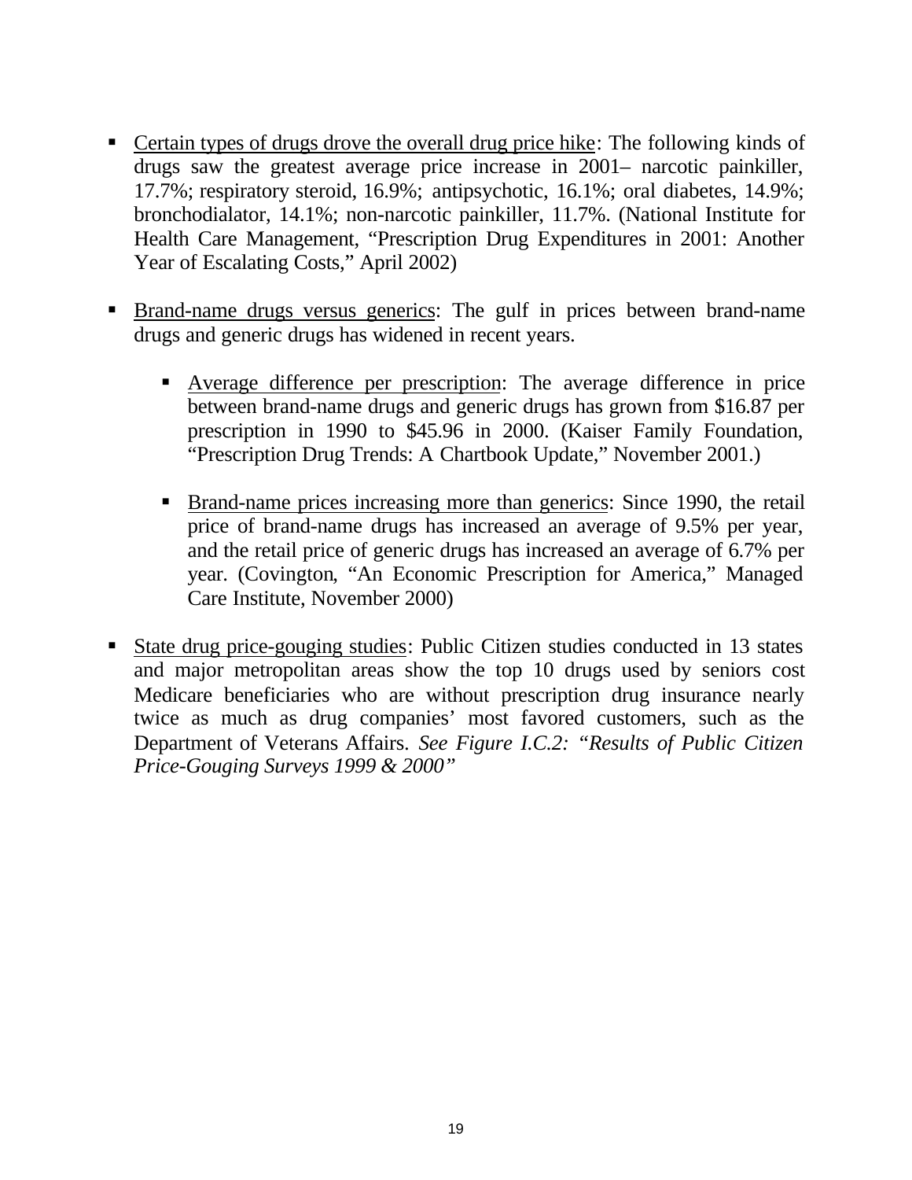- <u>Certain types of drugs drove the overall drug price hike</u>: The following kinds of drugs saw the greatest average price increase in 2001– narcotic painkiller, 17.7%; respiratory steroid, 16.9%; antipsychotic, 16.1%; oral diabetes, 14.9%; bronchodialator, 14.1%; non-narcotic painkiller, 11.7%. (National Institute for Health Care Management, "Prescription Drug Expenditures in 2001: Another Year of Escalating Costs," April 2002)

- <u>Brand-name drugs versus generics</u>: The gulf in prices between brand-name drugs and generic drugs has widened in recent years.

    - <u>Average difference per prescription</u>: The average difference in price between brand-name drugs and generic drugs has grown from $16.87 per prescription in 1990 to $45.96 in 2000. (Kaiser Family Foundation, "Prescription Drug Trends: A Chartbook Update," November 2001.)

    - <u>Brand-name prices increasing more than generics</u>: Since 1990, the retail price of brand-name drugs has increased an average of 9.5% per year, and the retail price of generic drugs has increased an average of 6.7% per year. (Covington, "An Economic Prescription for America," Managed Care Institute, November 2000)

- <u>State drug price-gouging studies</u>: Public Citizen studies conducted in 13 states and major metropolitan areas show the top 10 drugs used by seniors cost Medicare beneficiaries who are without prescription drug insurance nearly twice as much as drug companies' most favored customers, such as the Department of Veterans Affairs. *See Figure I.C.2: "Results of Public Citizen Price-Gouging Surveys 1999 & 2000"*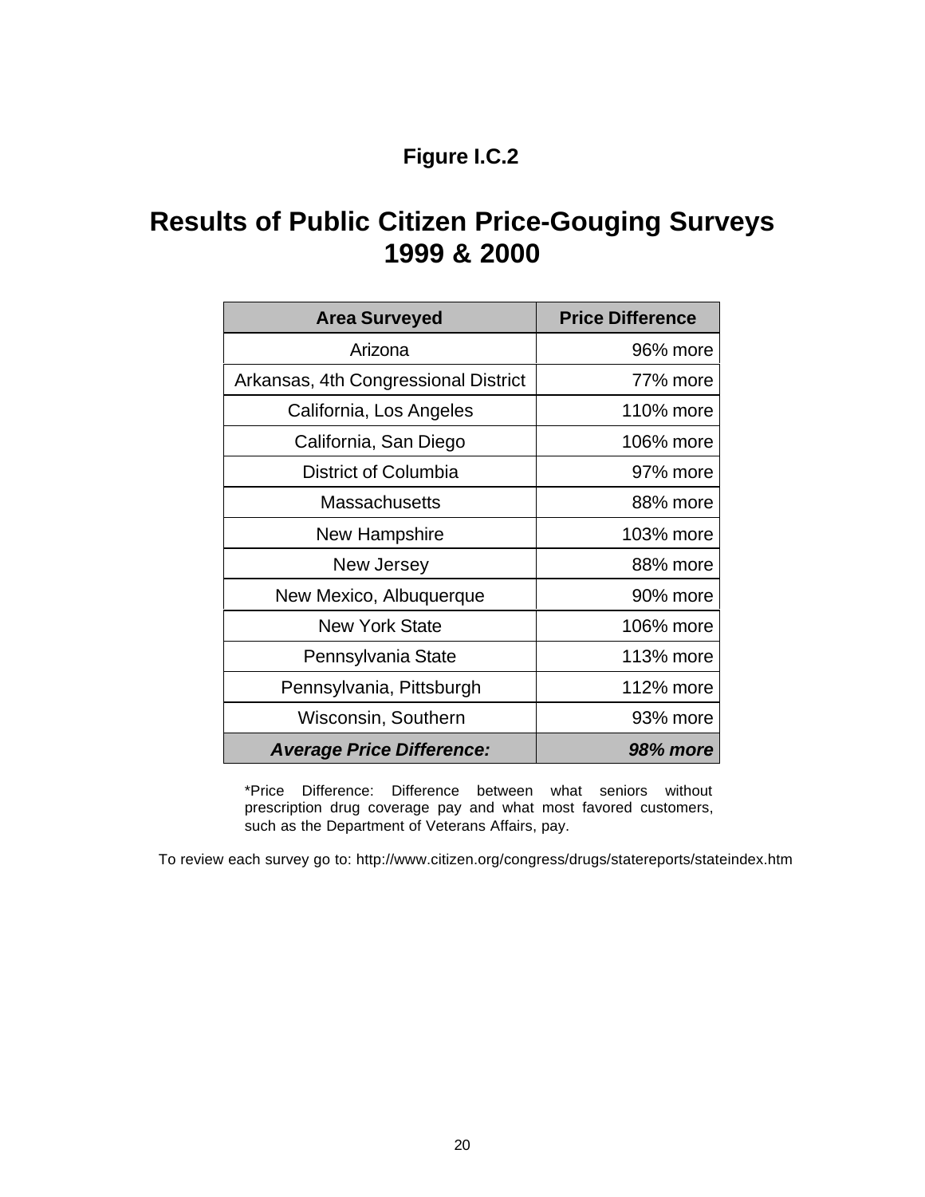**Figure I.C.2**

# Results of Public Citizen Price-Gouging Surveys 1999 & 2000

| Area Surveyed | Price Difference |
|---|---|
| Arizona | 96% more |
| Arkansas, 4th Congressional District | 77% more |
| California, Los Angeles | 110% more |
| California, San Diego | 106% more |
| District of Columbia | 97% more |
| Massachusetts | 88% more |
| New Hampshire | 103% more |
| New Jersey | 88% more |
| New Mexico, Albuquerque | 90% more |
| New York State | 106% more |
| Pennsylvania State | 113% more |
| Pennsylvania, Pittsburgh | 112% more |
| Wisconsin, Southern | 93% more |
| ***Average Price Difference:*** | ***98% more*** |

*Price Difference: Difference between what seniors without prescription drug coverage pay and what most favored customers, such as the Department of Veterans Affairs, pay.

To review each survey go to: http://www.citizen.org/congress/drugs/statereports/stateindex.htm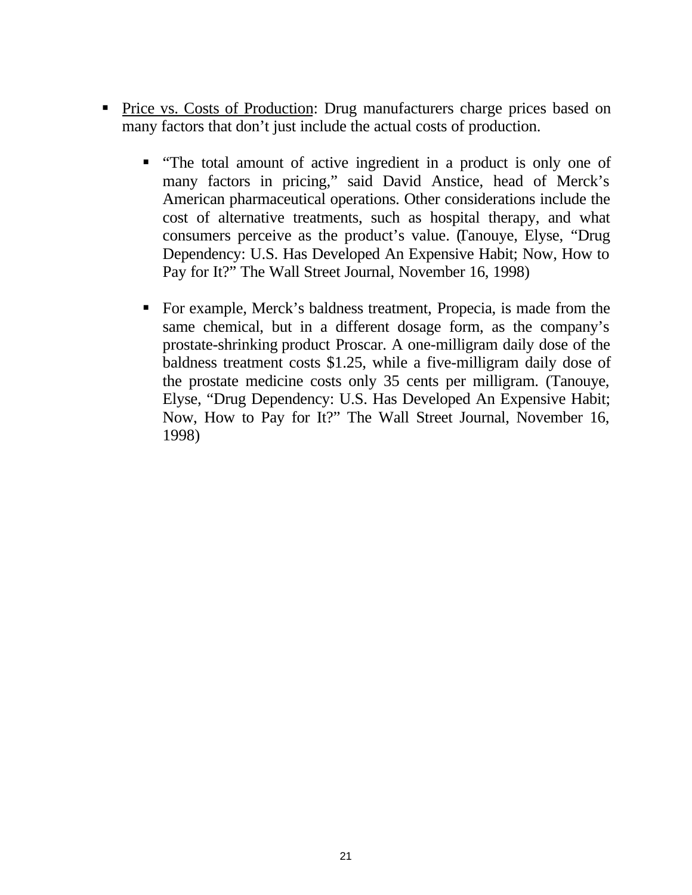- <u>Price vs. Costs of Production</u>: Drug manufacturers charge prices based on many factors that don't just include the actual costs of production.

  - "The total amount of active ingredient in a product is only one of many factors in pricing," said David Anstice, head of Merck's American pharmaceutical operations. Other considerations include the cost of alternative treatments, such as hospital therapy, and what consumers perceive as the product's value. (Tanouye, Elyse, "Drug Dependency: U.S. Has Developed An Expensive Habit; Now, How to Pay for It?" The Wall Street Journal, November 16, 1998)

  - For example, Merck's baldness treatment, Propecia, is made from the same chemical, but in a different dosage form, as the company's prostate-shrinking product Proscar. A one-milligram daily dose of the baldness treatment costs $1.25, while a five-milligram daily dose of the prostate medicine costs only 35 cents per milligram. (Tanouye, Elyse, "Drug Dependency: U.S. Has Developed An Expensive Habit; Now, How to Pay for It?" The Wall Street Journal, November 16, 1998)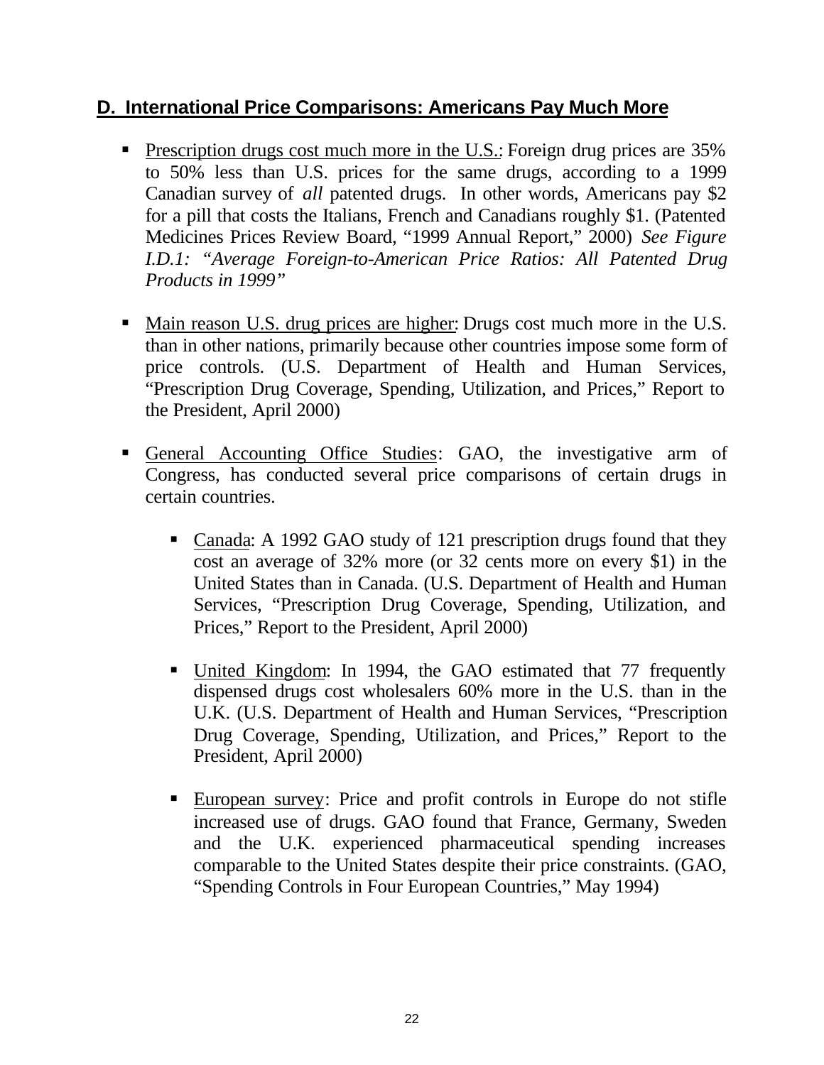## D. International Price Comparisons: Americans Pay Much More

- Prescription drugs cost much more in the U.S.: Foreign drug prices are 35% to 50% less than U.S. prices for the same drugs, according to a 1999 Canadian survey of *all* patented drugs. In other words, Americans pay $2 for a pill that costs the Italians, French and Canadians roughly $1. (Patented Medicines Prices Review Board, "1999 Annual Report," 2000) *See Figure I.D.1: "Average Foreign-to-American Price Ratios: All Patented Drug Products in 1999"*

- Main reason U.S. drug prices are higher: Drugs cost much more in the U.S. than in other nations, primarily because other countries impose some form of price controls. (U.S. Department of Health and Human Services, "Prescription Drug Coverage, Spending, Utilization, and Prices," Report to the President, April 2000)

- General Accounting Office Studies: GAO, the investigative arm of Congress, has conducted several price comparisons of certain drugs in certain countries.

  - Canada: A 1992 GAO study of 121 prescription drugs found that they cost an average of 32% more (or 32 cents more on every $1) in the United States than in Canada. (U.S. Department of Health and Human Services, "Prescription Drug Coverage, Spending, Utilization, and Prices," Report to the President, April 2000)

  - United Kingdom: In 1994, the GAO estimated that 77 frequently dispensed drugs cost wholesalers 60% more in the U.S. than in the U.K. (U.S. Department of Health and Human Services, "Prescription Drug Coverage, Spending, Utilization, and Prices," Report to the President, April 2000)

  - European survey: Price and profit controls in Europe do not stifle increased use of drugs. GAO found that France, Germany, Sweden and the U.K. experienced pharmaceutical spending increases comparable to the United States despite their price constraints. (GAO, "Spending Controls in Four European Countries," May 1994)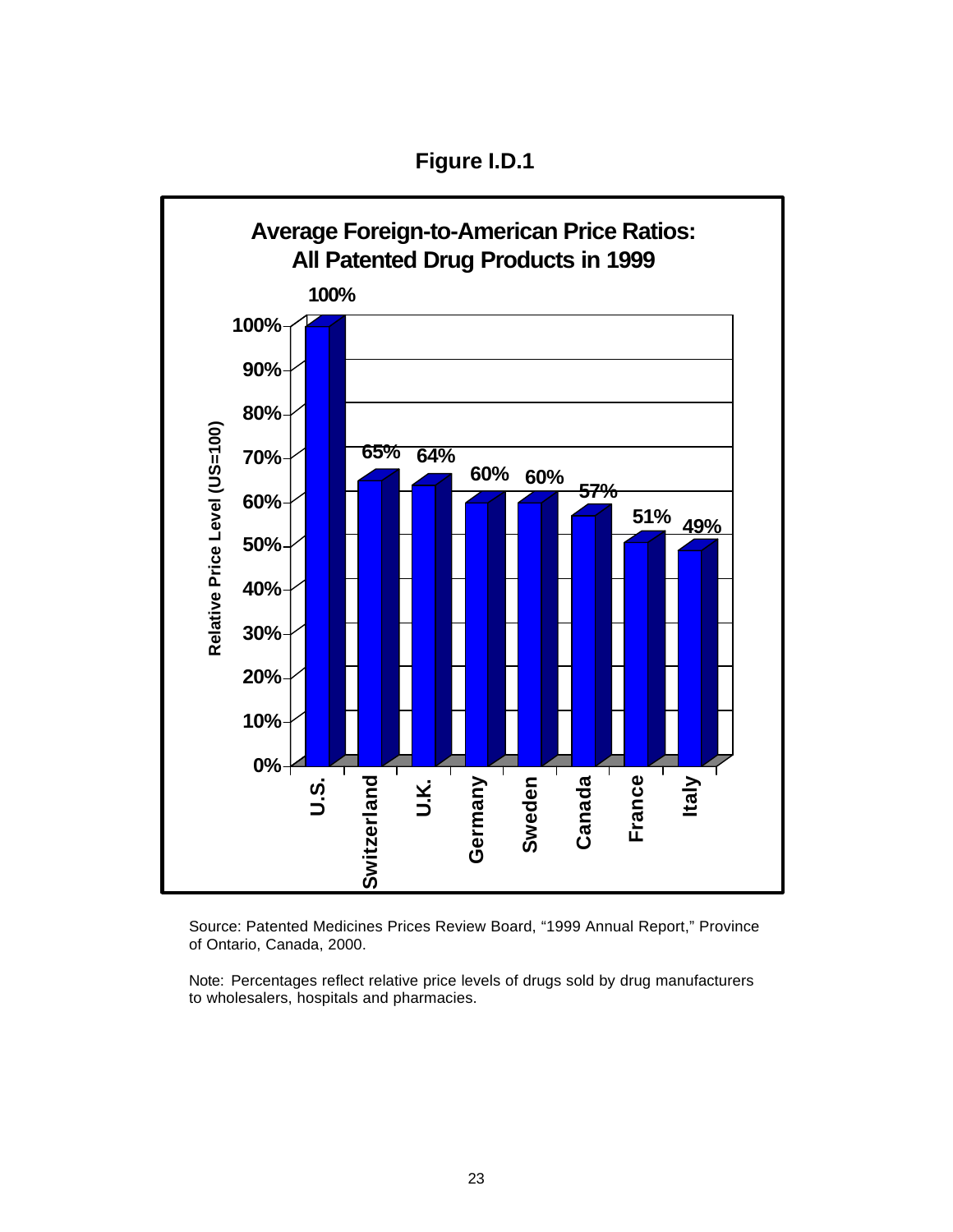**Figure I.D.1**

**Average Foreign-to-American Price Ratios: All Patented Drug Products in 1999**

| Country | Relative Price Level (US=100) |
|---|---|
| U.S. | 100% |
| Switzerland | 65% |
| U.K. | 64% |
| Germany | 60% |
| Sweden | 60% |
| Canada | 57% |
| France | 51% |
| Italy | 49% |

Source: Patented Medicines Prices Review Board, "1999 Annual Report," Province of Ontario, Canada, 2000.

Note: Percentages reflect relative price levels of drugs sold by drug manufacturers to wholesalers, hospitals and pharmacies.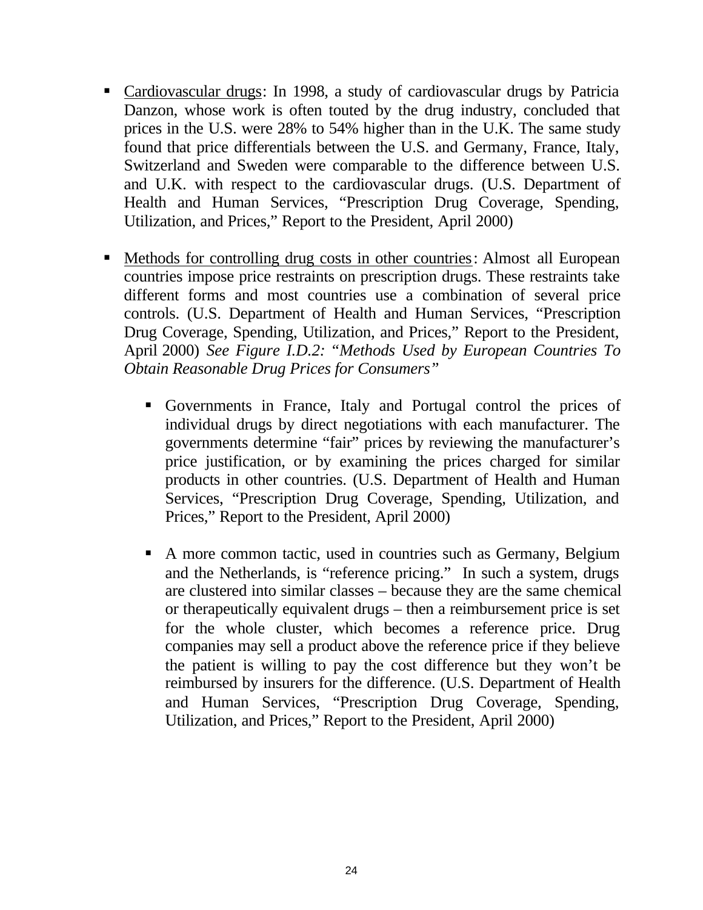- Cardiovascular drugs: In 1998, a study of cardiovascular drugs by Patricia Danzon, whose work is often touted by the drug industry, concluded that prices in the U.S. were 28% to 54% higher than in the U.K. The same study found that price differentials between the U.S. and Germany, France, Italy, Switzerland and Sweden were comparable to the difference between U.S. and U.K. with respect to the cardiovascular drugs. (U.S. Department of Health and Human Services, "Prescription Drug Coverage, Spending, Utilization, and Prices," Report to the President, April 2000)

- Methods for controlling drug costs in other countries: Almost all European countries impose price restraints on prescription drugs. These restraints take different forms and most countries use a combination of several price controls. (U.S. Department of Health and Human Services, "Prescription Drug Coverage, Spending, Utilization, and Prices," Report to the President, April 2000) *See Figure I.D.2: "Methods Used by European Countries To Obtain Reasonable Drug Prices for Consumers"*

  - Governments in France, Italy and Portugal control the prices of individual drugs by direct negotiations with each manufacturer. The governments determine "fair" prices by reviewing the manufacturer's price justification, or by examining the prices charged for similar products in other countries. (U.S. Department of Health and Human Services, "Prescription Drug Coverage, Spending, Utilization, and Prices," Report to the President, April 2000)

  - A more common tactic, used in countries such as Germany, Belgium and the Netherlands, is "reference pricing." In such a system, drugs are clustered into similar classes – because they are the same chemical or therapeutically equivalent drugs – then a reimbursement price is set for the whole cluster, which becomes a reference price. Drug companies may sell a product above the reference price if they believe the patient is willing to pay the cost difference but they won't be reimbursed by insurers for the difference. (U.S. Department of Health and Human Services, "Prescription Drug Coverage, Spending, Utilization, and Prices," Report to the President, April 2000)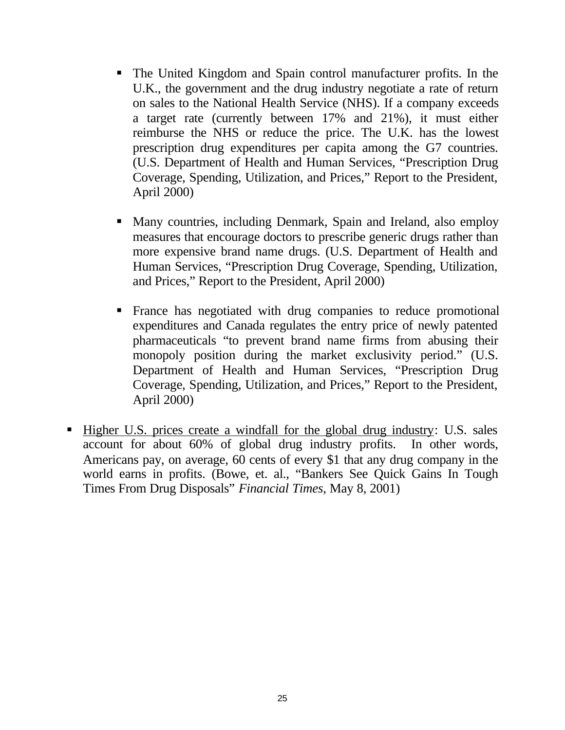- The United Kingdom and Spain control manufacturer profits. In the U.K., the government and the drug industry negotiate a rate of return on sales to the National Health Service (NHS). If a company exceeds a target rate (currently between 17% and 21%), it must either reimburse the NHS or reduce the price. The U.K. has the lowest prescription drug expenditures per capita among the G7 countries. (U.S. Department of Health and Human Services, "Prescription Drug Coverage, Spending, Utilization, and Prices," Report to the President, April 2000)

  - Many countries, including Denmark, Spain and Ireland, also employ measures that encourage doctors to prescribe generic drugs rather than more expensive brand name drugs. (U.S. Department of Health and Human Services, "Prescription Drug Coverage, Spending, Utilization, and Prices," Report to the President, April 2000)

  - France has negotiated with drug companies to reduce promotional expenditures and Canada regulates the entry price of newly patented pharmaceuticals "to prevent brand name firms from abusing their monopoly position during the market exclusivity period." (U.S. Department of Health and Human Services, "Prescription Drug Coverage, Spending, Utilization, and Prices," Report to the President, April 2000)

- <u>Higher U.S. prices create a windfall for the global drug industry</u>: U.S. sales account for about 60% of global drug industry profits. In other words, Americans pay, on average, 60 cents of every $1 that any drug company in the world earns in profits. (Bowe, et. al., "Bankers See Quick Gains In Tough Times From Drug Disposals" *Financial Times*, May 8, 2001)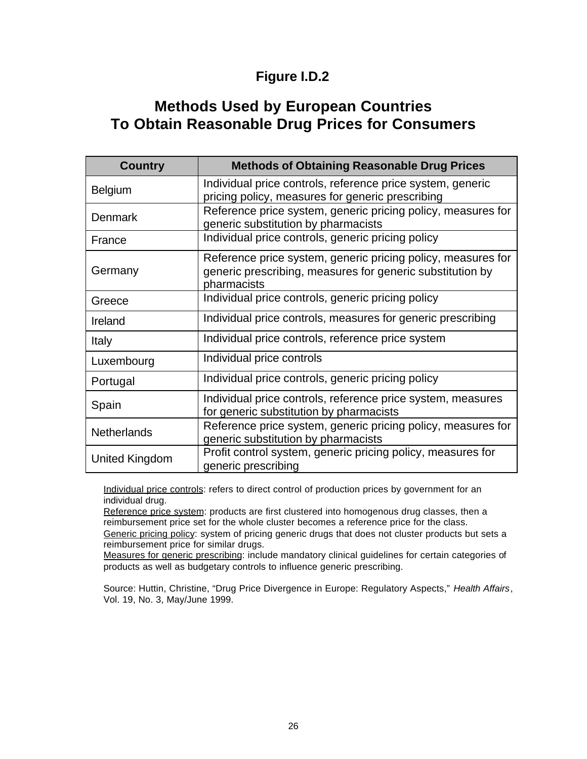**Figure I.D.2**

## Methods Used by European Countries To Obtain Reasonable Drug Prices for Consumers

| Country | Methods of Obtaining Reasonable Drug Prices |
|---|---|
| Belgium | Individual price controls, reference price system, generic pricing policy, measures for generic prescribing |
| Denmark | Reference price system, generic pricing policy, measures for generic substitution by pharmacists |
| France | Individual price controls, generic pricing policy |
| Germany | Reference price system, generic pricing policy, measures for generic prescribing, measures for generic substitution by pharmacists |
| Greece | Individual price controls, generic pricing policy |
| Ireland | Individual price controls, measures for generic prescribing |
| Italy | Individual price controls, reference price system |
| Luxembourg | Individual price controls |
| Portugal | Individual price controls, generic pricing policy |
| Spain | Individual price controls, reference price system, measures for generic substitution by pharmacists |
| Netherlands | Reference price system, generic pricing policy, measures for generic substitution by pharmacists |
| United Kingdom | Profit control system, generic pricing policy, measures for generic prescribing |

Individual price controls: refers to direct control of production prices by government for an individual drug.
Reference price system: products are first clustered into homogenous drug classes, then a reimbursement price set for the whole cluster becomes a reference price for the class.
Generic pricing policy: system of pricing generic drugs that does not cluster products but sets a reimbursement price for similar drugs.
Measures for generic prescribing: include mandatory clinical guidelines for certain categories of products as well as budgetary controls to influence generic prescribing.

Source: Huttin, Christine, "Drug Price Divergence in Europe: Regulatory Aspects," *Health Affairs*, Vol. 19, No. 3, May/June 1999.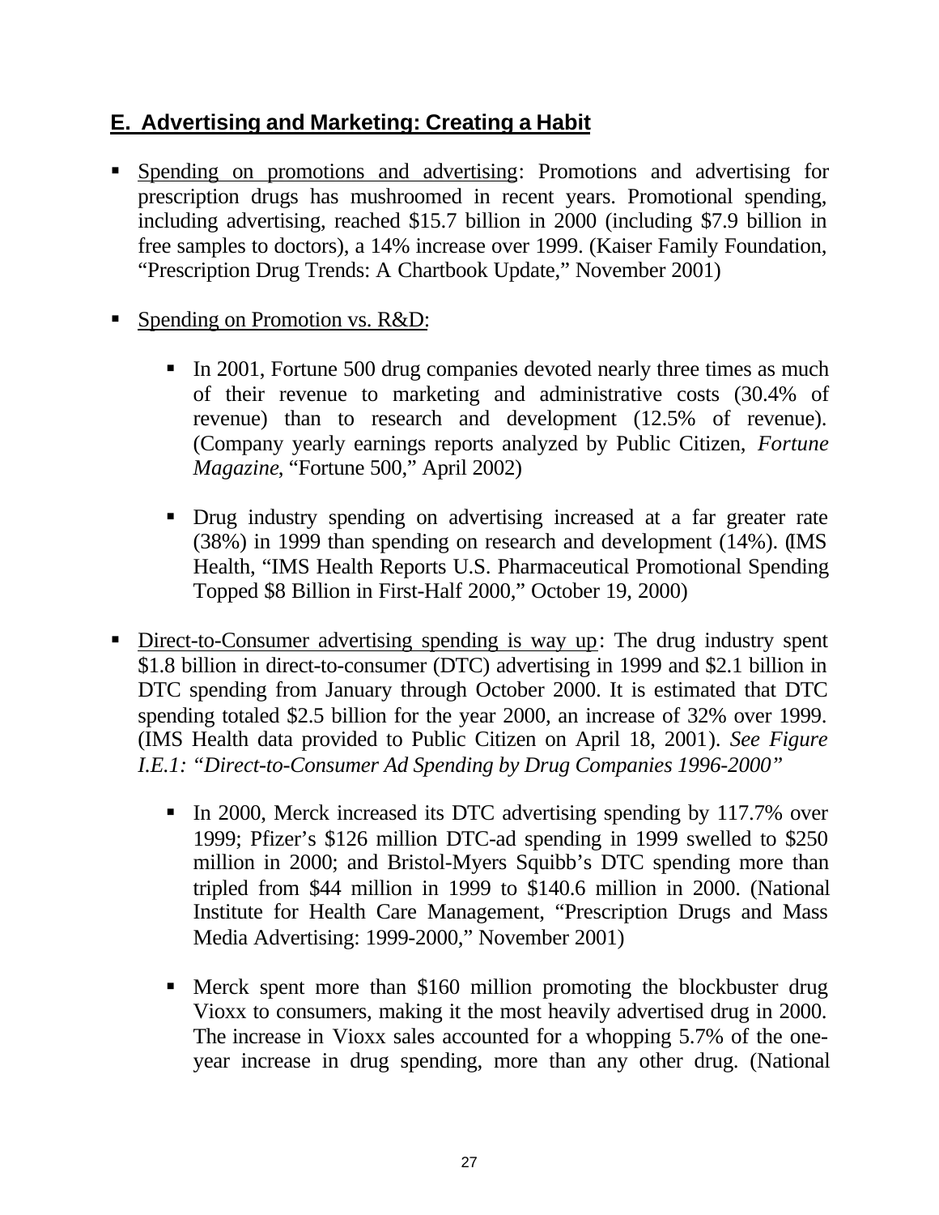## E. Advertising and Marketing: Creating a Habit

- Spending on promotions and advertising: Promotions and advertising for prescription drugs has mushroomed in recent years. Promotional spending, including advertising, reached $15.7 billion in 2000 (including $7.9 billion in free samples to doctors), a 14% increase over 1999. (Kaiser Family Foundation, "Prescription Drug Trends: A Chartbook Update," November 2001)

- Spending on Promotion vs. R&D:

    - In 2001, Fortune 500 drug companies devoted nearly three times as much of their revenue to marketing and administrative costs (30.4% of revenue) than to research and development (12.5% of revenue). (Company yearly earnings reports analyzed by Public Citizen, *Fortune Magazine*, "Fortune 500," April 2002)

    - Drug industry spending on advertising increased at a far greater rate (38%) in 1999 than spending on research and development (14%). (IMS Health, "IMS Health Reports U.S. Pharmaceutical Promotional Spending Topped $8 Billion in First-Half 2000," October 19, 2000)

- Direct-to-Consumer advertising spending is way up: The drug industry spent $1.8 billion in direct-to-consumer (DTC) advertising in 1999 and $2.1 billion in DTC spending from January through October 2000. It is estimated that DTC spending totaled $2.5 billion for the year 2000, an increase of 32% over 1999. (IMS Health data provided to Public Citizen on April 18, 2001). *See Figure I.E.1: "Direct-to-Consumer Ad Spending by Drug Companies 1996-2000"*

    - In 2000, Merck increased its DTC advertising spending by 117.7% over 1999; Pfizer's $126 million DTC-ad spending in 1999 swelled to $250 million in 2000; and Bristol-Myers Squibb's DTC spending more than tripled from $44 million in 1999 to $140.6 million in 2000. (National Institute for Health Care Management, "Prescription Drugs and Mass Media Advertising: 1999-2000," November 2001)

    - Merck spent more than $160 million promoting the blockbuster drug Vioxx to consumers, making it the most heavily advertised drug in 2000. The increase in Vioxx sales accounted for a whopping 5.7% of the one-year increase in drug spending, more than any other drug. (National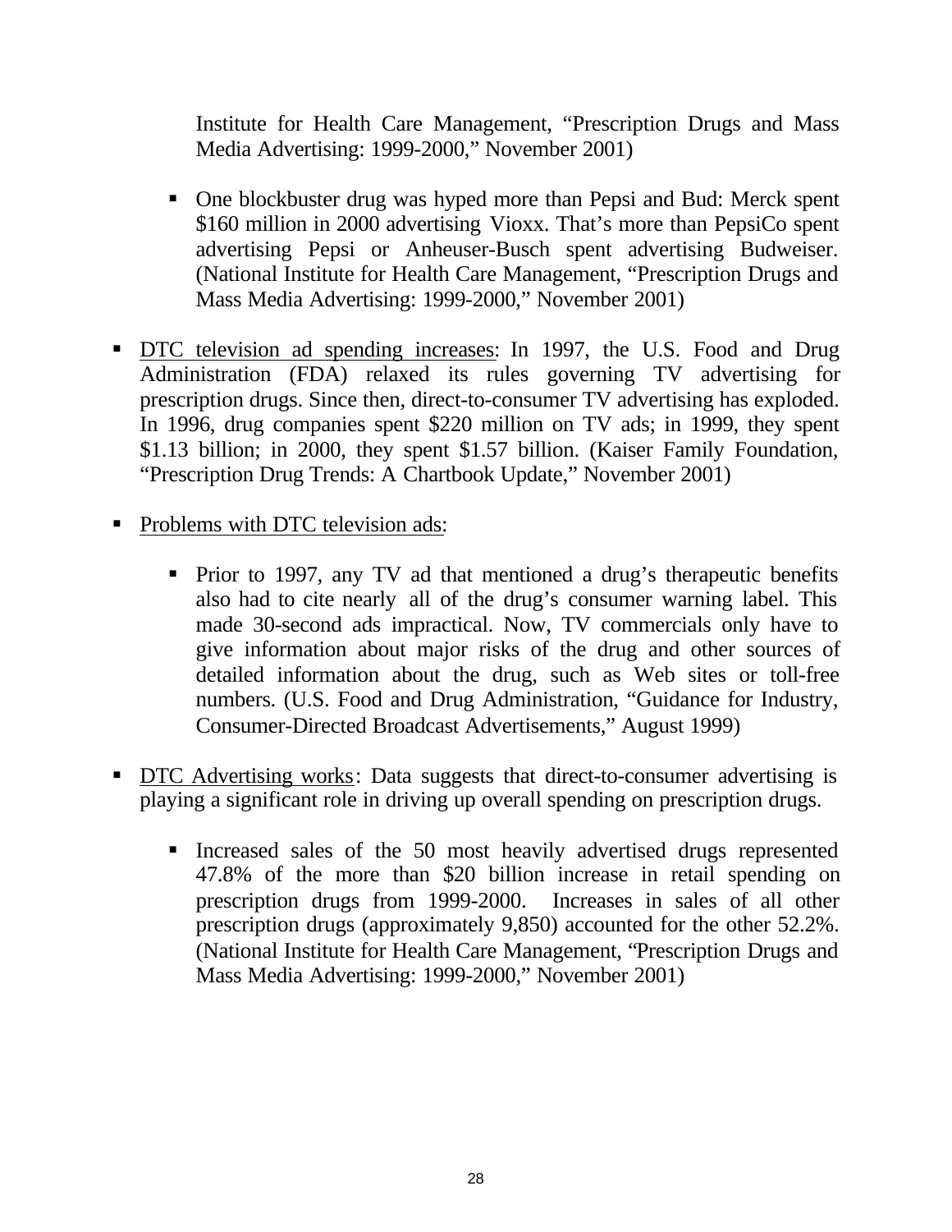Institute for Health Care Management, "Prescription Drugs and Mass Media Advertising: 1999-2000," November 2001)

- One blockbuster drug was hyped more than Pepsi and Bud: Merck spent $160 million in 2000 advertising Vioxx. That's more than PepsiCo spent advertising Pepsi or Anheuser-Busch spent advertising Budweiser. (National Institute for Health Care Management, "Prescription Drugs and Mass Media Advertising: 1999-2000," November 2001)

- <u>DTC television ad spending increases</u>: In 1997, the U.S. Food and Drug Administration (FDA) relaxed its rules governing TV advertising for prescription drugs. Since then, direct-to-consumer TV advertising has exploded. In 1996, drug companies spent $220 million on TV ads; in 1999, they spent $1.13 billion; in 2000, they spent $1.57 billion. (Kaiser Family Foundation, "Prescription Drug Trends: A Chartbook Update," November 2001)

- <u>Problems with DTC television ads</u>:

  - Prior to 1997, any TV ad that mentioned a drug's therapeutic benefits also had to cite nearly all of the drug's consumer warning label. This made 30-second ads impractical. Now, TV commercials only have to give information about major risks of the drug and other sources of detailed information about the drug, such as Web sites or toll-free numbers. (U.S. Food and Drug Administration, "Guidance for Industry, Consumer-Directed Broadcast Advertisements," August 1999)

- <u>DTC Advertising works</u>: Data suggests that direct-to-consumer advertising is playing a significant role in driving up overall spending on prescription drugs.

  - Increased sales of the 50 most heavily advertised drugs represented 47.8% of the more than $20 billion increase in retail spending on prescription drugs from 1999-2000. Increases in sales of all other prescription drugs (approximately 9,850) accounted for the other 52.2%. (National Institute for Health Care Management, "Prescription Drugs and Mass Media Advertising: 1999-2000," November 2001)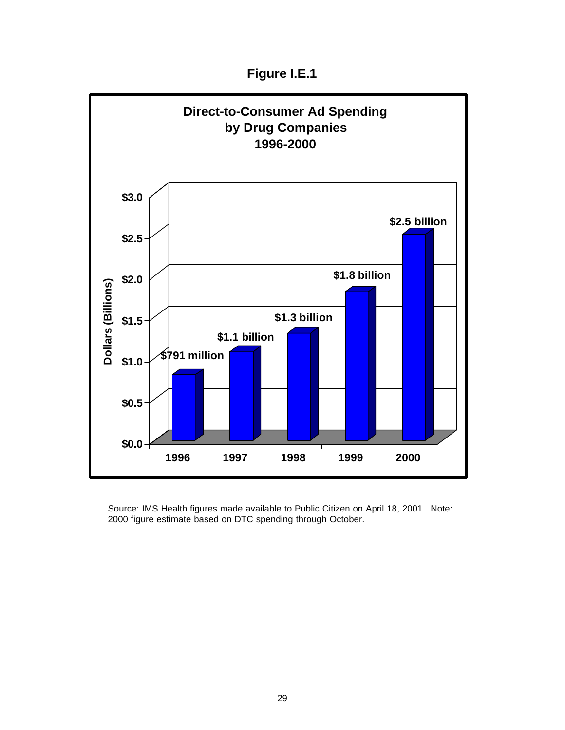**Figure I.E.1**

**Direct-to-Consumer Ad Spending by Drug Companies 1996-2000**

| Year | Dollars (Billions) |
| --- | --- |
| 1996 | $791 million |
| 1997 | $1.1 billion |
| 1998 | $1.3 billion |
| 1999 | $1.8 billion |
| 2000 | $2.5 billion |

Source: IMS Health figures made available to Public Citizen on April 18, 2001. Note: 2000 figure estimate based on DTC spending through October.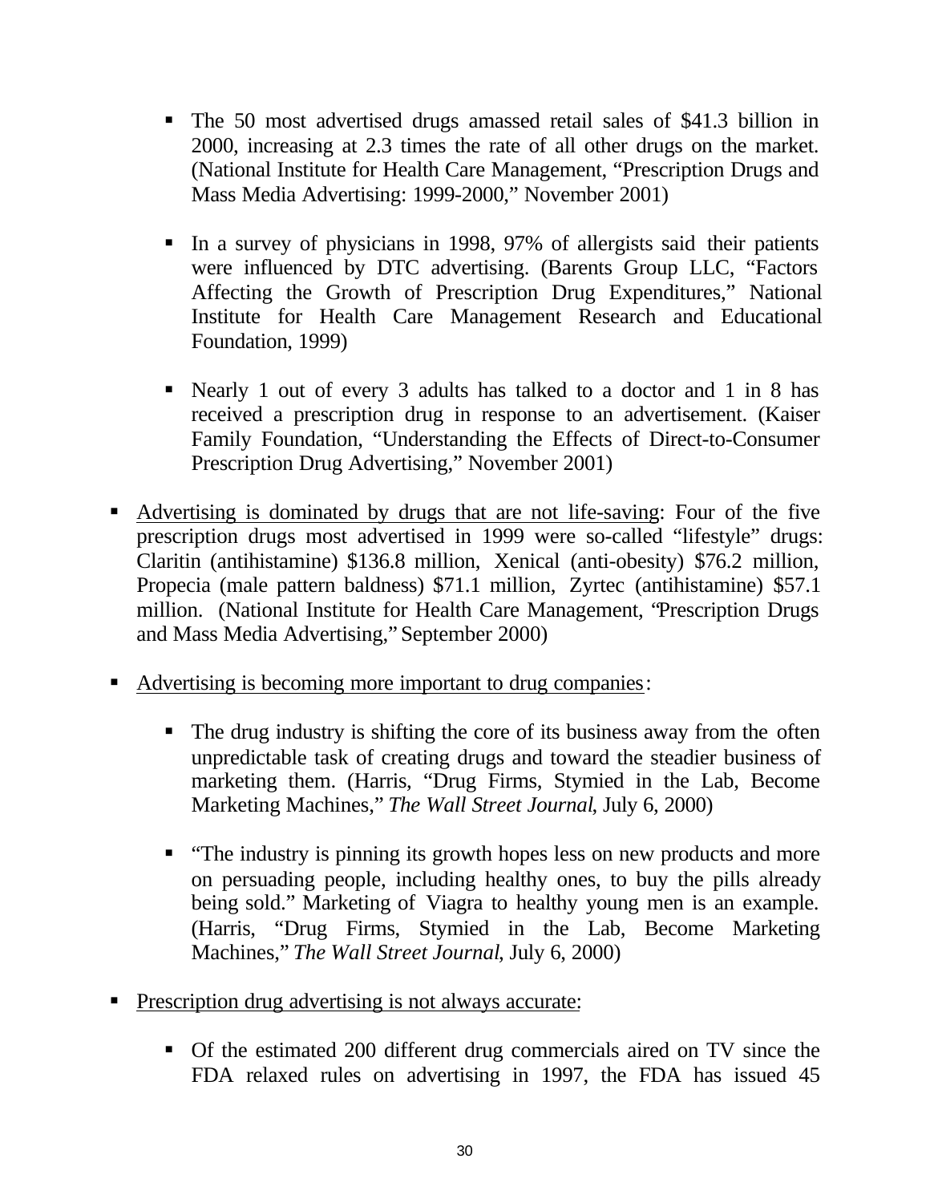- The 50 most advertised drugs amassed retail sales of $41.3 billion in 2000, increasing at 2.3 times the rate of all other drugs on the market. (National Institute for Health Care Management, "Prescription Drugs and Mass Media Advertising: 1999-2000," November 2001)

  - In a survey of physicians in 1998, 97% of allergists said their patients were influenced by DTC advertising. (Barents Group LLC, "Factors Affecting the Growth of Prescription Drug Expenditures," National Institute for Health Care Management Research and Educational Foundation, 1999)

  - Nearly 1 out of every 3 adults has talked to a doctor and 1 in 8 has received a prescription drug in response to an advertisement. (Kaiser Family Foundation, "Understanding the Effects of Direct-to-Consumer Prescription Drug Advertising," November 2001)

- <u>Advertising is dominated by drugs that are not life-saving</u>: Four of the five prescription drugs most advertised in 1999 were so-called "lifestyle" drugs: Claritin (antihistamine) $136.8 million, Xenical (anti-obesity) $76.2 million, Propecia (male pattern baldness) $71.1 million, Zyrtec (antihistamine) $57.1 million. (National Institute for Health Care Management, "Prescription Drugs and Mass Media Advertising," September 2000)

- <u>Advertising is becoming more important to drug companies</u>:

  - The drug industry is shifting the core of its business away from the often unpredictable task of creating drugs and toward the steadier business of marketing them. (Harris, "Drug Firms, Stymied in the Lab, Become Marketing Machines," *The Wall Street Journal*, July 6, 2000)

  - "The industry is pinning its growth hopes less on new products and more on persuading people, including healthy ones, to buy the pills already being sold." Marketing of Viagra to healthy young men is an example. (Harris, "Drug Firms, Stymied in the Lab, Become Marketing Machines," *The Wall Street Journal*, July 6, 2000)

- <u>Prescription drug advertising is not always accurate</u>:

  - Of the estimated 200 different drug commercials aired on TV since the FDA relaxed rules on advertising in 1997, the FDA has issued 45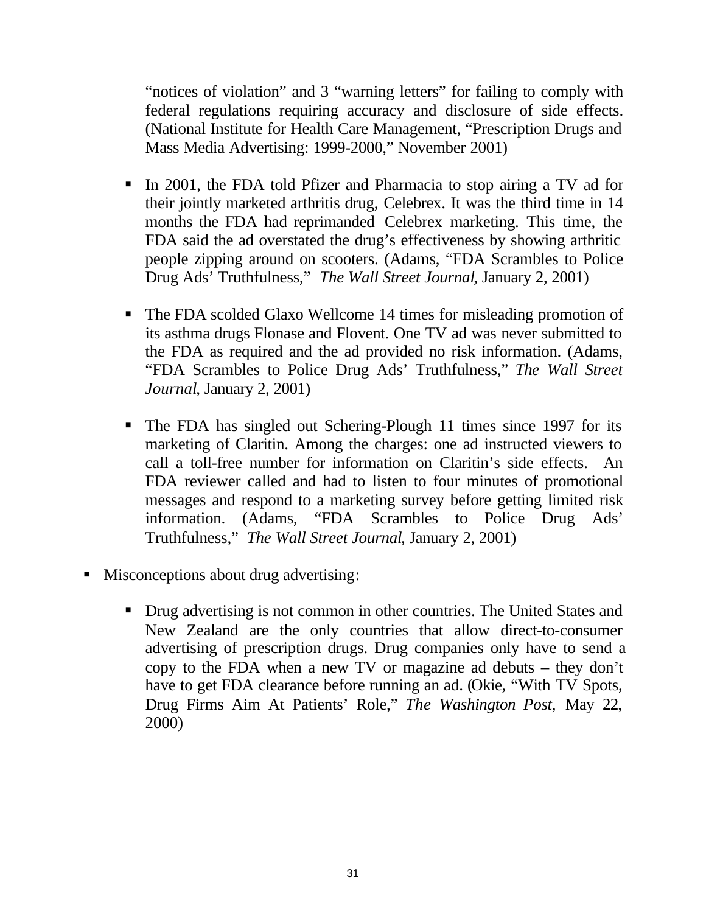"notices of violation" and 3 "warning letters" for failing to comply with federal regulations requiring accuracy and disclosure of side effects. (National Institute for Health Care Management, "Prescription Drugs and Mass Media Advertising: 1999-2000," November 2001)

  - In 2001, the FDA told Pfizer and Pharmacia to stop airing a TV ad for their jointly marketed arthritis drug, Celebrex. It was the third time in 14 months the FDA had reprimanded Celebrex marketing. This time, the FDA said the ad overstated the drug's effectiveness by showing arthritic people zipping around on scooters. (Adams, "FDA Scrambles to Police Drug Ads' Truthfulness," *The Wall Street Journal*, January 2, 2001)

  - The FDA scolded Glaxo Wellcome 14 times for misleading promotion of its asthma drugs Flonase and Flovent. One TV ad was never submitted to the FDA as required and the ad provided no risk information. (Adams, "FDA Scrambles to Police Drug Ads' Truthfulness," *The Wall Street Journal*, January 2, 2001)

  - The FDA has singled out Schering-Plough 11 times since 1997 for its marketing of Claritin. Among the charges: one ad instructed viewers to call a toll-free number for information on Claritin's side effects. An FDA reviewer called and had to listen to four minutes of promotional messages and respond to a marketing survey before getting limited risk information. (Adams, "FDA Scrambles to Police Drug Ads' Truthfulness," *The Wall Street Journal*, January 2, 2001)

- <u>Misconceptions about drug advertising</u>:

  - Drug advertising is not common in other countries. The United States and New Zealand are the only countries that allow direct-to-consumer advertising of prescription drugs. Drug companies only have to send a copy to the FDA when a new TV or magazine ad debuts – they don't have to get FDA clearance before running an ad. (Okie, "With TV Spots, Drug Firms Aim At Patients' Role," *The Washington Post*, May 22, 2000)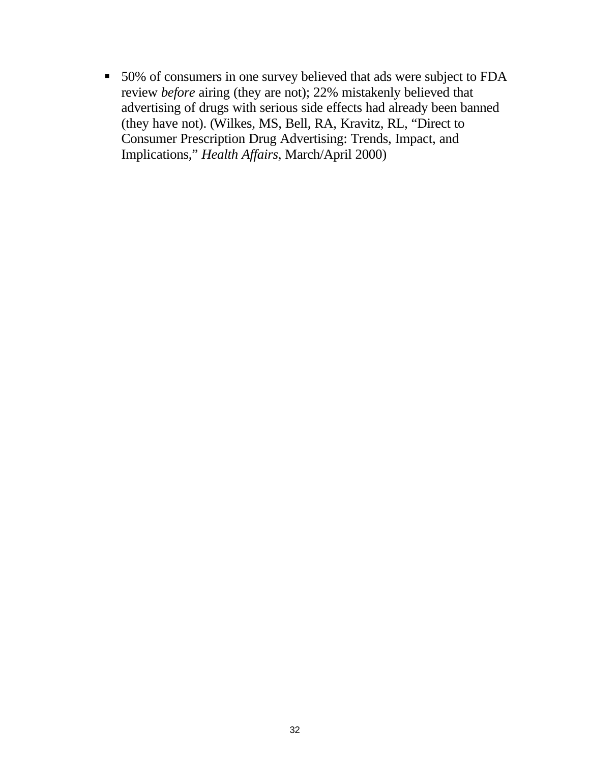- 50% of consumers in one survey believed that ads were subject to FDA review *before* airing (they are not); 22% mistakenly believed that advertising of drugs with serious side effects had already been banned (they have not). (Wilkes, MS, Bell, RA, Kravitz, RL, "Direct to Consumer Prescription Drug Advertising: Trends, Impact, and Implications," *Health Affairs*, March/April 2000)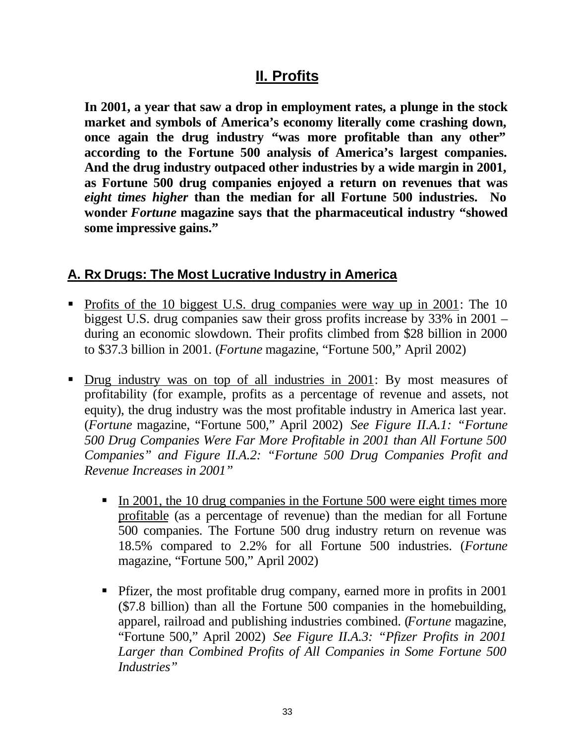## II. Profits

**In 2001, a year that saw a drop in employment rates, a plunge in the stock market and symbols of America's economy literally come crashing down, once again the drug industry "was more profitable than any other" according to the Fortune 500 analysis of America's largest companies. And the drug industry outpaced other industries by a wide margin in 2001, as Fortune 500 drug companies enjoyed a return on revenues that was *eight times higher* than the median for all Fortune 500 industries. No wonder *Fortune* magazine says that the pharmaceutical industry "showed some impressive gains."**

### A. Rx Drugs: The Most Lucrative Industry in America

- Profits of the 10 biggest U.S. drug companies were way up in 2001: The 10 biggest U.S. drug companies saw their gross profits increase by 33% in 2001 – during an economic slowdown. Their profits climbed from $28 billion in 2000 to $37.3 billion in 2001. (*Fortune* magazine, "Fortune 500," April 2002)

- Drug industry was on top of all industries in 2001: By most measures of profitability (for example, profits as a percentage of revenue and assets, not equity), the drug industry was the most profitable industry in America last year. (*Fortune* magazine, "Fortune 500," April 2002) *See Figure II.A.1: "Fortune 500 Drug Companies Were Far More Profitable in 2001 than All Fortune 500 Companies" and Figure II.A.2: "Fortune 500 Drug Companies Profit and Revenue Increases in 2001"*

  - In 2001, the 10 drug companies in the Fortune 500 were eight times more profitable (as a percentage of revenue) than the median for all Fortune 500 companies. The Fortune 500 drug industry return on revenue was 18.5% compared to 2.2% for all Fortune 500 industries. (*Fortune* magazine, "Fortune 500," April 2002)

  - Pfizer, the most profitable drug company, earned more in profits in 2001 ($7.8 billion) than all the Fortune 500 companies in the homebuilding, apparel, railroad and publishing industries combined. (*Fortune* magazine, "Fortune 500," April 2002) *See Figure II.A.3: "Pfizer Profits in 2001 Larger than Combined Profits of All Companies in Some Fortune 500 Industries"*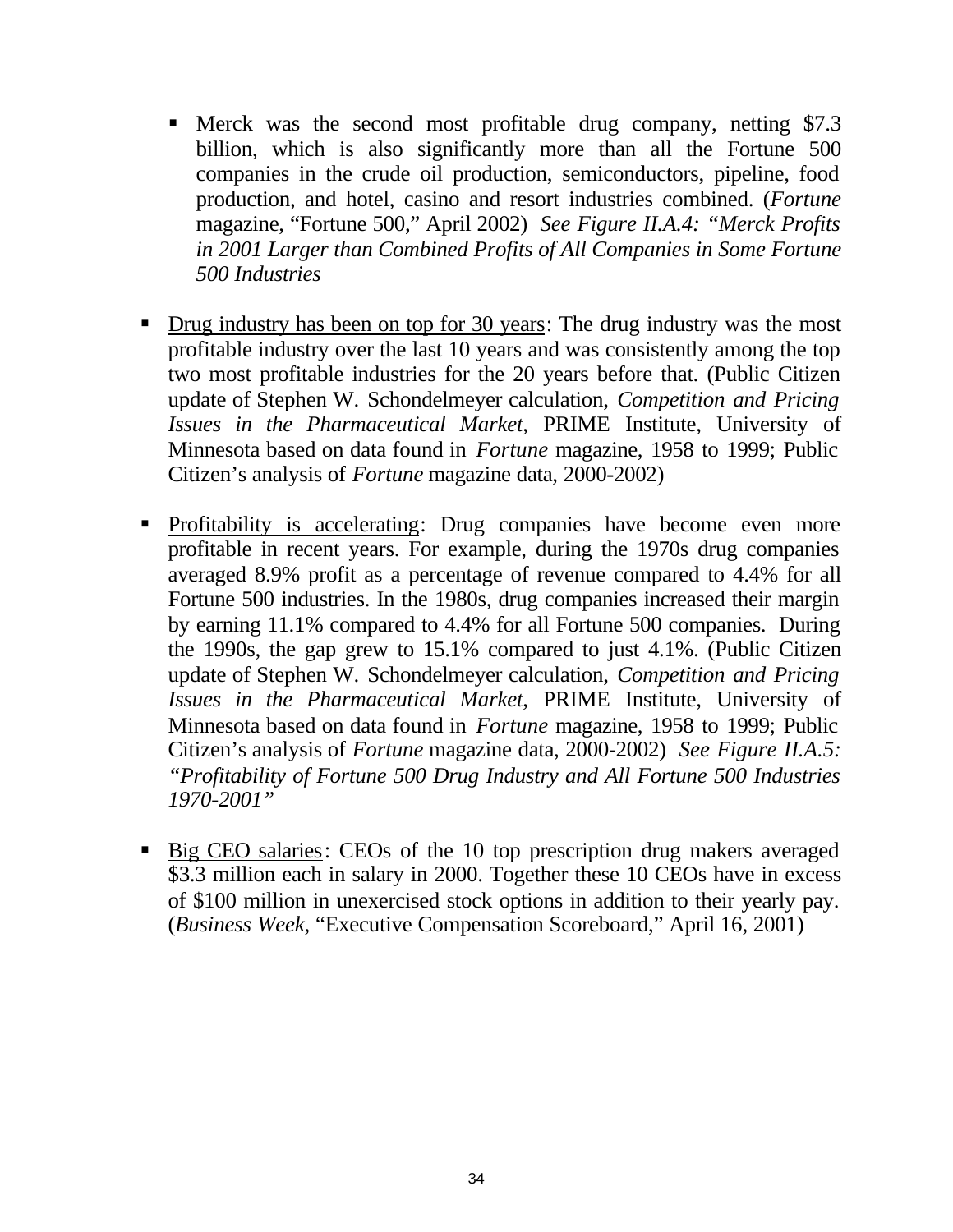- Merck was the second most profitable drug company, netting $7.3 billion, which is also significantly more than all the Fortune 500 companies in the crude oil production, semiconductors, pipeline, food production, and hotel, casino and resort industries combined. (*Fortune* magazine, "Fortune 500," April 2002) *See Figure II.A.4: "Merck Profits in 2001 Larger than Combined Profits of All Companies in Some Fortune 500 Industries*

- <u>Drug industry has been on top for 30 years</u>: The drug industry was the most profitable industry over the last 10 years and was consistently among the top two most profitable industries for the 20 years before that. (Public Citizen update of Stephen W. Schondelmeyer calculation, *Competition and Pricing Issues in the Pharmaceutical Market*, PRIME Institute, University of Minnesota based on data found in *Fortune* magazine, 1958 to 1999; Public Citizen's analysis of *Fortune* magazine data, 2000-2002)

- <u>Profitability is accelerating</u>: Drug companies have become even more profitable in recent years. For example, during the 1970s drug companies averaged 8.9% profit as a percentage of revenue compared to 4.4% for all Fortune 500 industries. In the 1980s, drug companies increased their margin by earning 11.1% compared to 4.4% for all Fortune 500 companies. During the 1990s, the gap grew to 15.1% compared to just 4.1%. (Public Citizen update of Stephen W. Schondelmeyer calculation, *Competition and Pricing Issues in the Pharmaceutical Market*, PRIME Institute, University of Minnesota based on data found in *Fortune* magazine, 1958 to 1999; Public Citizen's analysis of *Fortune* magazine data, 2000-2002) *See Figure II.A.5: "Profitability of Fortune 500 Drug Industry and All Fortune 500 Industries 1970-2001"*

- <u>Big CEO salaries</u>: CEOs of the 10 top prescription drug makers averaged $3.3 million each in salary in 2000. Together these 10 CEOs have in excess of $100 million in unexercised stock options in addition to their yearly pay. (*Business Week*, "Executive Compensation Scoreboard," April 16, 2001)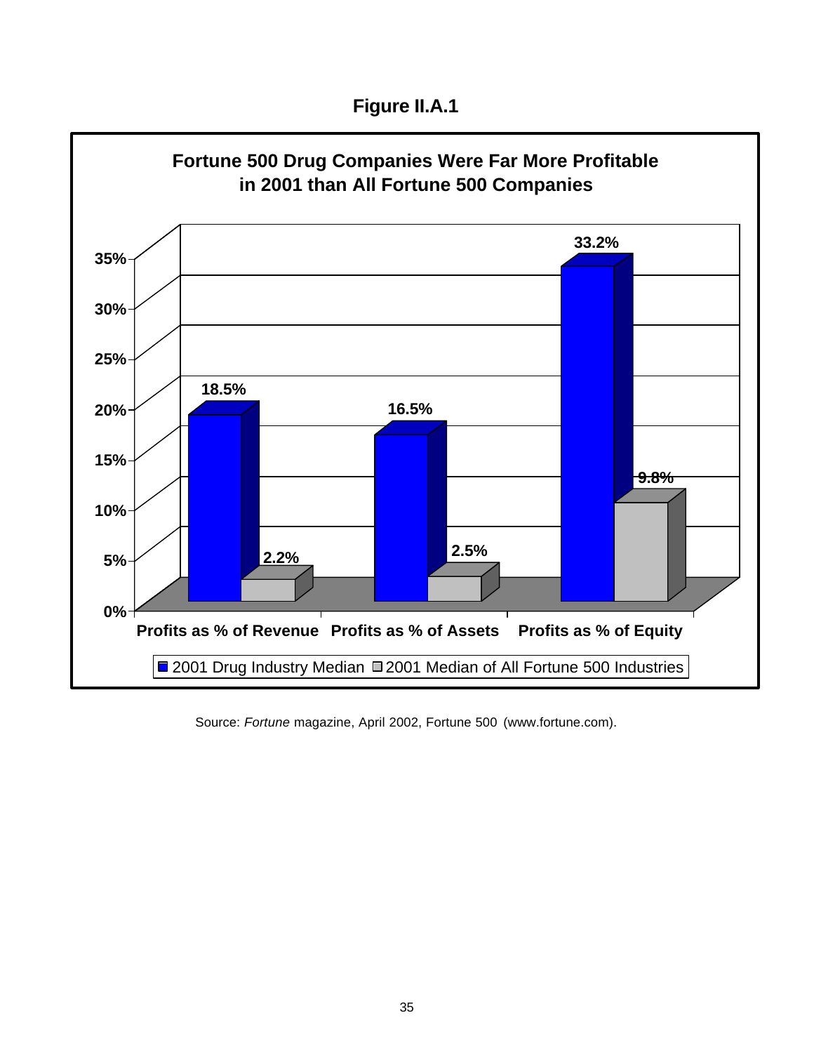**Figure II.A.1**

**Fortune 500 Drug Companies Were Far More Profitable in 2001 than All Fortune 500 Companies**

| | 2001 Drug Industry Median | 2001 Median of All Fortune 500 Industries |
|---|---|---|
| Profits as % of Revenue | 18.5% | 2.2% |
| Profits as % of Assets | 16.5% | 2.5% |
| Profits as % of Equity | 33.2% | 9.8% |

Source: *Fortune* magazine, April 2002, Fortune 500 (www.fortune.com).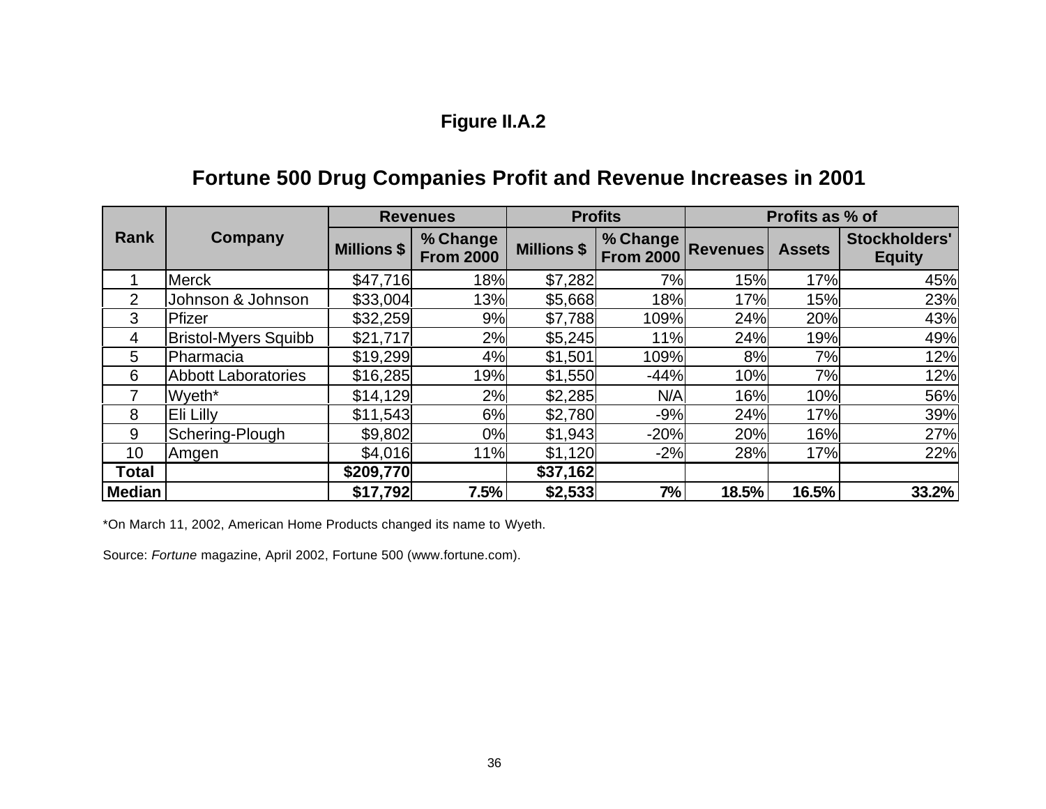**Figure II.A.2**

## Fortune 500 Drug Companies Profit and Revenue Increases in 2001

| Rank | Company | Revenues | | Profits | | Profits as % of | | |
|---|---|---|---|---|---|---|---|---|
| | | Millions $ | % Change From 2000 | Millions $ | % Change From 2000 | Revenues | Assets | Stockholders' Equity |
| 1 | Merck | $47,716 | 18% | $7,282 | 7% | 15% | 17% | 45% |
| 2 | Johnson & Johnson | $33,004 | 13% | $5,668 | 18% | 17% | 15% | 23% |
| 3 | Pfizer | $32,259 | 9% | $7,788 | 109% | 24% | 20% | 43% |
| 4 | Bristol-Myers Squibb | $21,717 | 2% | $5,245 | 11% | 24% | 19% | 49% |
| 5 | Pharmacia | $19,299 | 4% | $1,501 | 109% | 8% | 7% | 12% |
| 6 | Abbott Laboratories | $16,285 | 19% | $1,550 | -44% | 10% | 7% | 12% |
| 7 | Wyeth* | $14,129 | 2% | $2,285 | N/A | 16% | 10% | 56% |
| 8 | Eli Lilly | $11,543 | 6% | $2,780 | -9% | 24% | 17% | 39% |
| 9 | Schering-Plough | $9,802 | 0% | $1,943 | -20% | 20% | 16% | 27% |
| 10 | Amgen | $4,016 | 11% | $1,120 | -2% | 28% | 17% | 22% |
| **Total** | | **$209,770** | | **$37,162** | | | | |
| **Median** | | **$17,792** | **7.5%** | **$2,533** | **7%** | **18.5%** | **16.5%** | **33.2%** |

*On March 11, 2002, American Home Products changed its name to Wyeth.

Source: *Fortune* magazine, April 2002, Fortune 500 (www.fortune.com).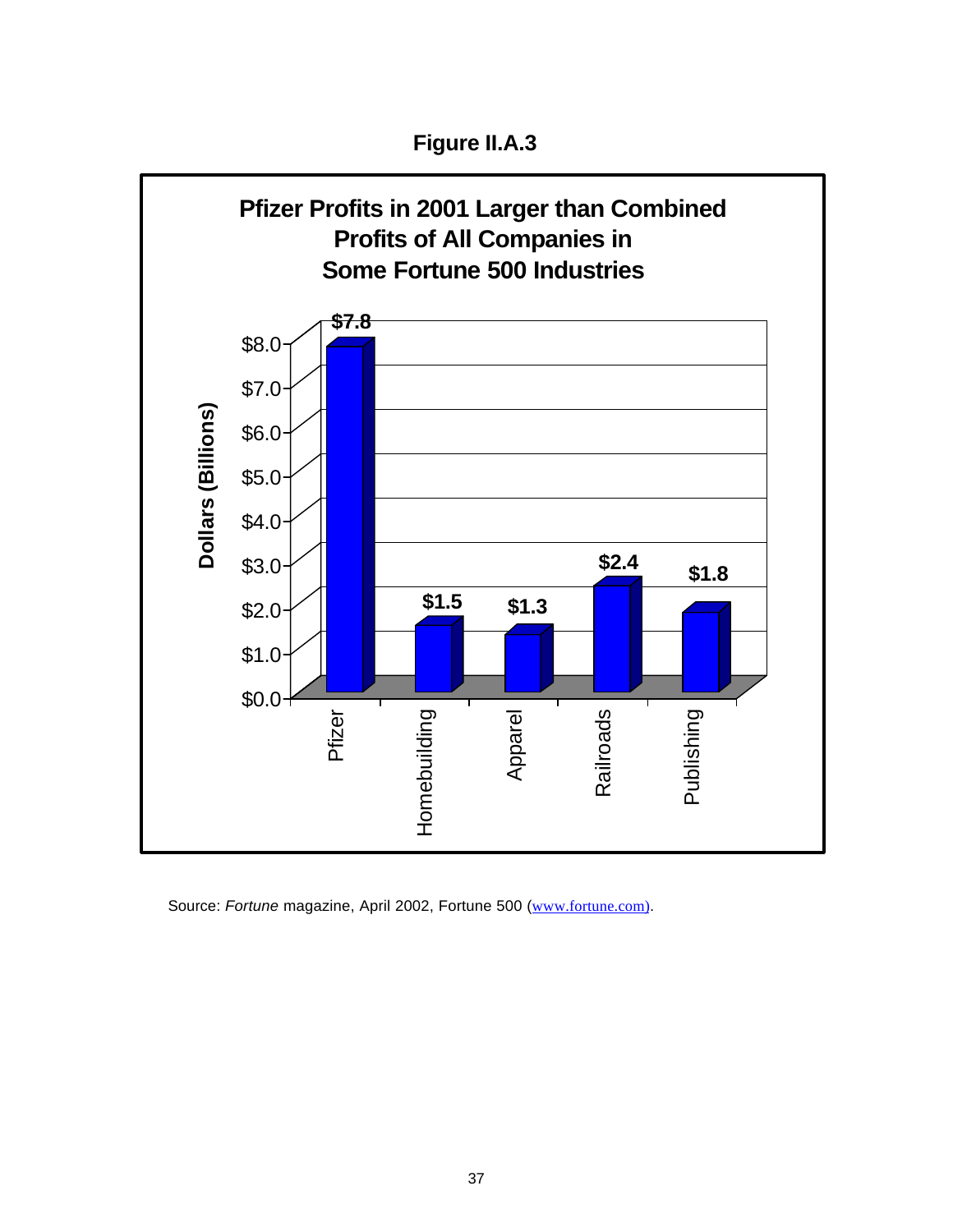**Figure II.A.3**

**Pfizer Profits in 2001 Larger than Combined Profits of All Companies in Some Fortune 500 Industries**

| Category | Dollars (Billions) |
|---|---|
| Pfizer | $7.8 |
| Homebuilding | $1.5 |
| Apparel | $1.3 |
| Railroads | $2.4 |
| Publishing | $1.8 |

Source: *Fortune* magazine, April 2002, Fortune 500 (www.fortune.com).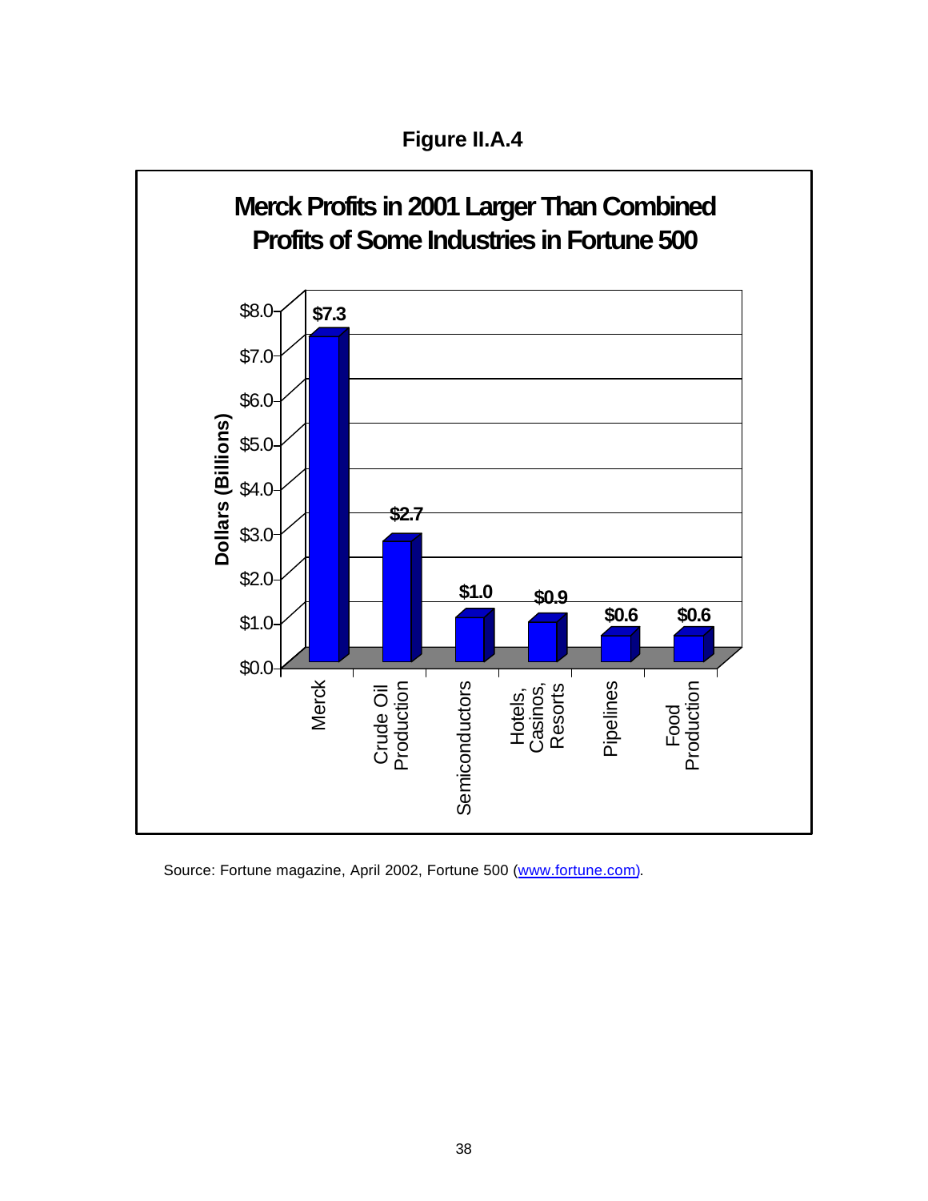**Figure II.A.4**

**Merck Profits in 2001 Larger Than Combined Profits of Some Industries in Fortune 500**

| Category | Dollars (Billions) |
|---|---|
| Merck | $7.3 |
| Crude Oil Production | $2.7 |
| Semiconductors | $1.0 |
| Hotels, Casinos, Resorts | $0.9 |
| Pipelines | $0.6 |
| Food Production | $0.6 |

Source: Fortune magazine, April 2002, Fortune 500 (www.fortune.com).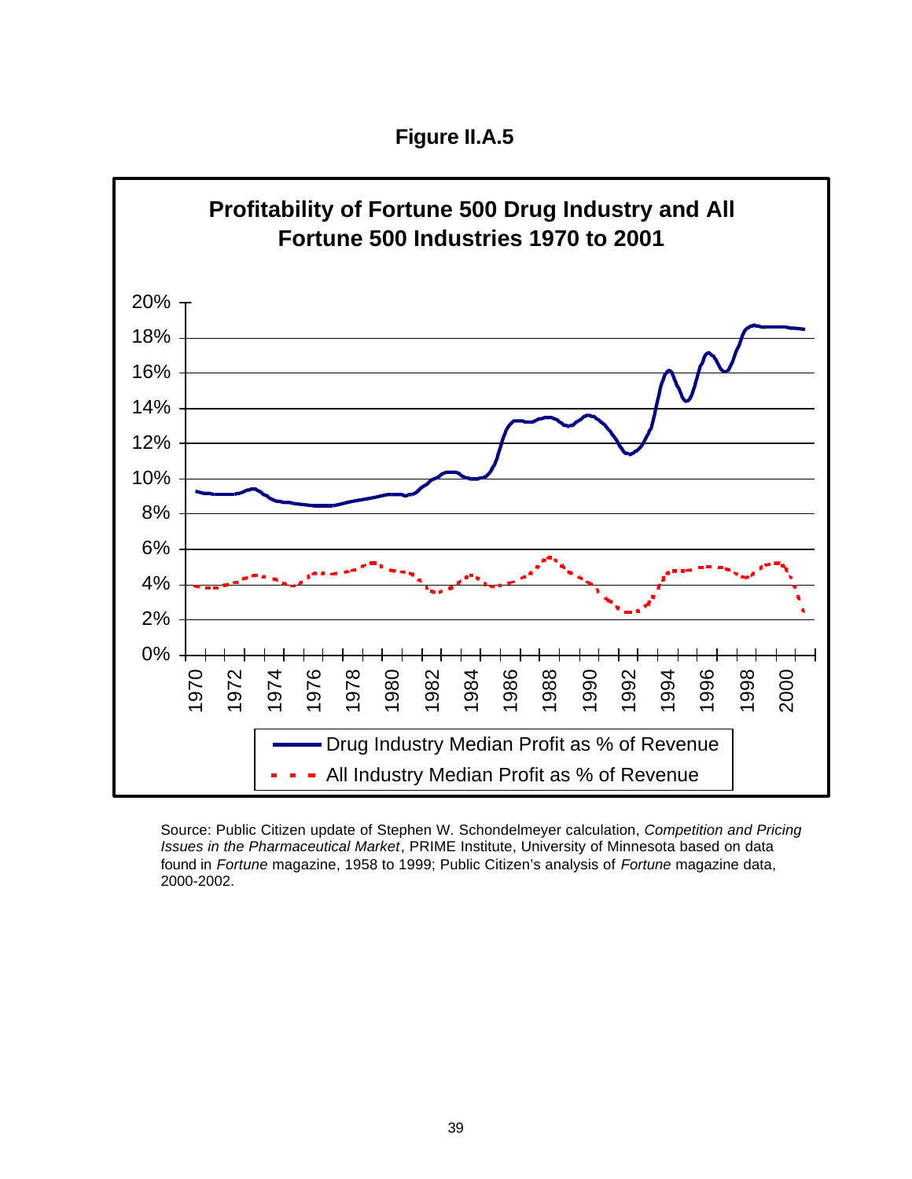**Figure II.A.5**

**Profitability of Fortune 500 Drug Industry and All Fortune 500 Industries 1970 to 2001**

Drug Industry Median Profit as % of Revenue

All Industry Median Profit as % of Revenue

Source: Public Citizen update of Stephen W. Schondelmeyer calculation, *Competition and Pricing Issues in the Pharmaceutical Market*, PRIME Institute, University of Minnesota based on data found in *Fortune* magazine, 1958 to 1999; Public Citizen's analysis of *Fortune* magazine data, 2000-2002.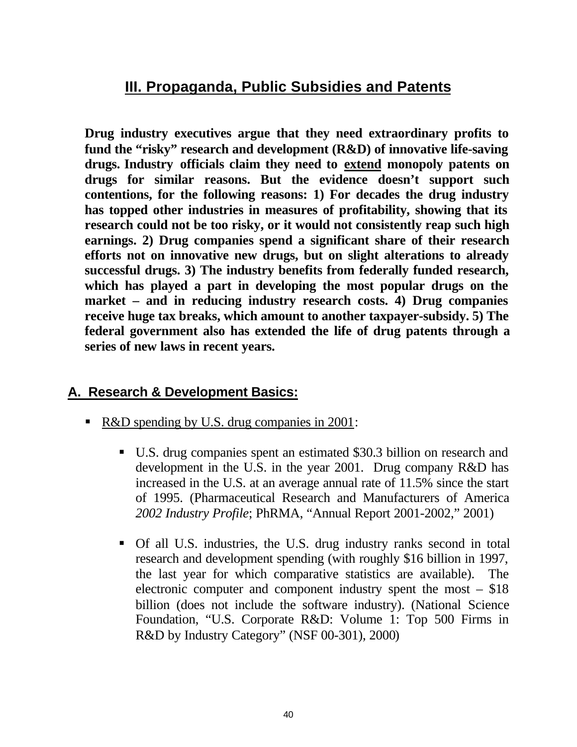## III. Propaganda, Public Subsidies and Patents

**Drug industry executives argue that they need extraordinary profits to fund the "risky" research and development (R&D) of innovative life-saving drugs. Industry officials claim they need to <u>extend</u> monopoly patents on drugs for similar reasons. But the evidence doesn't support such contentions, for the following reasons: 1) For decades the drug industry has topped other industries in measures of profitability, showing that its research could not be too risky, or it would not consistently reap such high earnings. 2) Drug companies spend a significant share of their research efforts not on innovative new drugs, but on slight alterations to already successful drugs. 3) The industry benefits from federally funded research, which has played a part in developing the most popular drugs on the market – and in reducing industry research costs. 4) Drug companies receive huge tax breaks, which amount to another taxpayer-subsidy. 5) The federal government also has extended the life of drug patents through a series of new laws in recent years.**

### A. Research & Development Basics:

- <u>R&D spending by U.S. drug companies in 2001</u>:

  - U.S. drug companies spent an estimated $30.3 billion on research and development in the U.S. in the year 2001. Drug company R&D has increased in the U.S. at an average annual rate of 11.5% since the start of 1995. (Pharmaceutical Research and Manufacturers of America *2002 Industry Profile*; PhRMA, "Annual Report 2001-2002," 2001)

  - Of all U.S. industries, the U.S. drug industry ranks second in total research and development spending (with roughly $16 billion in 1997, the last year for which comparative statistics are available). The electronic computer and component industry spent the most – $18 billion (does not include the software industry). (National Science Foundation, "U.S. Corporate R&D: Volume 1: Top 500 Firms in R&D by Industry Category" (NSF 00-301), 2000)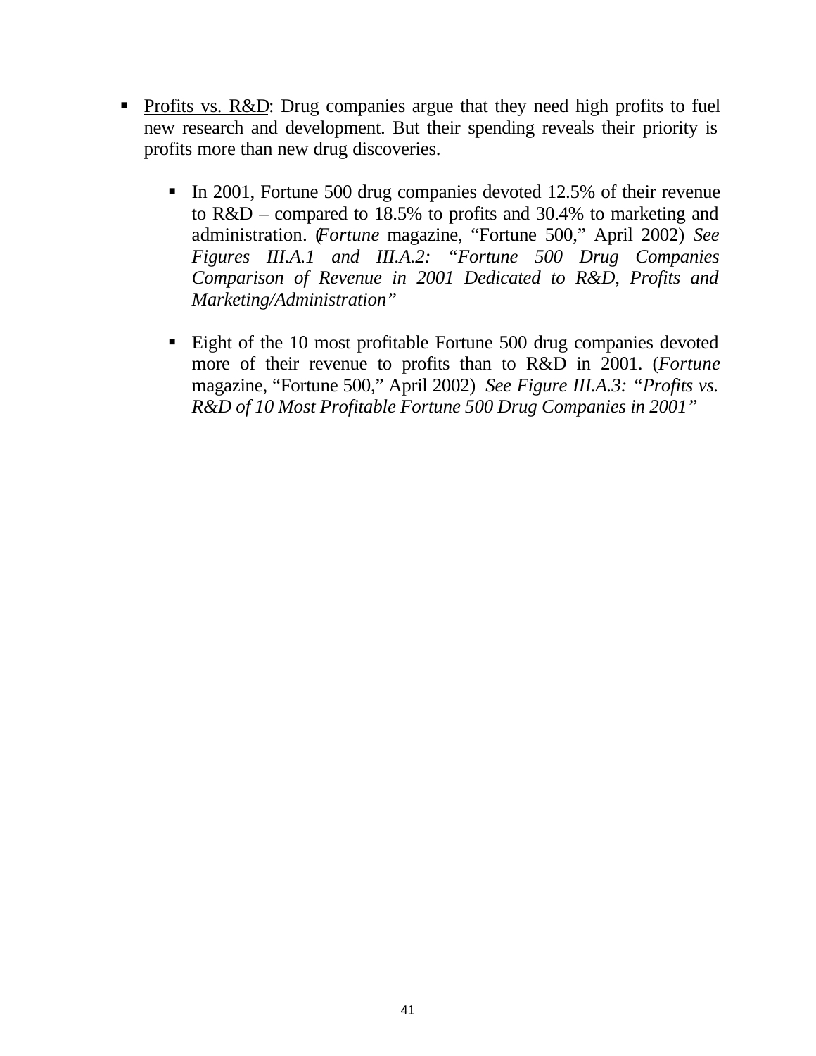- <u>Profits vs. R&D</u>: Drug companies argue that they need high profits to fuel new research and development. But their spending reveals their priority is profits more than new drug discoveries.

  - In 2001, Fortune 500 drug companies devoted 12.5% of their revenue to R&D – compared to 18.5% to profits and 30.4% to marketing and administration. (*Fortune* magazine, "Fortune 500," April 2002) *See Figures III.A.1 and III.A.2: "Fortune 500 Drug Companies Comparison of Revenue in 2001 Dedicated to R&D, Profits and Marketing/Administration"*

  - Eight of the 10 most profitable Fortune 500 drug companies devoted more of their revenue to profits than to R&D in 2001. (*Fortune* magazine, "Fortune 500," April 2002) *See Figure III.A.3: "Profits vs. R&D of 10 Most Profitable Fortune 500 Drug Companies in 2001"*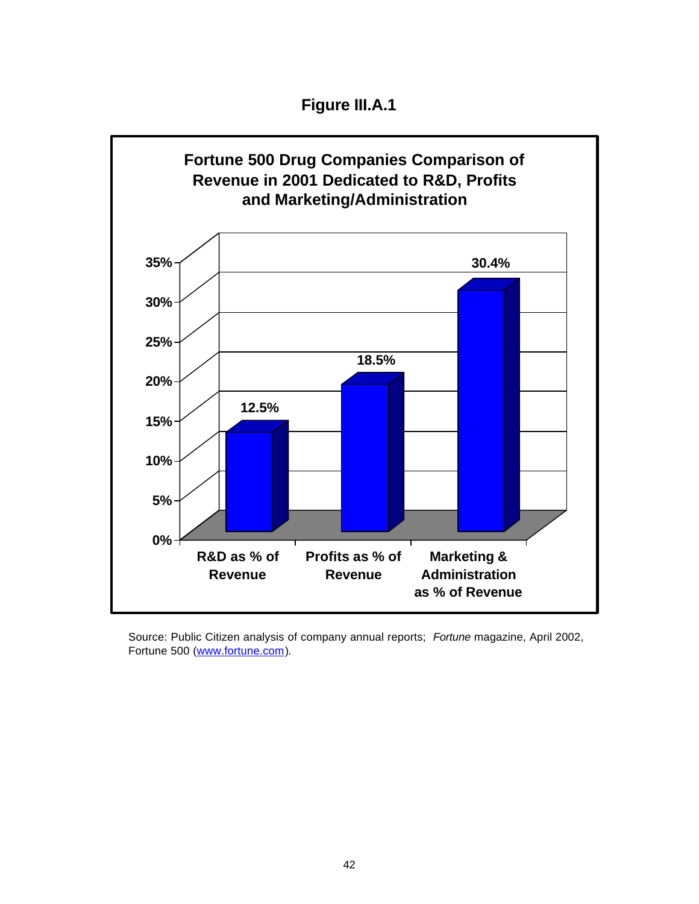**Figure III.A.1**

**Fortune 500 Drug Companies Comparison of Revenue in 2001 Dedicated to R&D, Profits and Marketing/Administration**

| Category | Percentage |
| --- | --- |
| R&D as % of Revenue | 12.5% |
| Profits as % of Revenue | 18.5% |
| Marketing & Administration as % of Revenue | 30.4% |

Source: Public Citizen analysis of company annual reports; *Fortune* magazine, April 2002, Fortune 500 (www.fortune.com).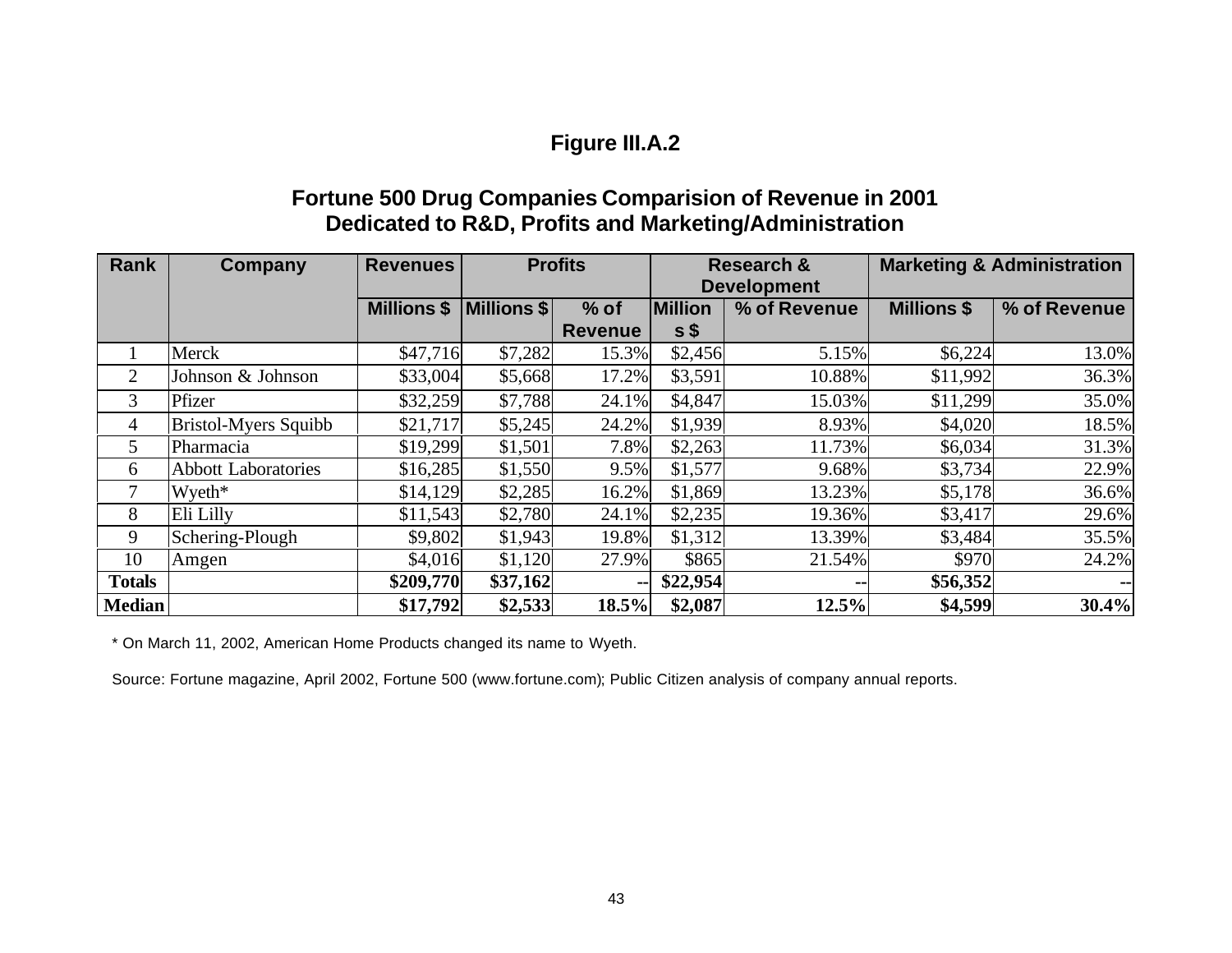## Figure III.A.2

### Fortune 500 Drug Companies Comparision of Revenue in 2001 Dedicated to R&D, Profits and Marketing/Administration

| Rank | Company | Revenues | Profits | | Research & Development | | Marketing & Administration | |
|---|---|---|---|---|---|---|---|---|
| | | Millions $ | Millions $ | % of Revenue | Millions $ | % of Revenue | Millions $ | % of Revenue |
| 1 | Merck | $47,716 | $7,282 | 15.3% | $2,456 | 5.15% | $6,224 | 13.0% |
| 2 | Johnson & Johnson | $33,004 | $5,668 | 17.2% | $3,591 | 10.88% | $11,992 | 36.3% |
| 3 | Pfizer | $32,259 | $7,788 | 24.1% | $4,847 | 15.03% | $11,299 | 35.0% |
| 4 | Bristol-Myers Squibb | $21,717 | $5,245 | 24.2% | $1,939 | 8.93% | $4,020 | 18.5% |
| 5 | Pharmacia | $19,299 | $1,501 | 7.8% | $2,263 | 11.73% | $6,034 | 31.3% |
| 6 | Abbott Laboratories | $16,285 | $1,550 | 9.5% | $1,577 | 9.68% | $3,734 | 22.9% |
| 7 | Wyeth* | $14,129 | $2,285 | 16.2% | $1,869 | 13.23% | $5,178 | 36.6% |
| 8 | Eli Lilly | $11,543 | $2,780 | 24.1% | $2,235 | 19.36% | $3,417 | 29.6% |
| 9 | Schering-Plough | $9,802 | $1,943 | 19.8% | $1,312 | 13.39% | $3,484 | 35.5% |
| 10 | Amgen | $4,016 | $1,120 | 27.9% | $865 | 21.54% | $970 | 24.2% |
| **Totals** | | **$209,770** | **$37,162** | **--** | **$22,954** | **--** | **$56,352** | **--** |
| **Median** | | **$17,792** | **$2,533** | **18.5%** | **$2,087** | **12.5%** | **$4,599** | **30.4%** |

* On March 11, 2002, American Home Products changed its name to Wyeth.

Source: Fortune magazine, April 2002, Fortune 500 (www.fortune.com); Public Citizen analysis of company annual reports.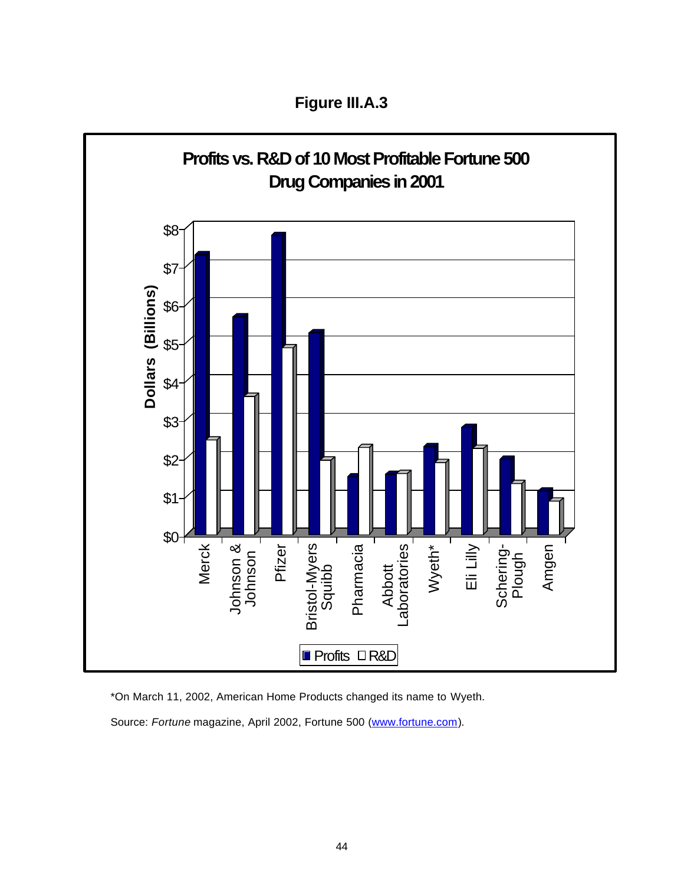**Figure III.A.3**

**Profits vs. R&D of 10 Most Profitable Fortune 500 Drug Companies in 2001**

*On March 11, 2002, American Home Products changed its name to Wyeth.

Source: *Fortune* magazine, April 2002, Fortune 500 (www.fortune.com).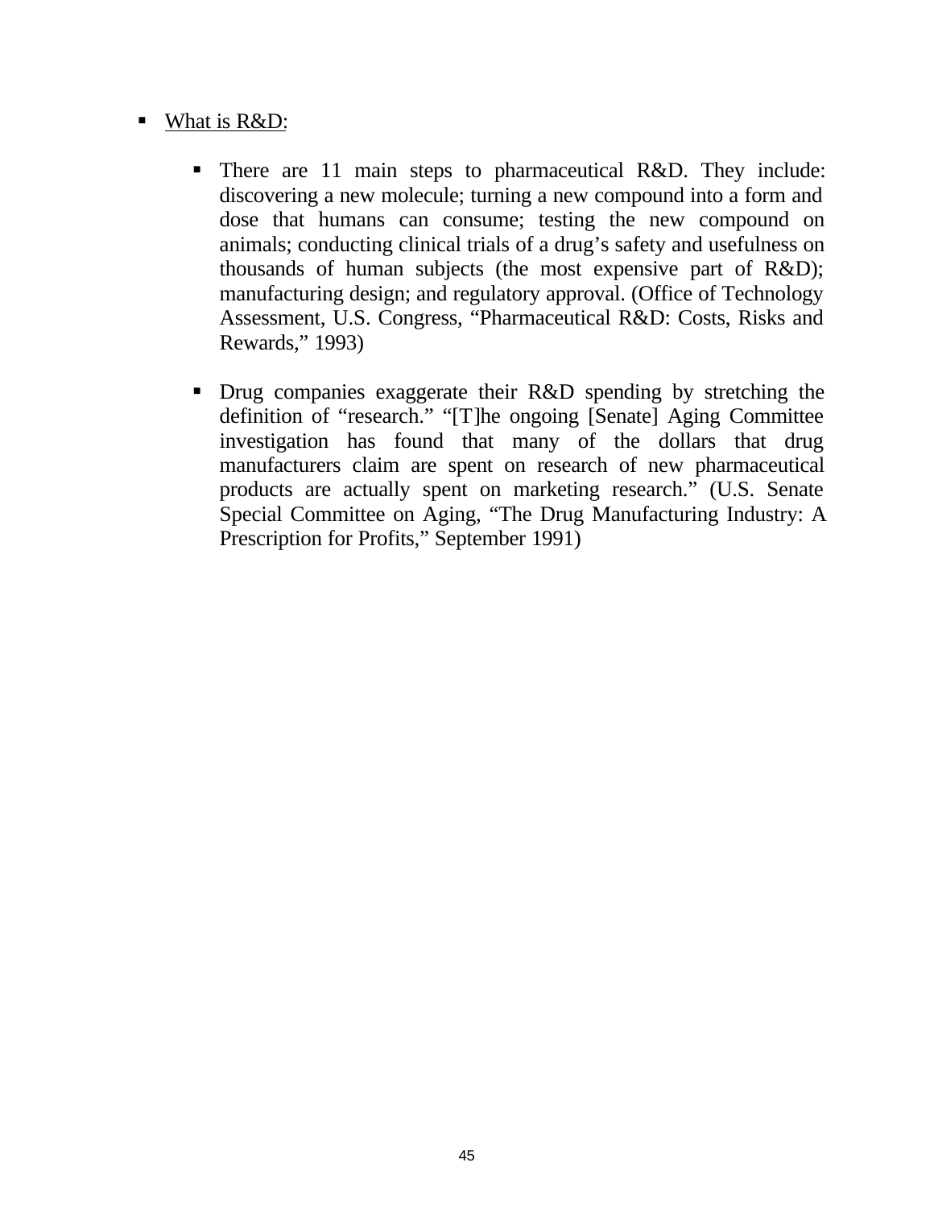- <u>What is R&D</u>:

  - There are 11 main steps to pharmaceutical R&D. They include: discovering a new molecule; turning a new compound into a form and dose that humans can consume; testing the new compound on animals; conducting clinical trials of a drug's safety and usefulness on thousands of human subjects (the most expensive part of R&D); manufacturing design; and regulatory approval. (Office of Technology Assessment, U.S. Congress, "Pharmaceutical R&D: Costs, Risks and Rewards," 1993)

  - Drug companies exaggerate their R&D spending by stretching the definition of "research." "[T]he ongoing [Senate] Aging Committee investigation has found that many of the dollars that drug manufacturers claim are spent on research of new pharmaceutical products are actually spent on marketing research." (U.S. Senate Special Committee on Aging, "The Drug Manufacturing Industry: A Prescription for Profits," September 1991)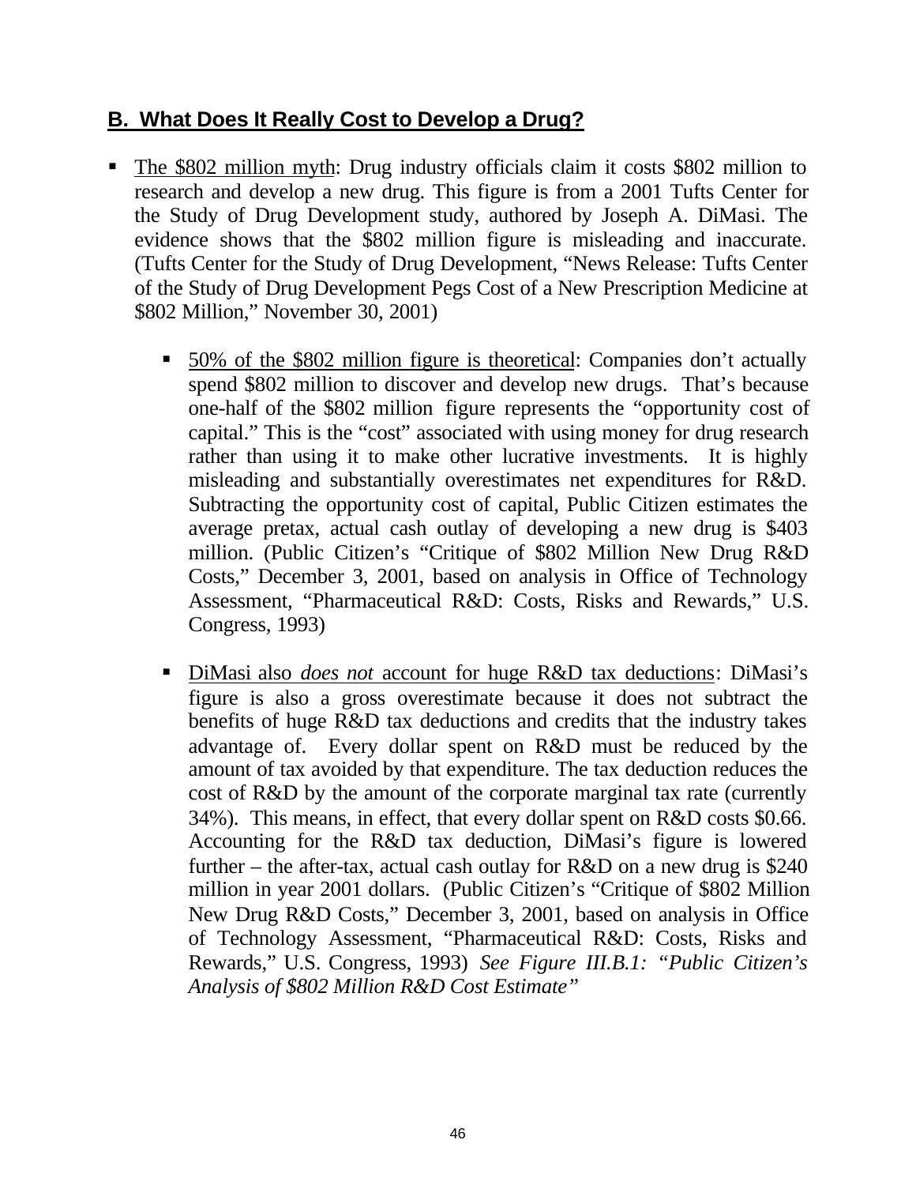## B. What Does It Really Cost to Develop a Drug?

- The $802 million myth: Drug industry officials claim it costs $802 million to research and develop a new drug. This figure is from a 2001 Tufts Center for the Study of Drug Development study, authored by Joseph A. DiMasi. The evidence shows that the $802 million figure is misleading and inaccurate. (Tufts Center for the Study of Drug Development, "News Release: Tufts Center of the Study of Drug Development Pegs Cost of a New Prescription Medicine at $802 Million," November 30, 2001)

  - 50% of the $802 million figure is theoretical: Companies don't actually spend $802 million to discover and develop new drugs. That's because one-half of the $802 million figure represents the "opportunity cost of capital." This is the "cost" associated with using money for drug research rather than using it to make other lucrative investments. It is highly misleading and substantially overestimates net expenditures for R&D. Subtracting the opportunity cost of capital, Public Citizen estimates the average pretax, actual cash outlay of developing a new drug is $403 million. (Public Citizen's "Critique of $802 Million New Drug R&D Costs," December 3, 2001, based on analysis in Office of Technology Assessment, "Pharmaceutical R&D: Costs, Risks and Rewards," U.S. Congress, 1993)

  - DiMasi also *does not* account for huge R&D tax deductions: DiMasi's figure is also a gross overestimate because it does not subtract the benefits of huge R&D tax deductions and credits that the industry takes advantage of. Every dollar spent on R&D must be reduced by the amount of tax avoided by that expenditure. The tax deduction reduces the cost of R&D by the amount of the corporate marginal tax rate (currently 34%). This means, in effect, that every dollar spent on R&D costs $0.66. Accounting for the R&D tax deduction, DiMasi's figure is lowered further – the after-tax, actual cash outlay for R&D on a new drug is $240 million in year 2001 dollars. (Public Citizen's "Critique of $802 Million New Drug R&D Costs," December 3, 2001, based on analysis in Office of Technology Assessment, "Pharmaceutical R&D: Costs, Risks and Rewards," U.S. Congress, 1993) *See Figure III.B.1: "Public Citizen's Analysis of $802 Million R&D Cost Estimate"*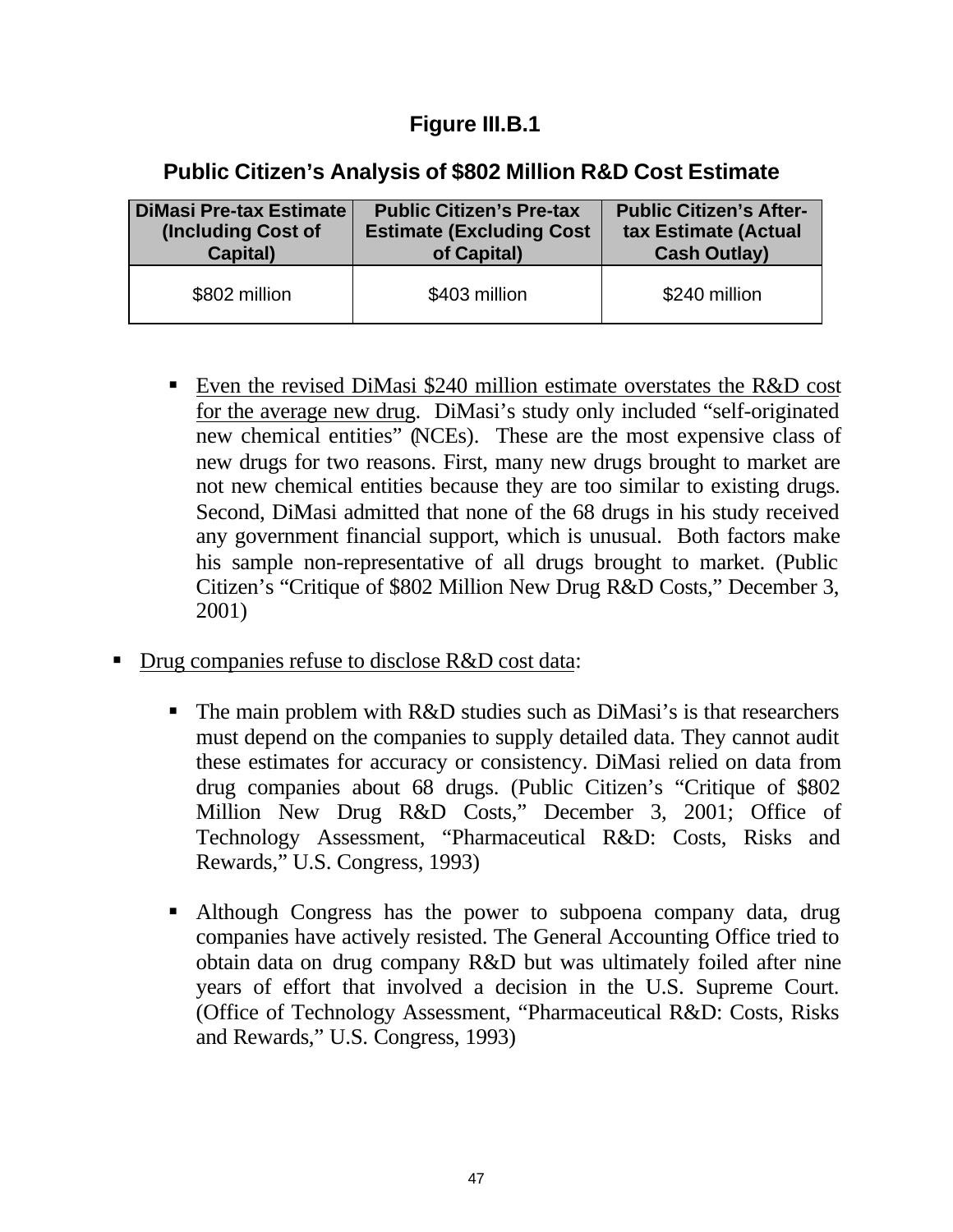**Figure III.B.1**

**Public Citizen's Analysis of $802 Million R&D Cost Estimate**

| DiMasi Pre-tax Estimate (Including Cost of Capital) | Public Citizen's Pre-tax Estimate (Excluding Cost of Capital) | Public Citizen's After-tax Estimate (Actual Cash Outlay) |
|---|---|---|
| $802 million | $403 million | $240 million |

- Even the revised DiMasi $240 million estimate overstates the R&D cost for the average new drug. DiMasi's study only included "self-originated new chemical entities" (NCEs). These are the most expensive class of new drugs for two reasons. First, many new drugs brought to market are not new chemical entities because they are too similar to existing drugs. Second, DiMasi admitted that none of the 68 drugs in his study received any government financial support, which is unusual. Both factors make his sample non-representative of all drugs brought to market. (Public Citizen's "Critique of $802 Million New Drug R&D Costs," December 3, 2001)

- Drug companies refuse to disclose R&D cost data:
  - The main problem with R&D studies such as DiMasi's is that researchers must depend on the companies to supply detailed data. They cannot audit these estimates for accuracy or consistency. DiMasi relied on data from drug companies about 68 drugs. (Public Citizen's "Critique of $802 Million New Drug R&D Costs," December 3, 2001; Office of Technology Assessment, "Pharmaceutical R&D: Costs, Risks and Rewards," U.S. Congress, 1993)
  - Although Congress has the power to subpoena company data, drug companies have actively resisted. The General Accounting Office tried to obtain data on drug company R&D but was ultimately foiled after nine years of effort that involved a decision in the U.S. Supreme Court. (Office of Technology Assessment, "Pharmaceutical R&D: Costs, Risks and Rewards," U.S. Congress, 1993)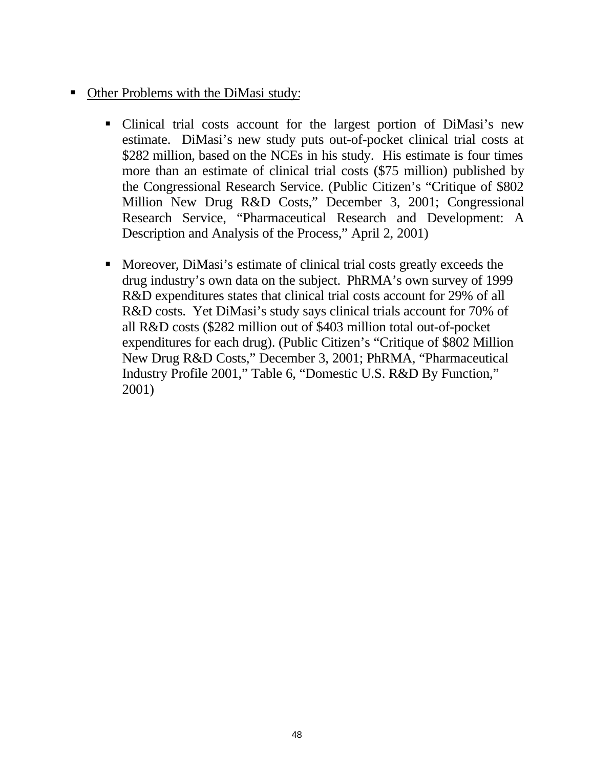- <u>Other Problems with the DiMasi study:</u>

  - Clinical trial costs account for the largest portion of DiMasi's new estimate. DiMasi's new study puts out-of-pocket clinical trial costs at $282 million, based on the NCEs in his study. His estimate is four times more than an estimate of clinical trial costs ($75 million) published by the Congressional Research Service. (Public Citizen's "Critique of $802 Million New Drug R&D Costs," December 3, 2001; Congressional Research Service, "Pharmaceutical Research and Development: A Description and Analysis of the Process," April 2, 2001)

  - Moreover, DiMasi's estimate of clinical trial costs greatly exceeds the drug industry's own data on the subject. PhRMA's own survey of 1999 R&D expenditures states that clinical trial costs account for 29% of all R&D costs. Yet DiMasi's study says clinical trials account for 70% of all R&D costs ($282 million out of $403 million total out-of-pocket expenditures for each drug). (Public Citizen's "Critique of $802 Million New Drug R&D Costs," December 3, 2001; PhRMA, "Pharmaceutical Industry Profile 2001," Table 6, "Domestic U.S. R&D By Function," 2001)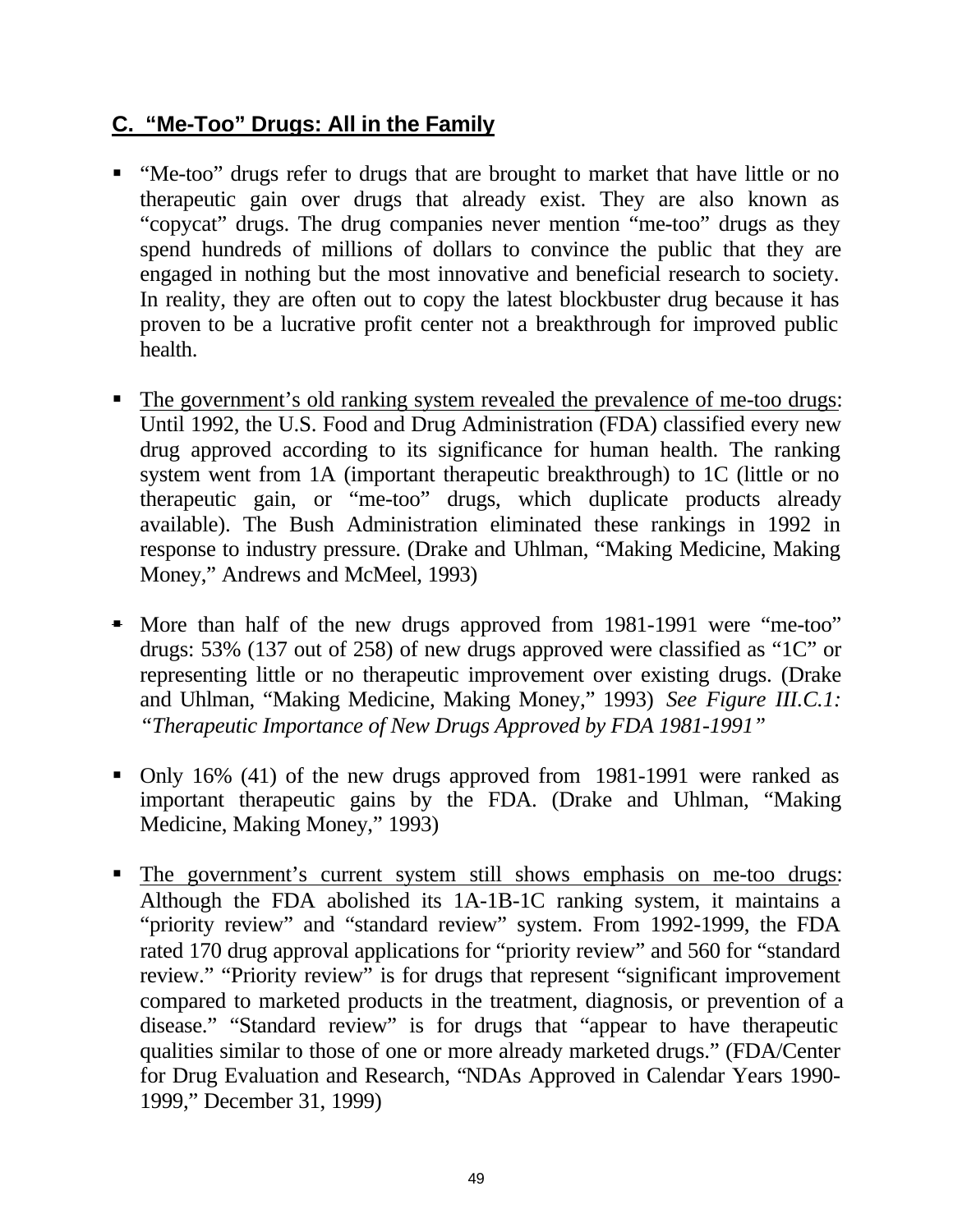## C. "Me-Too" Drugs: All in the Family

- "Me-too" drugs refer to drugs that are brought to market that have little or no therapeutic gain over drugs that already exist. They are also known as "copycat" drugs. The drug companies never mention "me-too" drugs as they spend hundreds of millions of dollars to convince the public that they are engaged in nothing but the most innovative and beneficial research to society. In reality, they are often out to copy the latest blockbuster drug because it has proven to be a lucrative profit center not a breakthrough for improved public health.

- <u>The government's old ranking system revealed the prevalence of me-too drugs</u>: Until 1992, the U.S. Food and Drug Administration (FDA) classified every new drug approved according to its significance for human health. The ranking system went from 1A (important therapeutic breakthrough) to 1C (little or no therapeutic gain, or "me-too" drugs, which duplicate products already available). The Bush Administration eliminated these rankings in 1992 in response to industry pressure. (Drake and Uhlman, "Making Medicine, Making Money," Andrews and McMeel, 1993)

- More than half of the new drugs approved from 1981-1991 were "me-too" drugs: 53% (137 out of 258) of new drugs approved were classified as "1C" or representing little or no therapeutic improvement over existing drugs. (Drake and Uhlman, "Making Medicine, Making Money," 1993) *See Figure III.C.1: "Therapeutic Importance of New Drugs Approved by FDA 1981-1991"*

- Only 16% (41) of the new drugs approved from 1981-1991 were ranked as important therapeutic gains by the FDA. (Drake and Uhlman, "Making Medicine, Making Money," 1993)

- <u>The government's current system still shows emphasis on me-too drugs</u>: Although the FDA abolished its 1A-1B-1C ranking system, it maintains a "priority review" and "standard review" system. From 1992-1999, the FDA rated 170 drug approval applications for "priority review" and 560 for "standard review." "Priority review" is for drugs that represent "significant improvement compared to marketed products in the treatment, diagnosis, or prevention of a disease." "Standard review" is for drugs that "appear to have therapeutic qualities similar to those of one or more already marketed drugs." (FDA/Center for Drug Evaluation and Research, "NDAs Approved in Calendar Years 1990-1999," December 31, 1999)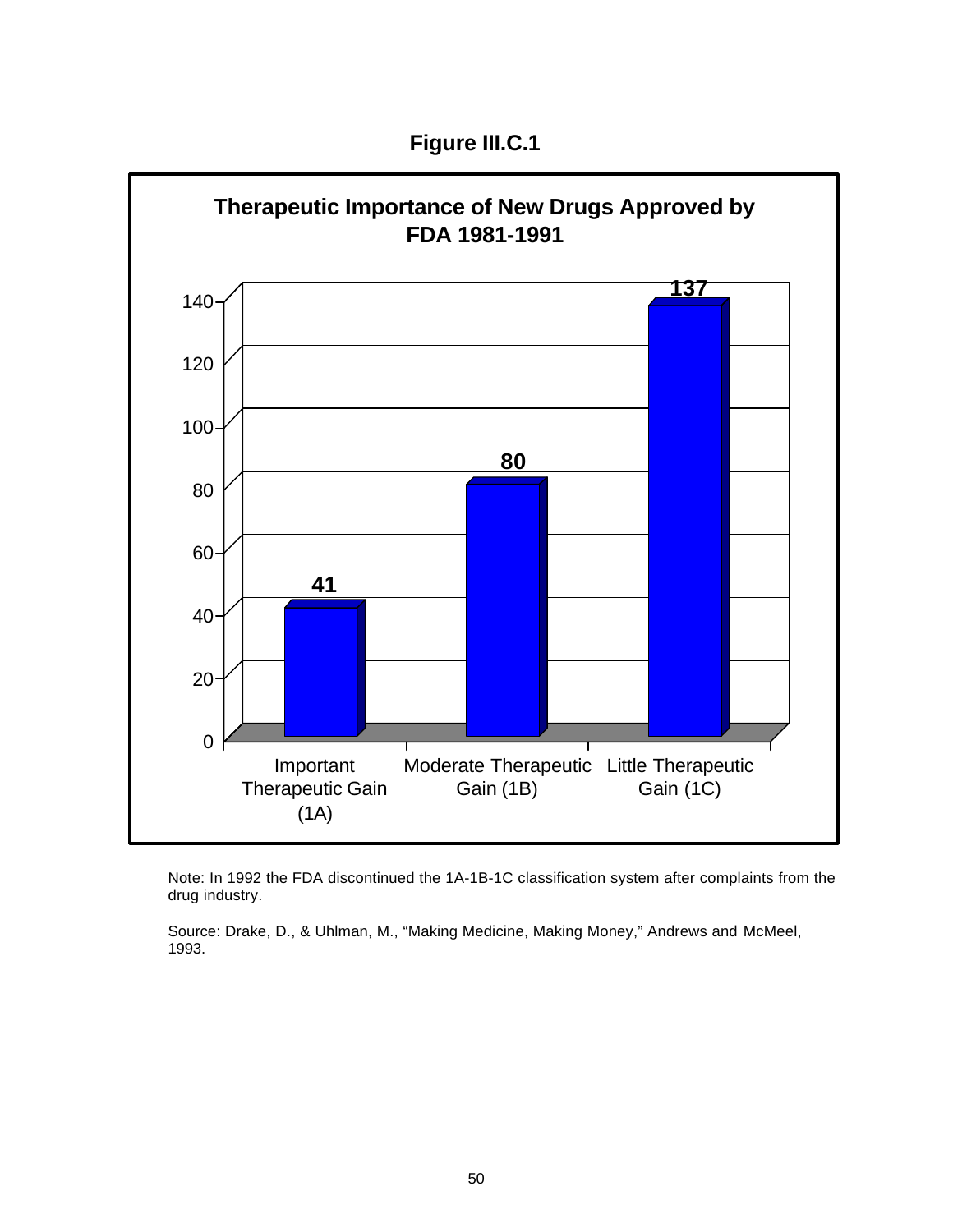**Figure III.C.1**

**Therapeutic Importance of New Drugs Approved by FDA 1981-1991**

| Category | Number of Drugs |
|---|---|
| Important Therapeutic Gain (1A) | 41 |
| Moderate Therapeutic Gain (1B) | 80 |
| Little Therapeutic Gain (1C) | 137 |

Note: In 1992 the FDA discontinued the 1A-1B-1C classification system after complaints from the drug industry.

Source: Drake, D., & Uhlman, M., "Making Medicine, Making Money," Andrews and McMeel, 1993.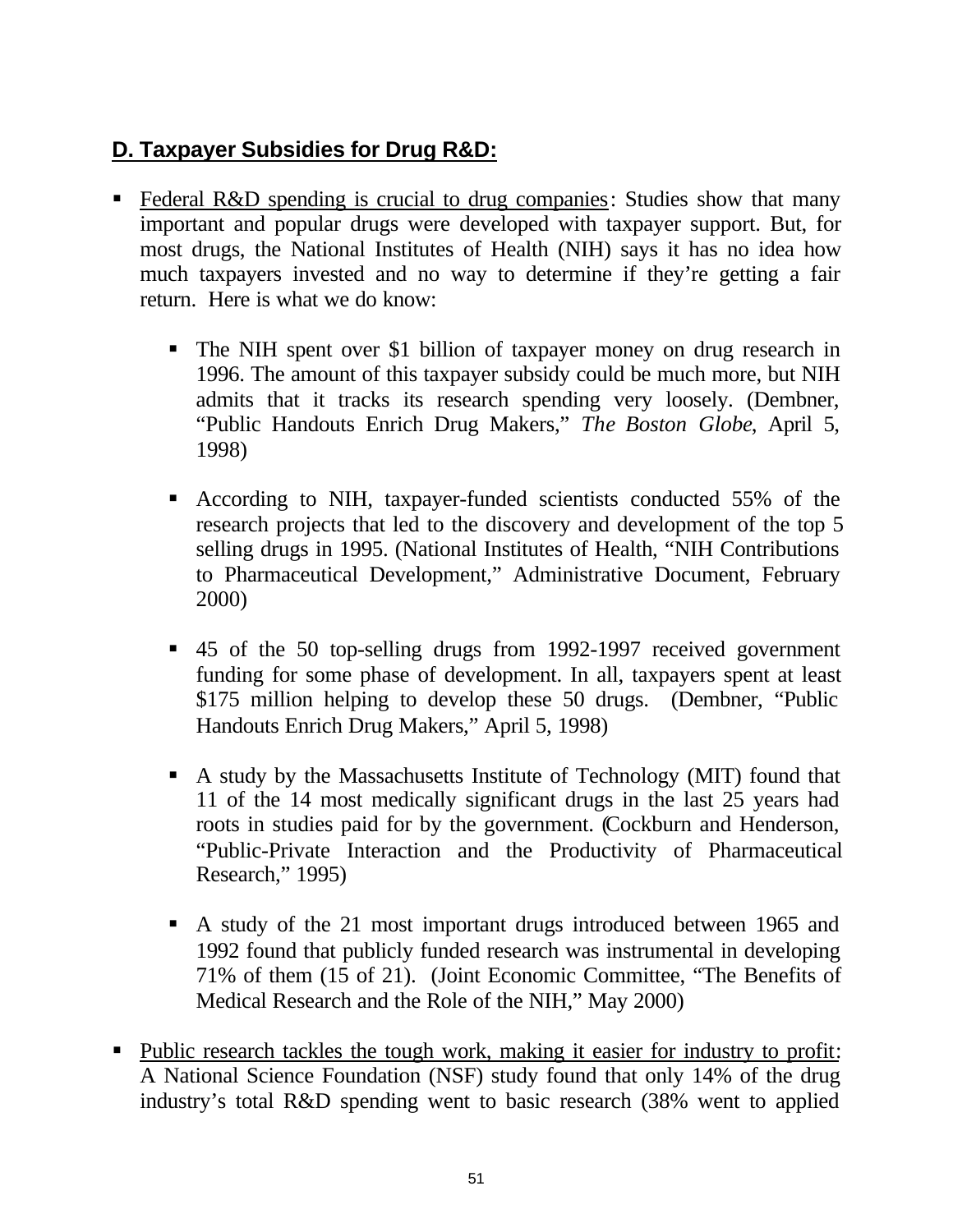## D. Taxpayer Subsidies for Drug R&D:

- Federal R&D spending is crucial to drug companies: Studies show that many important and popular drugs were developed with taxpayer support. But, for most drugs, the National Institutes of Health (NIH) says it has no idea how much taxpayers invested and no way to determine if they're getting a fair return. Here is what we do know:

  - The NIH spent over $1 billion of taxpayer money on drug research in 1996. The amount of this taxpayer subsidy could be much more, but NIH admits that it tracks its research spending very loosely. (Dembner, "Public Handouts Enrich Drug Makers," *The Boston Globe*, April 5, 1998)

  - According to NIH, taxpayer-funded scientists conducted 55% of the research projects that led to the discovery and development of the top 5 selling drugs in 1995. (National Institutes of Health, "NIH Contributions to Pharmaceutical Development," Administrative Document, February 2000)

  - 45 of the 50 top-selling drugs from 1992-1997 received government funding for some phase of development. In all, taxpayers spent at least $175 million helping to develop these 50 drugs. (Dembner, "Public Handouts Enrich Drug Makers," April 5, 1998)

  - A study by the Massachusetts Institute of Technology (MIT) found that 11 of the 14 most medically significant drugs in the last 25 years had roots in studies paid for by the government. (Cockburn and Henderson, "Public-Private Interaction and the Productivity of Pharmaceutical Research," 1995)

  - A study of the 21 most important drugs introduced between 1965 and 1992 found that publicly funded research was instrumental in developing 71% of them (15 of 21). (Joint Economic Committee, "The Benefits of Medical Research and the Role of the NIH," May 2000)

- Public research tackles the tough work, making it easier for industry to profit: A National Science Foundation (NSF) study found that only 14% of the drug industry's total R&D spending went to basic research (38% went to applied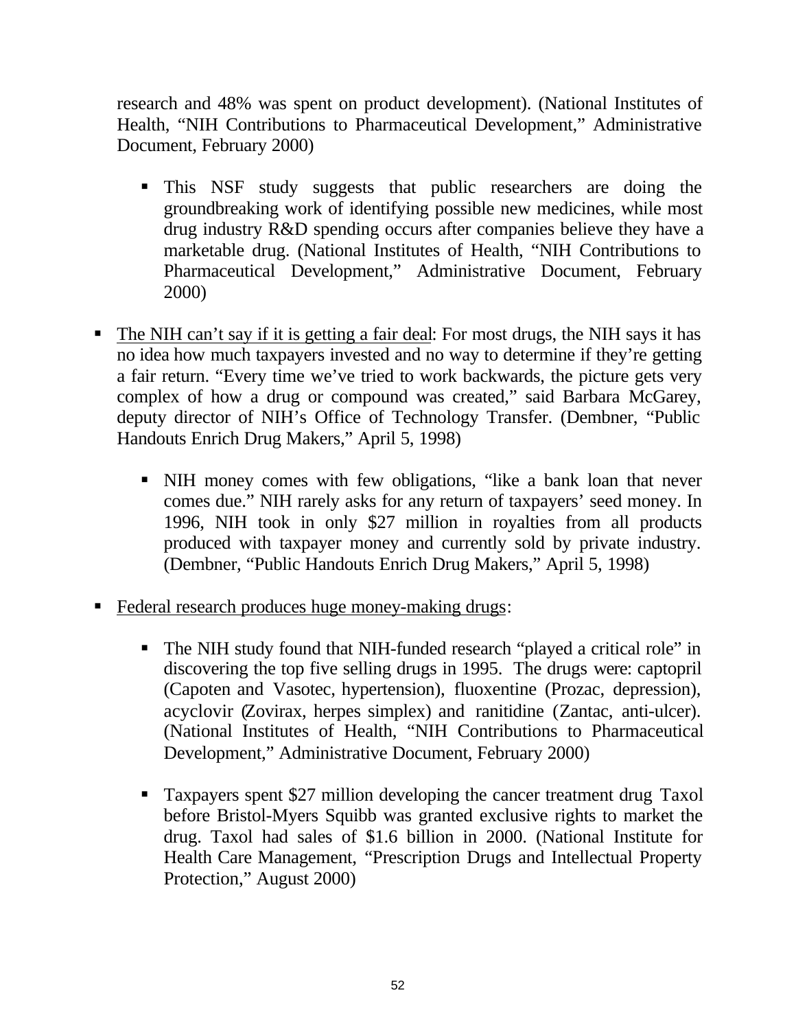research and 48% was spent on product development). (National Institutes of Health, "NIH Contributions to Pharmaceutical Development," Administrative Document, February 2000)

  - This NSF study suggests that public researchers are doing the groundbreaking work of identifying possible new medicines, while most drug industry R&D spending occurs after companies believe they have a marketable drug. (National Institutes of Health, "NIH Contributions to Pharmaceutical Development," Administrative Document, February 2000)

- <u>The NIH can't say if it is getting a fair deal</u>: For most drugs, the NIH says it has no idea how much taxpayers invested and no way to determine if they're getting a fair return. "Every time we've tried to work backwards, the picture gets very complex of how a drug or compound was created," said Barbara McGarey, deputy director of NIH's Office of Technology Transfer. (Dembner, "Public Handouts Enrich Drug Makers," April 5, 1998)

  - NIH money comes with few obligations, "like a bank loan that never comes due." NIH rarely asks for any return of taxpayers' seed money. In 1996, NIH took in only $27 million in royalties from all products produced with taxpayer money and currently sold by private industry. (Dembner, "Public Handouts Enrich Drug Makers," April 5, 1998)

- <u>Federal research produces huge money-making drugs</u>:

  - The NIH study found that NIH-funded research "played a critical role" in discovering the top five selling drugs in 1995. The drugs were: captopril (Capoten and Vasotec, hypertension), fluoxentine (Prozac, depression), acyclovir (Zovirax, herpes simplex) and ranitidine (Zantac, anti-ulcer). (National Institutes of Health, "NIH Contributions to Pharmaceutical Development," Administrative Document, February 2000)

  - Taxpayers spent $27 million developing the cancer treatment drug Taxol before Bristol-Myers Squibb was granted exclusive rights to market the drug. Taxol had sales of $1.6 billion in 2000. (National Institute for Health Care Management, "Prescription Drugs and Intellectual Property Protection," August 2000)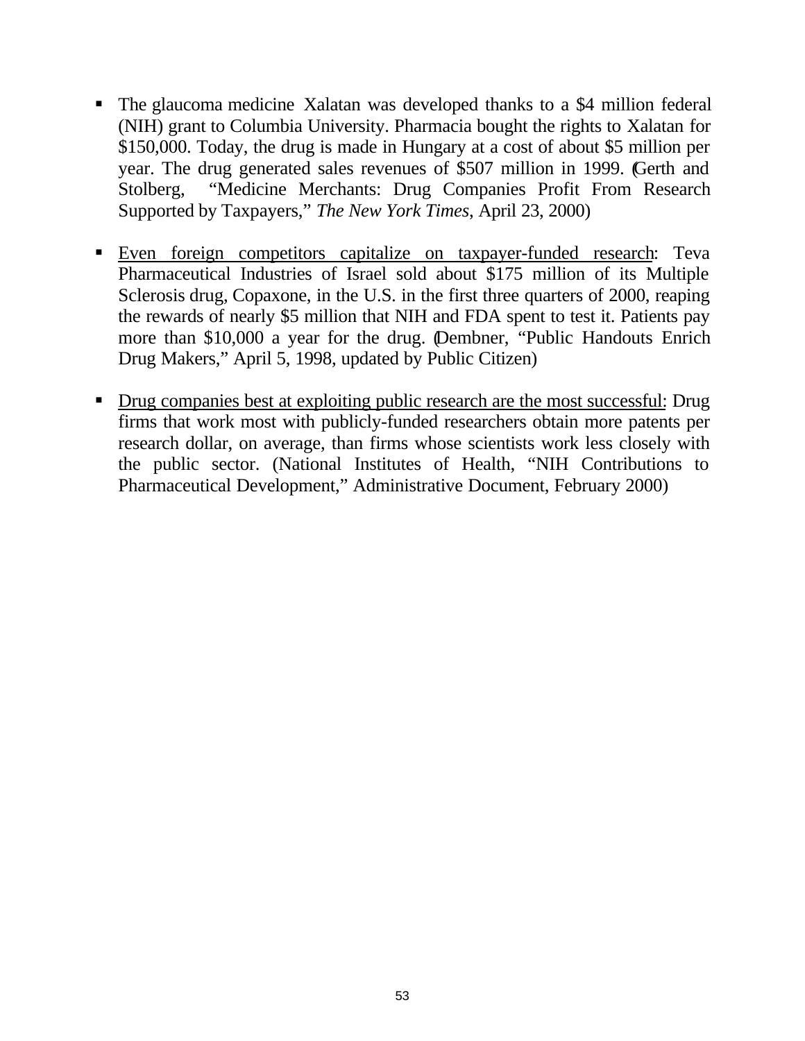- The glaucoma medicine Xalatan was developed thanks to a $4 million federal (NIH) grant to Columbia University. Pharmacia bought the rights to Xalatan for $150,000. Today, the drug is made in Hungary at a cost of about $5 million per year. The drug generated sales revenues of $507 million in 1999. (Gerth and Stolberg, "Medicine Merchants: Drug Companies Profit From Research Supported by Taxpayers," *The New York Times*, April 23, 2000)

- <u>Even foreign competitors capitalize on taxpayer-funded research</u>: Teva Pharmaceutical Industries of Israel sold about $175 million of its Multiple Sclerosis drug, Copaxone, in the U.S. in the first three quarters of 2000, reaping the rewards of nearly $5 million that NIH and FDA spent to test it. Patients pay more than $10,000 a year for the drug. (Dembner, "Public Handouts Enrich Drug Makers," April 5, 1998, updated by Public Citizen)

- <u>Drug companies best at exploiting public research are the most successful</u>: Drug firms that work most with publicly-funded researchers obtain more patents per research dollar, on average, than firms whose scientists work less closely with the public sector. (National Institutes of Health, "NIH Contributions to Pharmaceutical Development," Administrative Document, February 2000)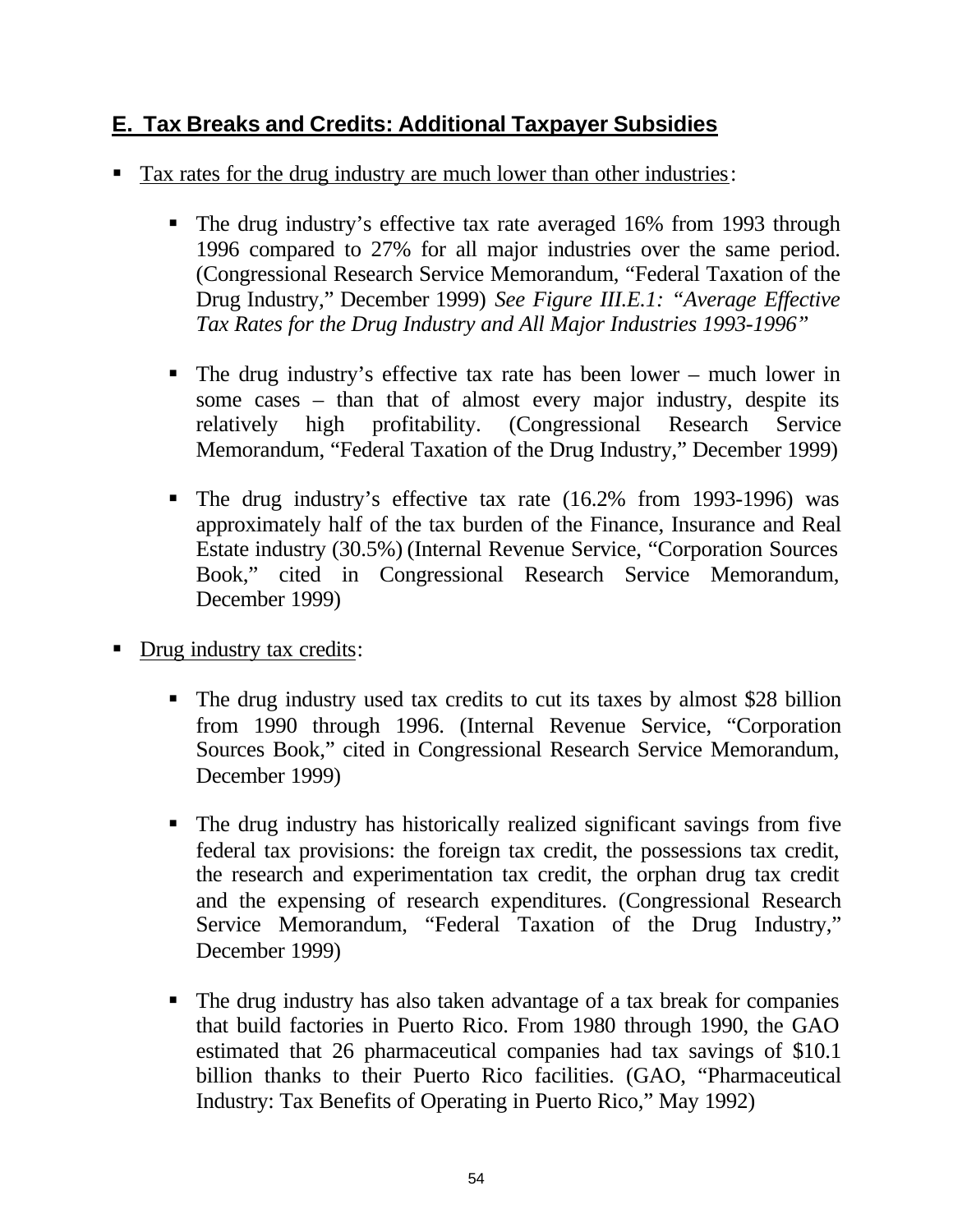## E. Tax Breaks and Credits: Additional Taxpayer Subsidies

- Tax rates for the drug industry are much lower than other industries:

  - The drug industry's effective tax rate averaged 16% from 1993 through 1996 compared to 27% for all major industries over the same period. (Congressional Research Service Memorandum, "Federal Taxation of the Drug Industry," December 1999) *See Figure III.E.1: "Average Effective Tax Rates for the Drug Industry and All Major Industries 1993-1996"*

  - The drug industry's effective tax rate has been lower – much lower in some cases – than that of almost every major industry, despite its relatively high profitability. (Congressional Research Service Memorandum, "Federal Taxation of the Drug Industry," December 1999)

  - The drug industry's effective tax rate (16.2% from 1993-1996) was approximately half of the tax burden of the Finance, Insurance and Real Estate industry (30.5%) (Internal Revenue Service, "Corporation Sources Book," cited in Congressional Research Service Memorandum, December 1999)

- Drug industry tax credits:

  - The drug industry used tax credits to cut its taxes by almost $28 billion from 1990 through 1996. (Internal Revenue Service, "Corporation Sources Book," cited in Congressional Research Service Memorandum, December 1999)

  - The drug industry has historically realized significant savings from five federal tax provisions: the foreign tax credit, the possessions tax credit, the research and experimentation tax credit, the orphan drug tax credit and the expensing of research expenditures. (Congressional Research Service Memorandum, "Federal Taxation of the Drug Industry," December 1999)

  - The drug industry has also taken advantage of a tax break for companies that build factories in Puerto Rico. From 1980 through 1990, the GAO estimated that 26 pharmaceutical companies had tax savings of $10.1 billion thanks to their Puerto Rico facilities. (GAO, "Pharmaceutical Industry: Tax Benefits of Operating in Puerto Rico," May 1992)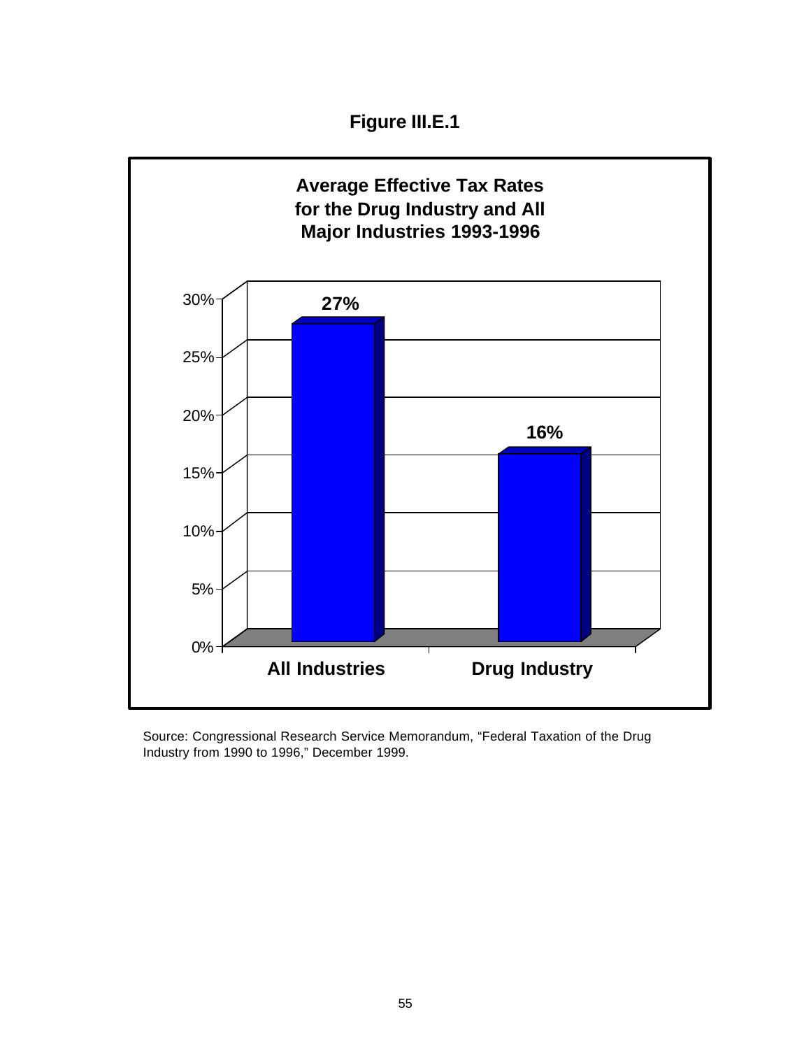**Figure III.E.1**

**Average Effective Tax Rates for the Drug Industry and All Major Industries 1993-1996**

| | Average Effective Tax Rate |
|---|---|
| All Industries | 27% |
| Drug Industry | 16% |

Source: Congressional Research Service Memorandum, "Federal Taxation of the Drug Industry from 1990 to 1996," December 1999.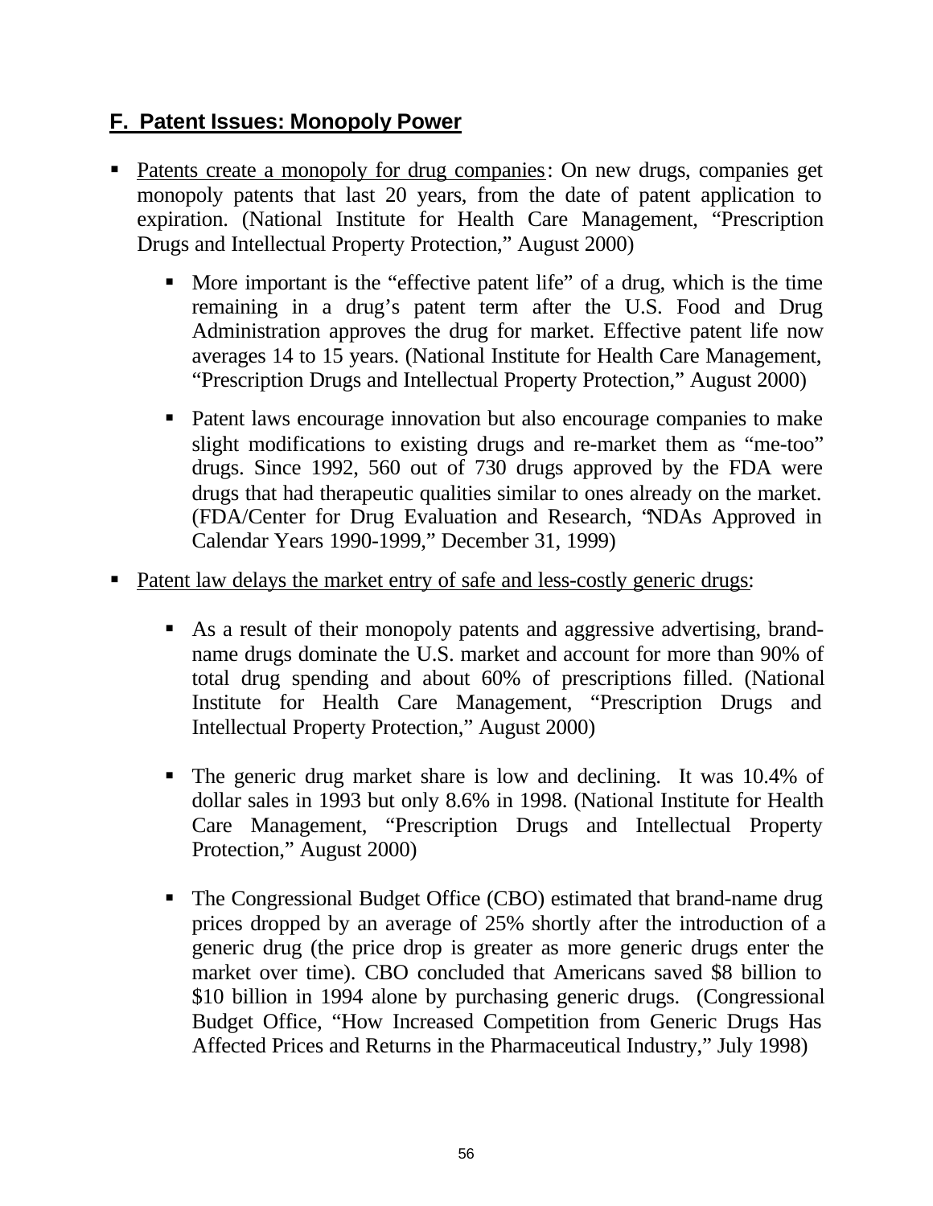## F. Patent Issues: Monopoly Power

- Patents create a monopoly for drug companies: On new drugs, companies get monopoly patents that last 20 years, from the date of patent application to expiration. (National Institute for Health Care Management, "Prescription Drugs and Intellectual Property Protection," August 2000)
  - More important is the "effective patent life" of a drug, which is the time remaining in a drug's patent term after the U.S. Food and Drug Administration approves the drug for market. Effective patent life now averages 14 to 15 years. (National Institute for Health Care Management, "Prescription Drugs and Intellectual Property Protection," August 2000)
  - Patent laws encourage innovation but also encourage companies to make slight modifications to existing drugs and re-market them as "me-too" drugs. Since 1992, 560 out of 730 drugs approved by the FDA were drugs that had therapeutic qualities similar to ones already on the market. (FDA/Center for Drug Evaluation and Research, "NDAs Approved in Calendar Years 1990-1999," December 31, 1999)
- Patent law delays the market entry of safe and less-costly generic drugs:
  - As a result of their monopoly patents and aggressive advertising, brand-name drugs dominate the U.S. market and account for more than 90% of total drug spending and about 60% of prescriptions filled. (National Institute for Health Care Management, "Prescription Drugs and Intellectual Property Protection," August 2000)
  - The generic drug market share is low and declining. It was 10.4% of dollar sales in 1993 but only 8.6% in 1998. (National Institute for Health Care Management, "Prescription Drugs and Intellectual Property Protection," August 2000)
  - The Congressional Budget Office (CBO) estimated that brand-name drug prices dropped by an average of 25% shortly after the introduction of a generic drug (the price drop is greater as more generic drugs enter the market over time). CBO concluded that Americans saved $8 billion to $10 billion in 1994 alone by purchasing generic drugs. (Congressional Budget Office, "How Increased Competition from Generic Drugs Has Affected Prices and Returns in the Pharmaceutical Industry," July 1998)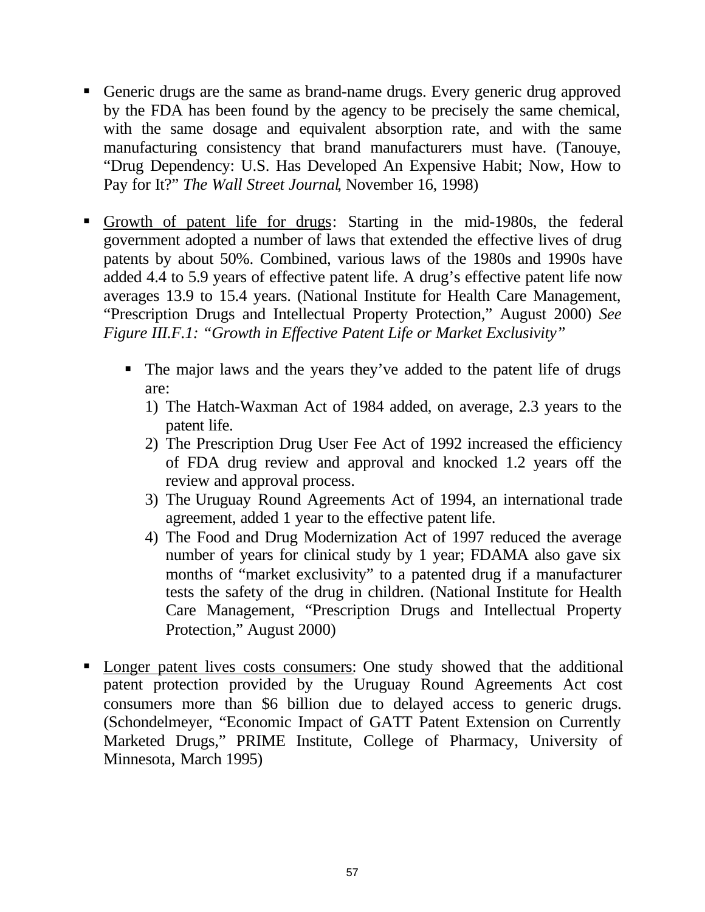- Generic drugs are the same as brand-name drugs. Every generic drug approved by the FDA has been found by the agency to be precisely the same chemical, with the same dosage and equivalent absorption rate, and with the same manufacturing consistency that brand manufacturers must have. (Tanouye, "Drug Dependency: U.S. Has Developed An Expensive Habit; Now, How to Pay for It?" *The Wall Street Journal*, November 16, 1998)

- <u>Growth of patent life for drugs</u>: Starting in the mid-1980s, the federal government adopted a number of laws that extended the effective lives of drug patents by about 50%. Combined, various laws of the 1980s and 1990s have added 4.4 to 5.9 years of effective patent life. A drug's effective patent life now averages 13.9 to 15.4 years. (National Institute for Health Care Management, "Prescription Drugs and Intellectual Property Protection," August 2000) *See Figure III.F.1: "Growth in Effective Patent Life or Market Exclusivity"*

  - The major laws and the years they've added to the patent life of drugs are:
    1) The Hatch-Waxman Act of 1984 added, on average, 2.3 years to the patent life.
    2) The Prescription Drug User Fee Act of 1992 increased the efficiency of FDA drug review and approval and knocked 1.2 years off the review and approval process.
    3) The Uruguay Round Agreements Act of 1994, an international trade agreement, added 1 year to the effective patent life.
    4) The Food and Drug Modernization Act of 1997 reduced the average number of years for clinical study by 1 year; FDAMA also gave six months of "market exclusivity" to a patented drug if a manufacturer tests the safety of the drug in children. (National Institute for Health Care Management, "Prescription Drugs and Intellectual Property Protection," August 2000)

- <u>Longer patent lives costs consumers</u>: One study showed that the additional patent protection provided by the Uruguay Round Agreements Act cost consumers more than $6 billion due to delayed access to generic drugs. (Schondelmeyer, "Economic Impact of GATT Patent Extension on Currently Marketed Drugs," PRIME Institute, College of Pharmacy, University of Minnesota, March 1995)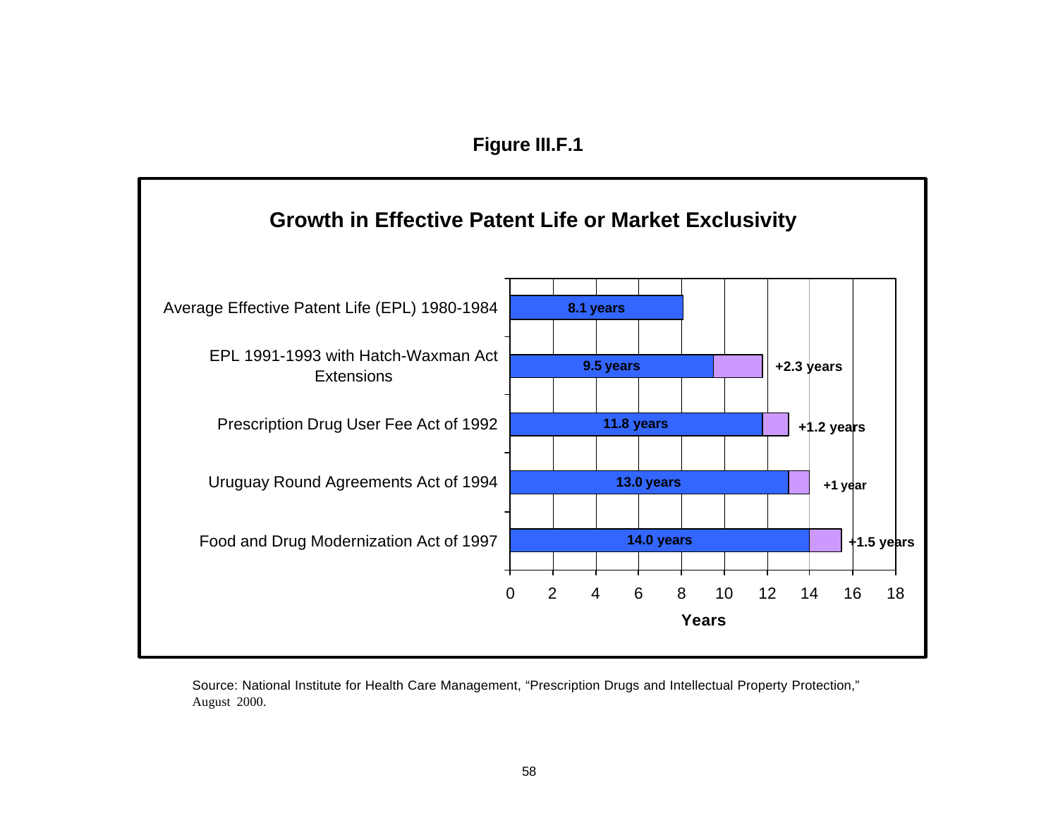**Figure III.F.1**

**Growth in Effective Patent Life or Market Exclusivity**

| | Years | Increase |
|---|---|---|
| Average Effective Patent Life (EPL) 1980-1984 | 8.1 years | |
| EPL 1991-1993 with Hatch-Waxman Act Extensions | 9.5 years | +2.3 years |
| Prescription Drug User Fee Act of 1992 | 11.8 years | +1.2 years |
| Uruguay Round Agreements Act of 1994 | 13.0 years | +1 year |
| Food and Drug Modernization Act of 1997 | 14.0 years | +1.5 years |

Source: National Institute for Health Care Management, "Prescription Drugs and Intellectual Property Protection," August 2000.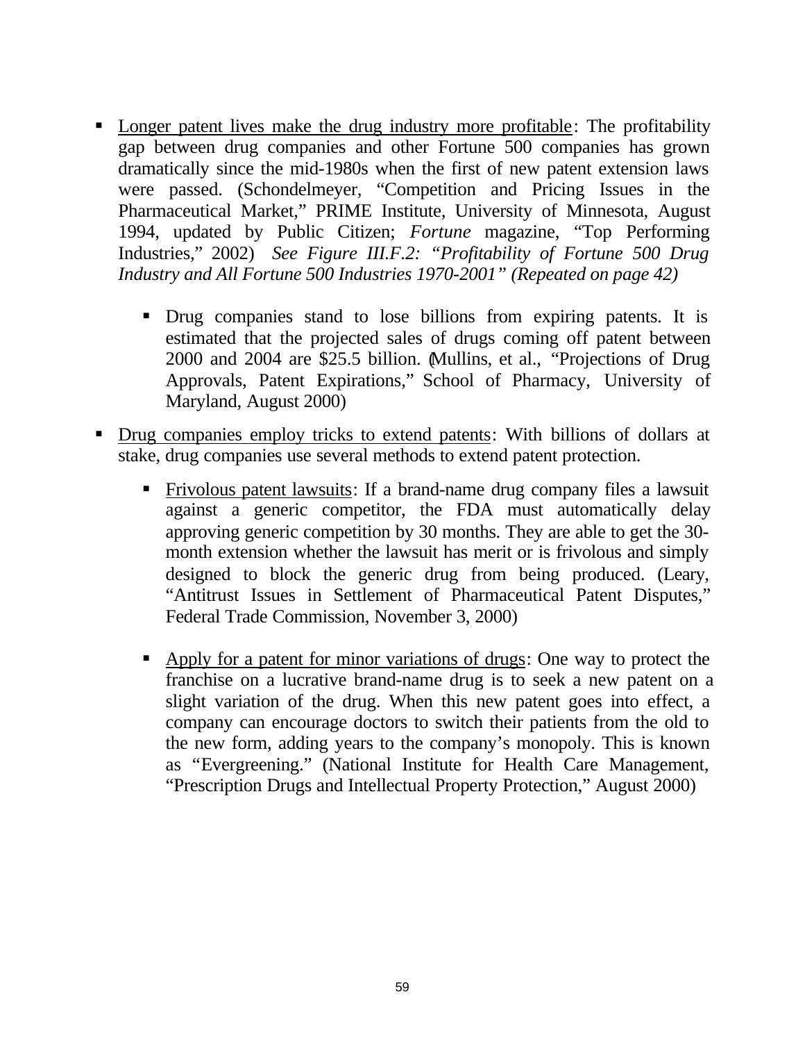- <u>Longer patent lives make the drug industry more profitable</u>: The profitability gap between drug companies and other Fortune 500 companies has grown dramatically since the mid-1980s when the first of new patent extension laws were passed. (Schondelmeyer, "Competition and Pricing Issues in the Pharmaceutical Market," PRIME Institute, University of Minnesota, August 1994, updated by Public Citizen; *Fortune* magazine, "Top Performing Industries," 2002) *See Figure III.F.2: "Profitability of Fortune 500 Drug Industry and All Fortune 500 Industries 1970-2001" (Repeated on page 42)*

  - Drug companies stand to lose billions from expiring patents. It is estimated that the projected sales of drugs coming off patent between 2000 and 2004 are $25.5 billion. (Mullins, et al., "Projections of Drug Approvals, Patent Expirations," School of Pharmacy, University of Maryland, August 2000)

- <u>Drug companies employ tricks to extend patents</u>: With billions of dollars at stake, drug companies use several methods to extend patent protection.

  - <u>Frivolous patent lawsuits</u>: If a brand-name drug company files a lawsuit against a generic competitor, the FDA must automatically delay approving generic competition by 30 months. They are able to get the 30-month extension whether the lawsuit has merit or is frivolous and simply designed to block the generic drug from being produced. (Leary, "Antitrust Issues in Settlement of Pharmaceutical Patent Disputes," Federal Trade Commission, November 3, 2000)

  - <u>Apply for a patent for minor variations of drugs</u>: One way to protect the franchise on a lucrative brand-name drug is to seek a new patent on a slight variation of the drug. When this new patent goes into effect, a company can encourage doctors to switch their patients from the old to the new form, adding years to the company's monopoly. This is known as "Evergreening." (National Institute for Health Care Management, "Prescription Drugs and Intellectual Property Protection," August 2000)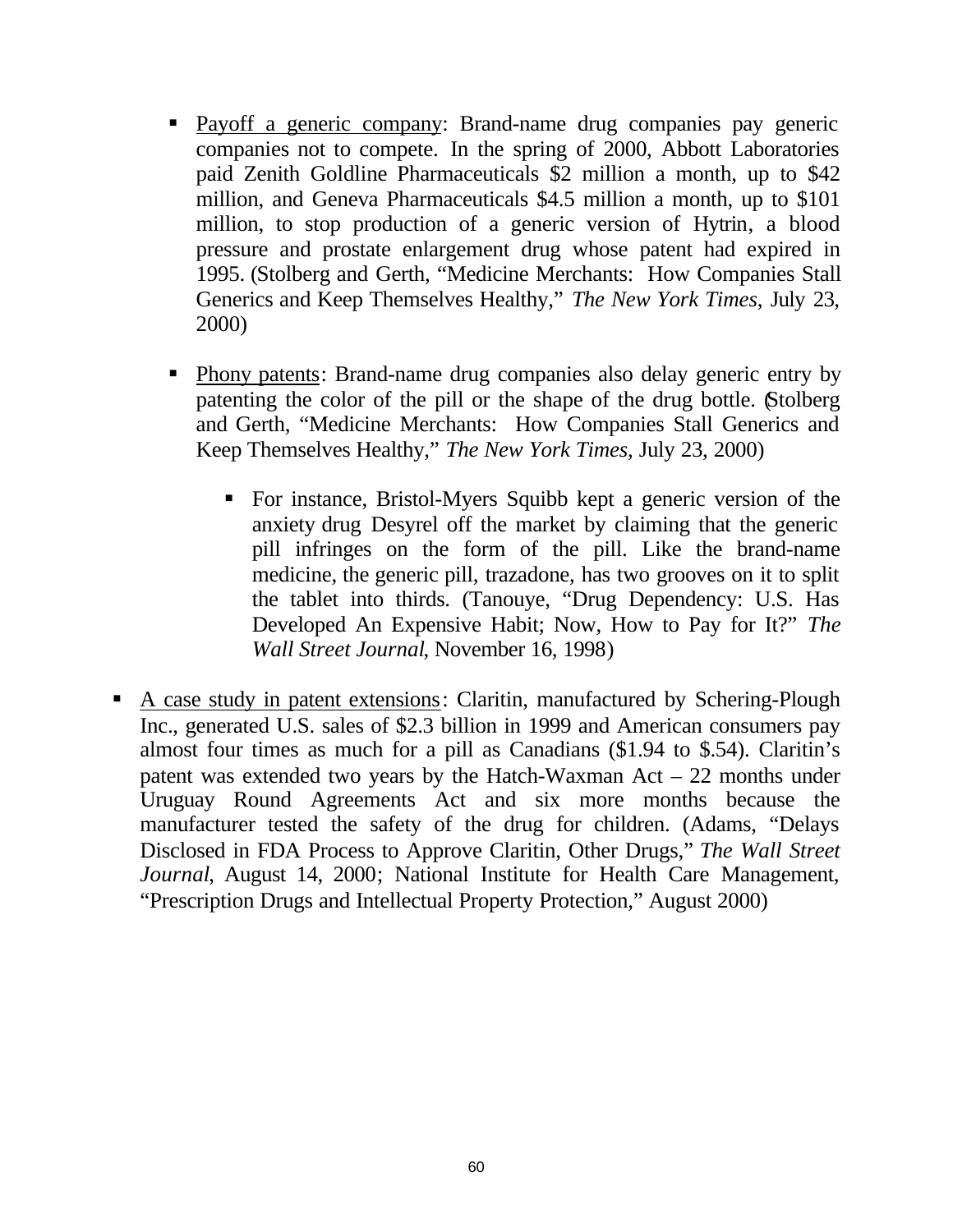- Payoff a generic company: Brand-name drug companies pay generic companies not to compete. In the spring of 2000, Abbott Laboratories paid Zenith Goldline Pharmaceuticals $2 million a month, up to $42 million, and Geneva Pharmaceuticals $4.5 million a month, up to $101 million, to stop production of a generic version of Hytrin, a blood pressure and prostate enlargement drug whose patent had expired in 1995. (Stolberg and Gerth, "Medicine Merchants: How Companies Stall Generics and Keep Themselves Healthy," *The New York Times*, July 23, 2000)

- Phony patents: Brand-name drug companies also delay generic entry by patenting the color of the pill or the shape of the drug bottle. (Stolberg and Gerth, "Medicine Merchants: How Companies Stall Generics and Keep Themselves Healthy," *The New York Times*, July 23, 2000)

  - For instance, Bristol-Myers Squibb kept a generic version of the anxiety drug Desyrel off the market by claiming that the generic pill infringes on the form of the pill. Like the brand-name medicine, the generic pill, trazadone, has two grooves on it to split the tablet into thirds. (Tanouye, "Drug Dependency: U.S. Has Developed An Expensive Habit; Now, How to Pay for It?" *The Wall Street Journal*, November 16, 1998)

- A case study in patent extensions: Claritin, manufactured by Schering-Plough Inc., generated U.S. sales of $2.3 billion in 1999 and American consumers pay almost four times as much for a pill as Canadians ($1.94 to $.54). Claritin's patent was extended two years by the Hatch-Waxman Act – 22 months under Uruguay Round Agreements Act and six more months because the manufacturer tested the safety of the drug for children. (Adams, "Delays Disclosed in FDA Process to Approve Claritin, Other Drugs," *The Wall Street Journal*, August 14, 2000; National Institute for Health Care Management, "Prescription Drugs and Intellectual Property Protection," August 2000)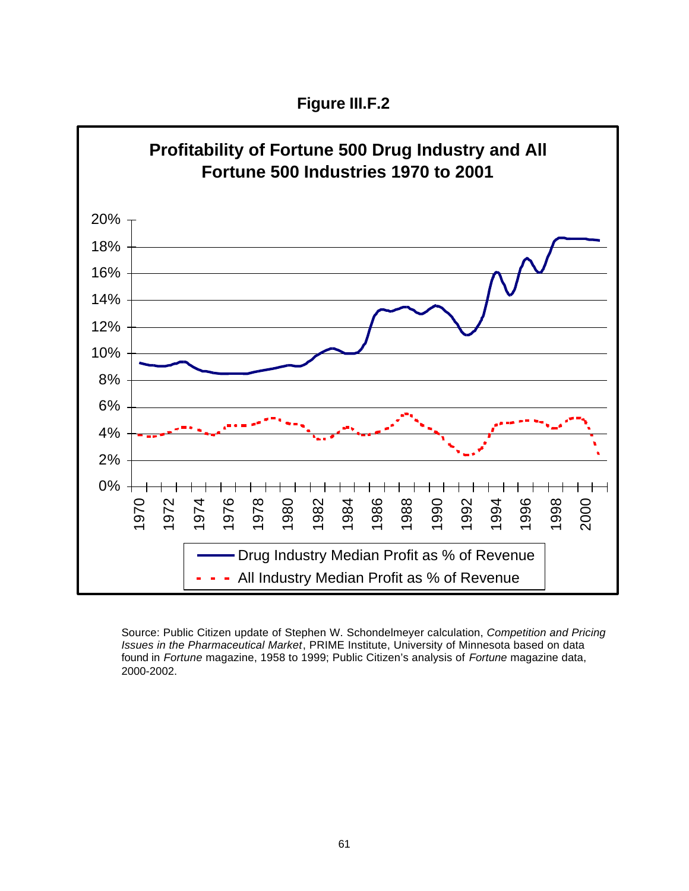**Figure III.F.2**

**Profitability of Fortune 500 Drug Industry and All Fortune 500 Industries 1970 to 2001**

Source: Public Citizen update of Stephen W. Schondelmeyer calculation, *Competition and Pricing Issues in the Pharmaceutical Market*, PRIME Institute, University of Minnesota based on data found in *Fortune* magazine, 1958 to 1999; Public Citizen's analysis of *Fortune* magazine data, 2000-2002.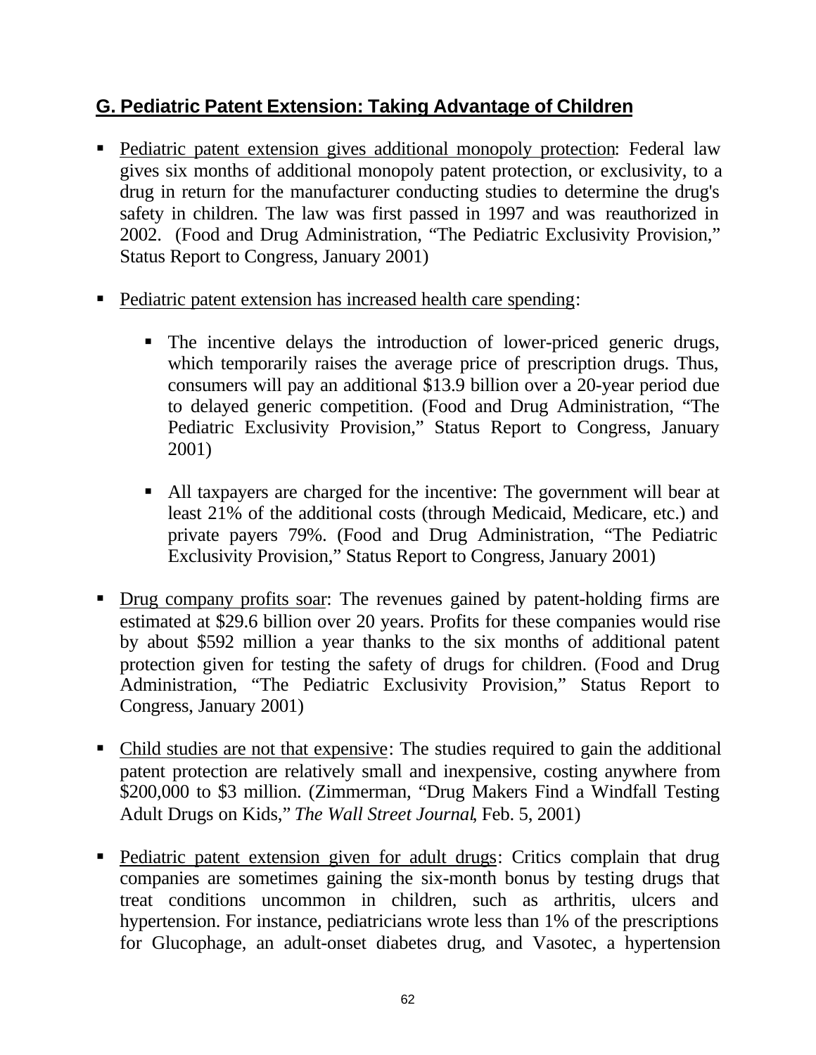## G. Pediatric Patent Extension: Taking Advantage of Children

- Pediatric patent extension gives additional monopoly protection: Federal law gives six months of additional monopoly patent protection, or exclusivity, to a drug in return for the manufacturer conducting studies to determine the drug's safety in children. The law was first passed in 1997 and was reauthorized in 2002. (Food and Drug Administration, "The Pediatric Exclusivity Provision," Status Report to Congress, January 2001)

- Pediatric patent extension has increased health care spending:

  - The incentive delays the introduction of lower-priced generic drugs, which temporarily raises the average price of prescription drugs. Thus, consumers will pay an additional $13.9 billion over a 20-year period due to delayed generic competition. (Food and Drug Administration, "The Pediatric Exclusivity Provision," Status Report to Congress, January 2001)

  - All taxpayers are charged for the incentive: The government will bear at least 21% of the additional costs (through Medicaid, Medicare, etc.) and private payers 79%. (Food and Drug Administration, "The Pediatric Exclusivity Provision," Status Report to Congress, January 2001)

- Drug company profits soar: The revenues gained by patent-holding firms are estimated at $29.6 billion over 20 years. Profits for these companies would rise by about $592 million a year thanks to the six months of additional patent protection given for testing the safety of drugs for children. (Food and Drug Administration, "The Pediatric Exclusivity Provision," Status Report to Congress, January 2001)

- Child studies are not that expensive: The studies required to gain the additional patent protection are relatively small and inexpensive, costing anywhere from $200,000 to $3 million. (Zimmerman, "Drug Makers Find a Windfall Testing Adult Drugs on Kids," *The Wall Street Journal*, Feb. 5, 2001)

- Pediatric patent extension given for adult drugs: Critics complain that drug companies are sometimes gaining the six-month bonus by testing drugs that treat conditions uncommon in children, such as arthritis, ulcers and hypertension. For instance, pediatricians wrote less than 1% of the prescriptions for Glucophage, an adult-onset diabetes drug, and Vasotec, a hypertension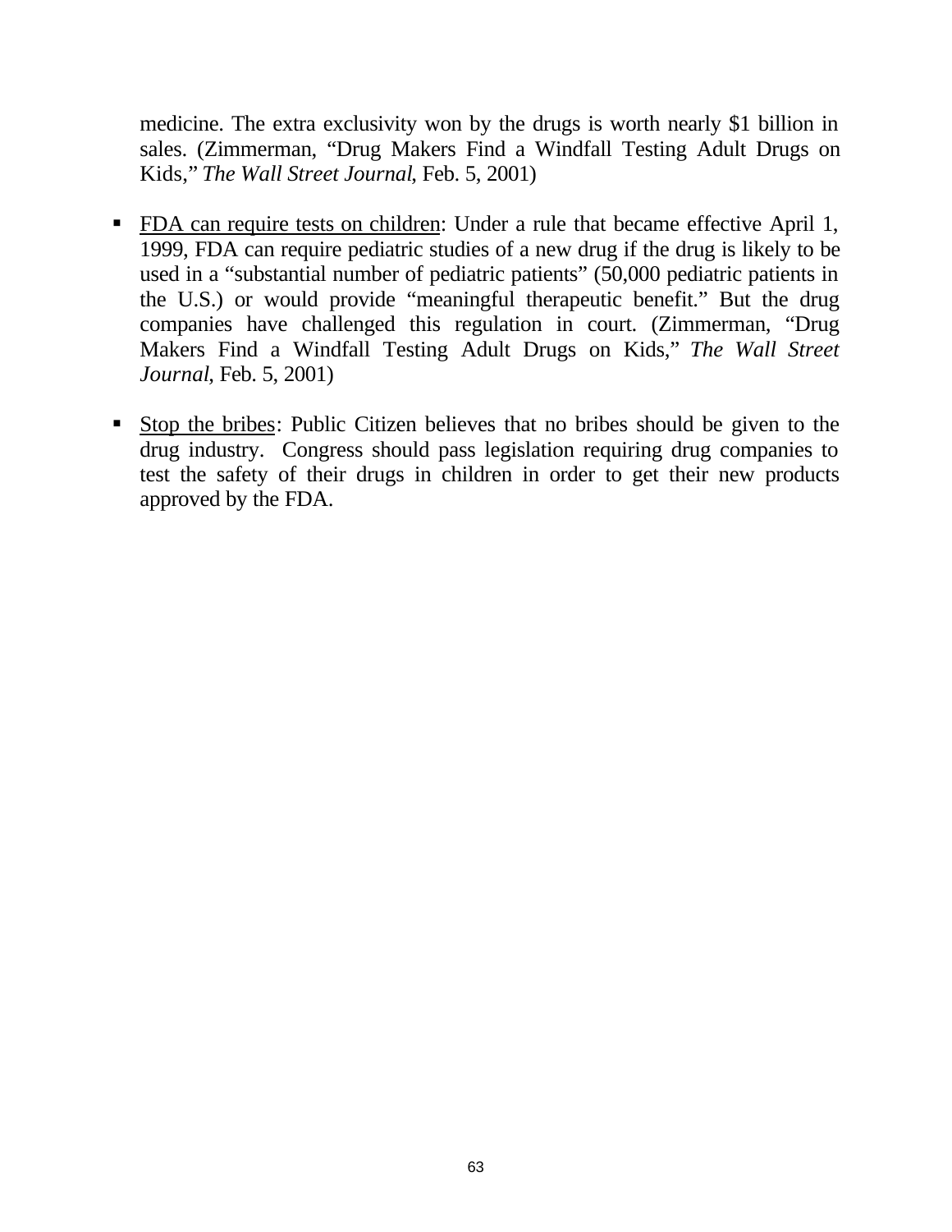medicine. The extra exclusivity won by the drugs is worth nearly $1 billion in sales. (Zimmerman, "Drug Makers Find a Windfall Testing Adult Drugs on Kids," *The Wall Street Journal*, Feb. 5, 2001)

- <u>FDA can require tests on children</u>: Under a rule that became effective April 1, 1999, FDA can require pediatric studies of a new drug if the drug is likely to be used in a "substantial number of pediatric patients" (50,000 pediatric patients in the U.S.) or would provide "meaningful therapeutic benefit." But the drug companies have challenged this regulation in court. (Zimmerman, "Drug Makers Find a Windfall Testing Adult Drugs on Kids," *The Wall Street Journal*, Feb. 5, 2001)

- <u>Stop the bribes</u>: Public Citizen believes that no bribes should be given to the drug industry. Congress should pass legislation requiring drug companies to test the safety of their drugs in children in order to get their new products approved by the FDA.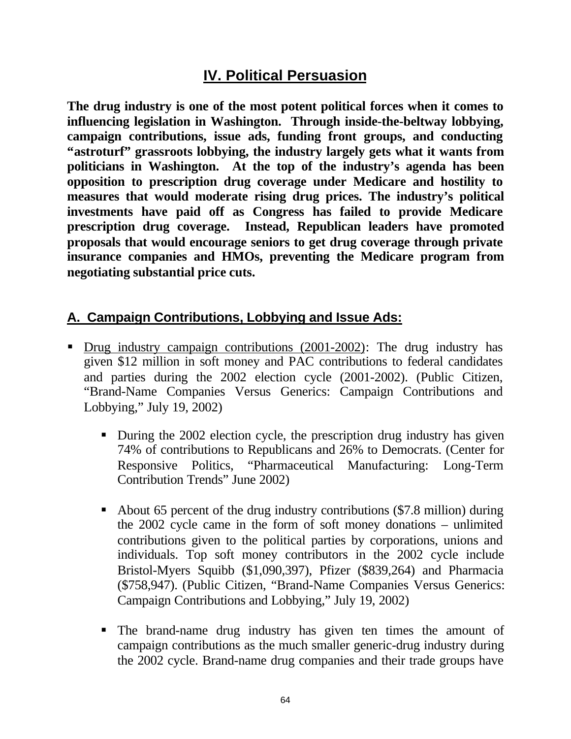# IV. Political Persuasion

**The drug industry is one of the most potent political forces when it comes to influencing legislation in Washington. Through inside-the-beltway lobbying, campaign contributions, issue ads, funding front groups, and conducting "astroturf" grassroots lobbying, the industry largely gets what it wants from politicians in Washington. At the top of the industry's agenda has been opposition to prescription drug coverage under Medicare and hostility to measures that would moderate rising drug prices. The industry's political investments have paid off as Congress has failed to provide Medicare prescription drug coverage. Instead, Republican leaders have promoted proposals that would encourage seniors to get drug coverage through private insurance companies and HMOs, preventing the Medicare program from negotiating substantial price cuts.**

## A. Campaign Contributions, Lobbying and Issue Ads:

- Drug industry campaign contributions (2001-2002): The drug industry has given $12 million in soft money and PAC contributions to federal candidates and parties during the 2002 election cycle (2001-2002). (Public Citizen, "Brand-Name Companies Versus Generics: Campaign Contributions and Lobbying," July 19, 2002)
  - During the 2002 election cycle, the prescription drug industry has given 74% of contributions to Republicans and 26% to Democrats. (Center for Responsive Politics, "Pharmaceutical Manufacturing: Long-Term Contribution Trends" June 2002)
  - About 65 percent of the drug industry contributions ($7.8 million) during the 2002 cycle came in the form of soft money donations – unlimited contributions given to the political parties by corporations, unions and individuals. Top soft money contributors in the 2002 cycle include Bristol-Myers Squibb ($1,090,397), Pfizer ($839,264) and Pharmacia ($758,947). (Public Citizen, "Brand-Name Companies Versus Generics: Campaign Contributions and Lobbying," July 19, 2002)
  - The brand-name drug industry has given ten times the amount of campaign contributions as the much smaller generic-drug industry during the 2002 cycle. Brand-name drug companies and their trade groups have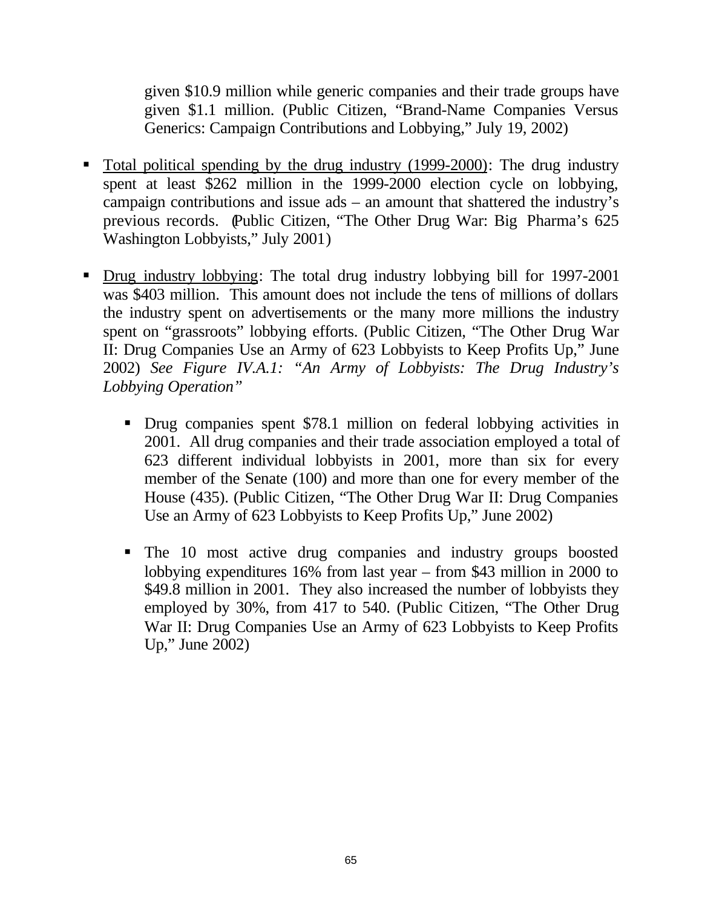given $10.9 million while generic companies and their trade groups have given $1.1 million. (Public Citizen, "Brand-Name Companies Versus Generics: Campaign Contributions and Lobbying," July 19, 2002)

- <u>Total political spending by the drug industry (1999-2000)</u>: The drug industry spent at least $262 million in the 1999-2000 election cycle on lobbying, campaign contributions and issue ads – an amount that shattered the industry's previous records. (Public Citizen, "The Other Drug War: Big Pharma's 625 Washington Lobbyists," July 2001)

- <u>Drug industry lobbying</u>: The total drug industry lobbying bill for 1997-2001 was $403 million. This amount does not include the tens of millions of dollars the industry spent on advertisements or the many more millions the industry spent on "grassroots" lobbying efforts. (Public Citizen, "The Other Drug War II: Drug Companies Use an Army of 623 Lobbyists to Keep Profits Up," June 2002) *See Figure IV.A.1: "An Army of Lobbyists: The Drug Industry's Lobbying Operation"*

  - Drug companies spent $78.1 million on federal lobbying activities in 2001. All drug companies and their trade association employed a total of 623 different individual lobbyists in 2001, more than six for every member of the Senate (100) and more than one for every member of the House (435). (Public Citizen, "The Other Drug War II: Drug Companies Use an Army of 623 Lobbyists to Keep Profits Up," June 2002)

  - The 10 most active drug companies and industry groups boosted lobbying expenditures 16% from last year – from $43 million in 2000 to $49.8 million in 2001. They also increased the number of lobbyists they employed by 30%, from 417 to 540. (Public Citizen, "The Other Drug War II: Drug Companies Use an Army of 623 Lobbyists to Keep Profits Up," June 2002)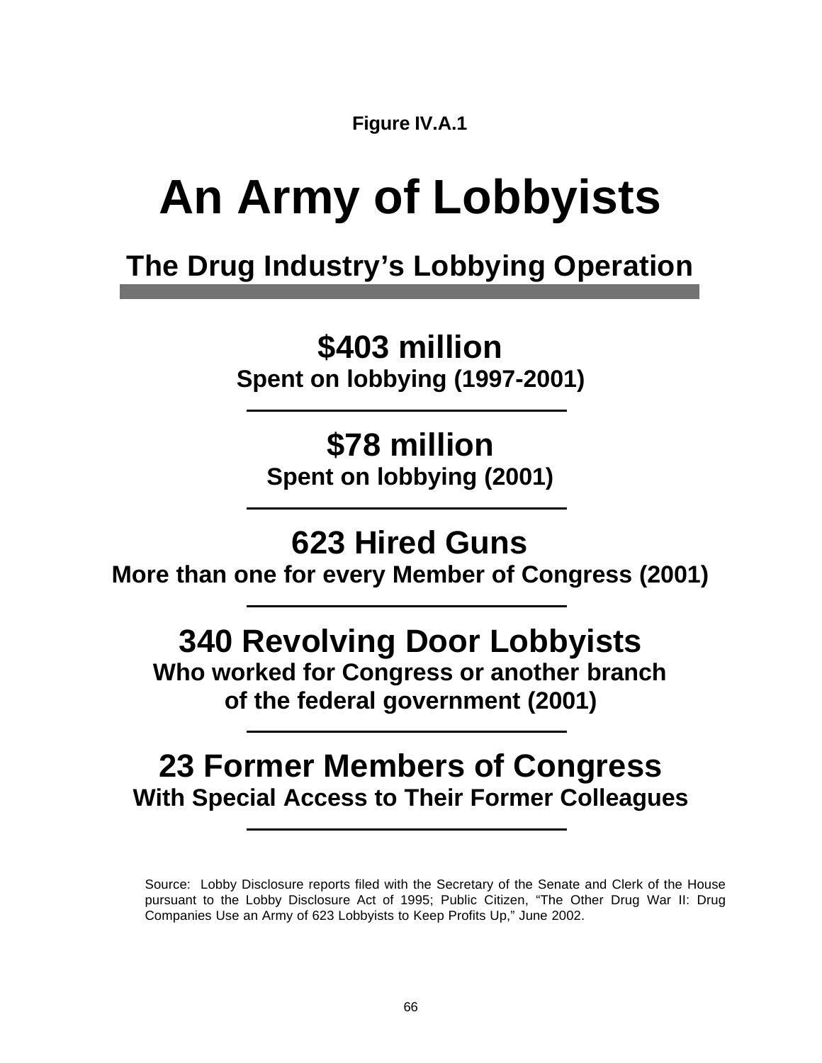**Figure IV.A.1**

# An Army of Lobbyists

## The Drug Industry's Lobbying Operation

---

**$403 million**
**Spent on lobbying (1997-2001)**

---

**$78 million**
**Spent on lobbying (2001)**

---

**623 Hired Guns**
**More than one for every Member of Congress (2001)**

---

**340 Revolving Door Lobbyists**
**Who worked for Congress or another branch of the federal government (2001)**

---

**23 Former Members of Congress**
**With Special Access to Their Former Colleagues**

---

Source: Lobby Disclosure reports filed with the Secretary of the Senate and Clerk of the House pursuant to the Lobby Disclosure Act of 1995; Public Citizen, "The Other Drug War II: Drug Companies Use an Army of 623 Lobbyists to Keep Profits Up," June 2002.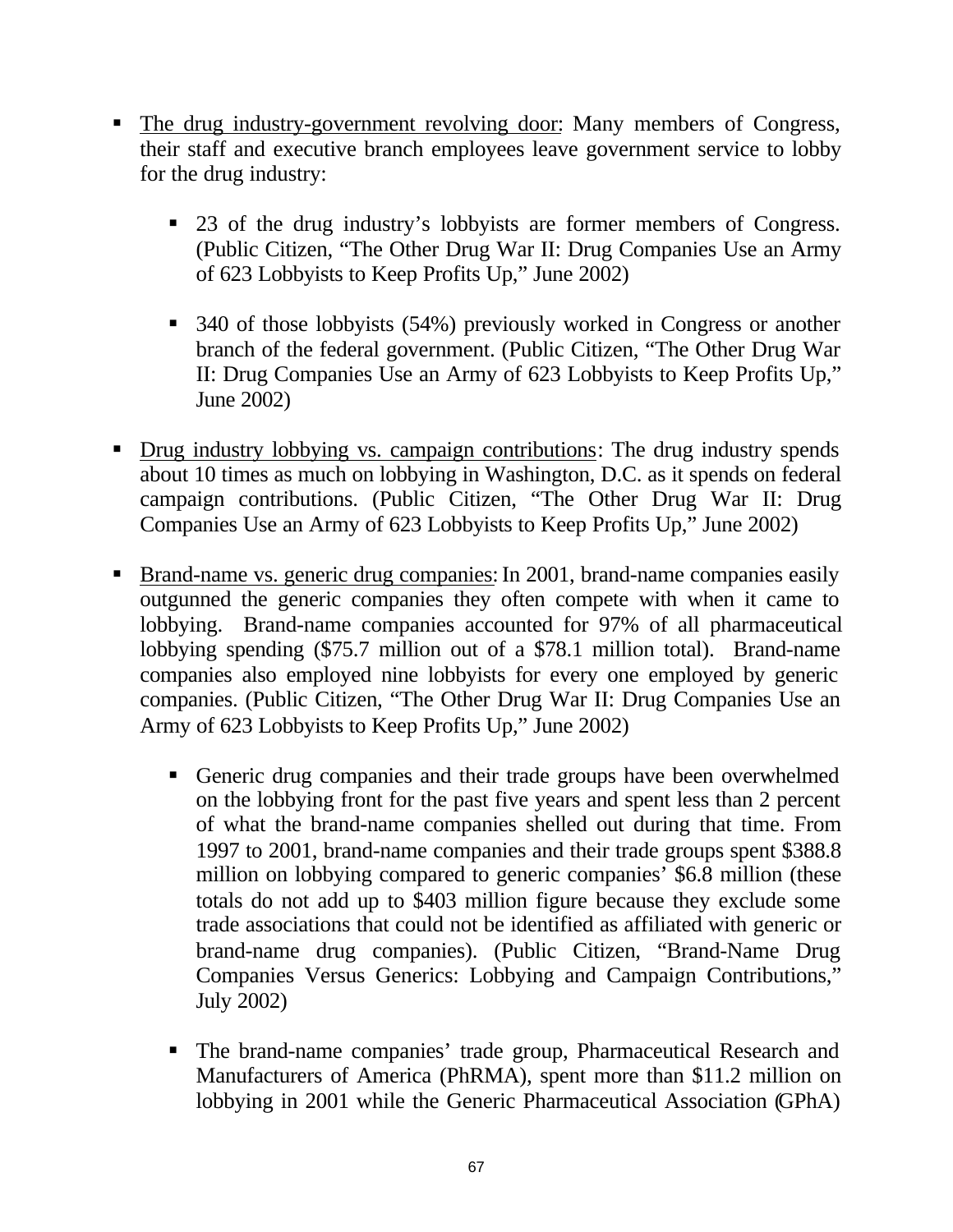- <u>The drug industry-government revolving door</u>: Many members of Congress, their staff and executive branch employees leave government service to lobby for the drug industry:

  - 23 of the drug industry's lobbyists are former members of Congress. (Public Citizen, "The Other Drug War II: Drug Companies Use an Army of 623 Lobbyists to Keep Profits Up," June 2002)

  - 340 of those lobbyists (54%) previously worked in Congress or another branch of the federal government. (Public Citizen, "The Other Drug War II: Drug Companies Use an Army of 623 Lobbyists to Keep Profits Up," June 2002)

- <u>Drug industry lobbying vs. campaign contributions</u>: The drug industry spends about 10 times as much on lobbying in Washington, D.C. as it spends on federal campaign contributions. (Public Citizen, "The Other Drug War II: Drug Companies Use an Army of 623 Lobbyists to Keep Profits Up," June 2002)

- <u>Brand-name vs. generic drug companies</u>: In 2001, brand-name companies easily outgunned the generic companies they often compete with when it came to lobbying. Brand-name companies accounted for 97% of all pharmaceutical lobbying spending ($75.7 million out of a $78.1 million total). Brand-name companies also employed nine lobbyists for every one employed by generic companies. (Public Citizen, "The Other Drug War II: Drug Companies Use an Army of 623 Lobbyists to Keep Profits Up," June 2002)

  - Generic drug companies and their trade groups have been overwhelmed on the lobbying front for the past five years and spent less than 2 percent of what the brand-name companies shelled out during that time. From 1997 to 2001, brand-name companies and their trade groups spent $388.8 million on lobbying compared to generic companies' $6.8 million (these totals do not add up to $403 million figure because they exclude some trade associations that could not be identified as affiliated with generic or brand-name drug companies). (Public Citizen, "Brand-Name Drug Companies Versus Generics: Lobbying and Campaign Contributions," July 2002)

  - The brand-name companies' trade group, Pharmaceutical Research and Manufacturers of America (PhRMA), spent more than $11.2 million on lobbying in 2001 while the Generic Pharmaceutical Association (GPhA)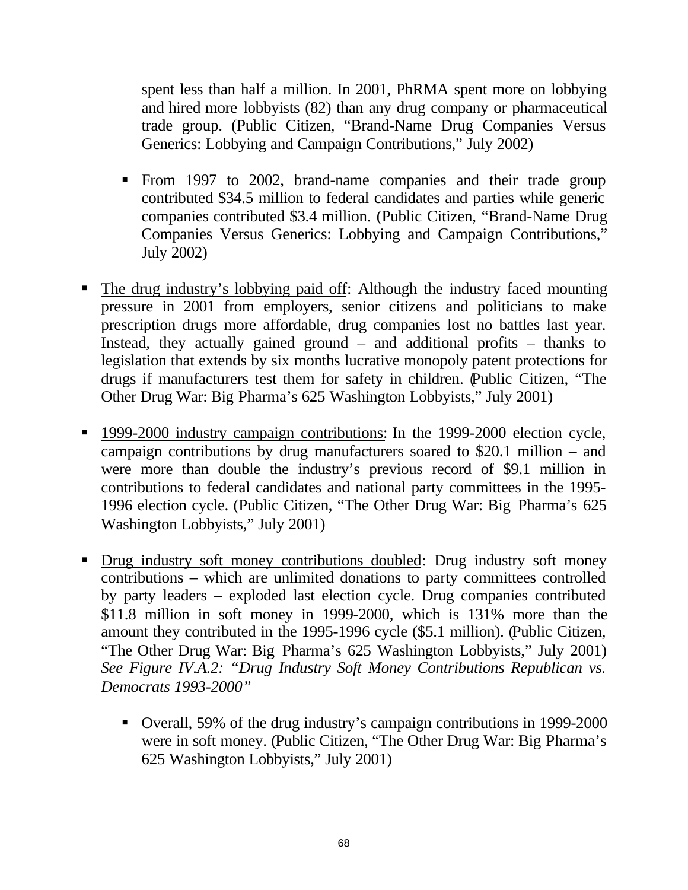spent less than half a million. In 2001, PhRMA spent more on lobbying and hired more lobbyists (82) than any drug company or pharmaceutical trade group. (Public Citizen, "Brand-Name Drug Companies Versus Generics: Lobbying and Campaign Contributions," July 2002)

    - From 1997 to 2002, brand-name companies and their trade group contributed $34.5 million to federal candidates and parties while generic companies contributed $3.4 million. (Public Citizen, "Brand-Name Drug Companies Versus Generics: Lobbying and Campaign Contributions," July 2002)

- <u>The drug industry's lobbying paid off</u>: Although the industry faced mounting pressure in 2001 from employers, senior citizens and politicians to make prescription drugs more affordable, drug companies lost no battles last year. Instead, they actually gained ground – and additional profits – thanks to legislation that extends by six months lucrative monopoly patent protections for drugs if manufacturers test them for safety in children. (Public Citizen, "The Other Drug War: Big Pharma's 625 Washington Lobbyists," July 2001)

- <u>1999-2000 industry campaign contributions</u>: In the 1999-2000 election cycle, campaign contributions by drug manufacturers soared to $20.1 million – and were more than double the industry's previous record of $9.1 million in contributions to federal candidates and national party committees in the 1995-1996 election cycle. (Public Citizen, "The Other Drug War: Big Pharma's 625 Washington Lobbyists," July 2001)

- <u>Drug industry soft money contributions doubled</u>: Drug industry soft money contributions – which are unlimited donations to party committees controlled by party leaders – exploded last election cycle. Drug companies contributed $11.8 million in soft money in 1999-2000, which is 131% more than the amount they contributed in the 1995-1996 cycle ($5.1 million). (Public Citizen, "The Other Drug War: Big Pharma's 625 Washington Lobbyists," July 2001) *See Figure IV.A.2: "Drug Industry Soft Money Contributions Republican vs. Democrats 1993-2000"*

    - Overall, 59% of the drug industry's campaign contributions in 1999-2000 were in soft money. (Public Citizen, "The Other Drug War: Big Pharma's 625 Washington Lobbyists," July 2001)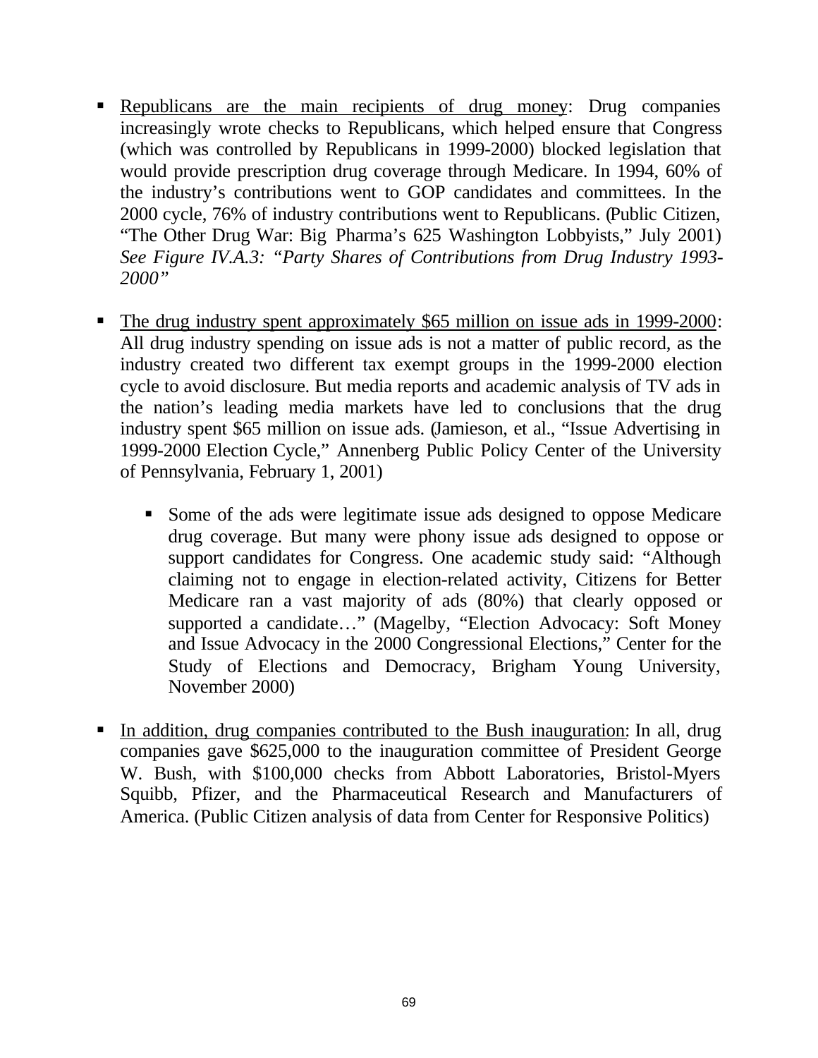- Republicans are the main recipients of drug money: Drug companies increasingly wrote checks to Republicans, which helped ensure that Congress (which was controlled by Republicans in 1999-2000) blocked legislation that would provide prescription drug coverage through Medicare. In 1994, 60% of the industry's contributions went to GOP candidates and committees. In the 2000 cycle, 76% of industry contributions went to Republicans. (Public Citizen, "The Other Drug War: Big Pharma's 625 Washington Lobbyists," July 2001) *See Figure IV.A.3: "Party Shares of Contributions from Drug Industry 1993-2000"*

- The drug industry spent approximately $65 million on issue ads in 1999-2000: All drug industry spending on issue ads is not a matter of public record, as the industry created two different tax exempt groups in the 1999-2000 election cycle to avoid disclosure. But media reports and academic analysis of TV ads in the nation's leading media markets have led to conclusions that the drug industry spent $65 million on issue ads. (Jamieson, et al., "Issue Advertising in 1999-2000 Election Cycle," Annenberg Public Policy Center of the University of Pennsylvania, February 1, 2001)

  - Some of the ads were legitimate issue ads designed to oppose Medicare drug coverage. But many were phony issue ads designed to oppose or support candidates for Congress. One academic study said: "Although claiming not to engage in election-related activity, Citizens for Better Medicare ran a vast majority of ads (80%) that clearly opposed or supported a candidate…" (Magelby, "Election Advocacy: Soft Money and Issue Advocacy in the 2000 Congressional Elections," Center for the Study of Elections and Democracy, Brigham Young University, November 2000)

- In addition, drug companies contributed to the Bush inauguration: In all, drug companies gave $625,000 to the inauguration committee of President George W. Bush, with $100,000 checks from Abbott Laboratories, Bristol-Myers Squibb, Pfizer, and the Pharmaceutical Research and Manufacturers of America. (Public Citizen analysis of data from Center for Responsive Politics)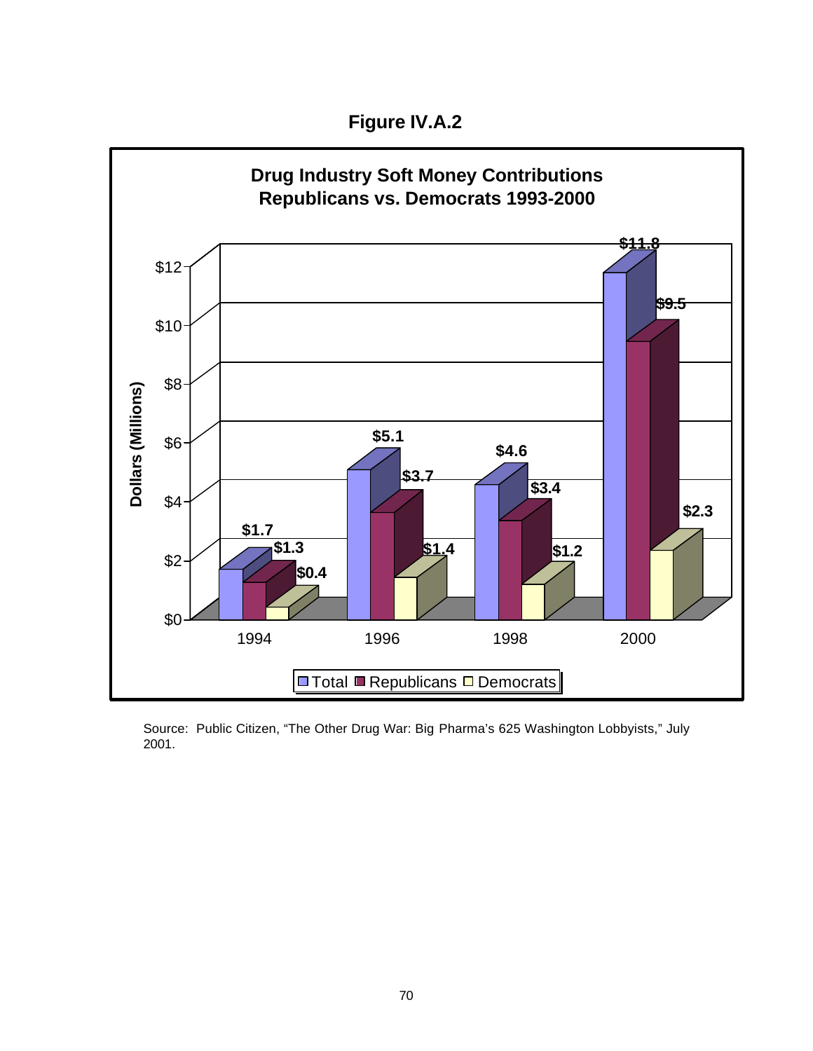**Figure IV.A.2**

**Drug Industry Soft Money Contributions Republicans vs. Democrats 1993-2000**

| Year | Total | Republicans | Democrats |
|---|---|---|---|
| 1994 | $1.7 | $1.3 | $0.4 |
| 1996 | $5.1 | $3.7 | $1.4 |
| 1998 | $4.6 | $3.4 | $1.2 |
| 2000 | $11.8 | $9.5 | $2.3 |

Dollars (Millions)

Source: Public Citizen, "The Other Drug War: Big Pharma's 625 Washington Lobbyists," July 2001.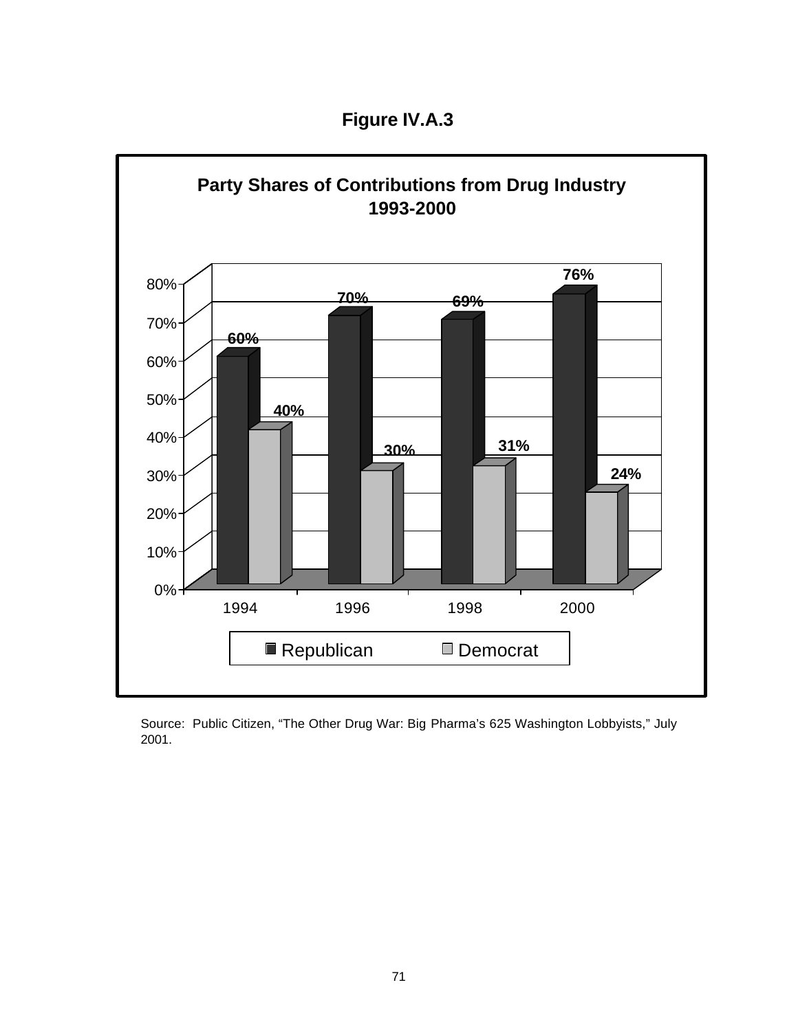**Figure IV.A.3**

**Party Shares of Contributions from Drug Industry 1993-2000**

| Year | Republican | Democrat |
|---|---|---|
| 1994 | 60% | 40% |
| 1996 | 70% | 30% |
| 1998 | 69% | 31% |
| 2000 | 76% | 24% |

Source: Public Citizen, "The Other Drug War: Big Pharma's 625 Washington Lobbyists," July 2001.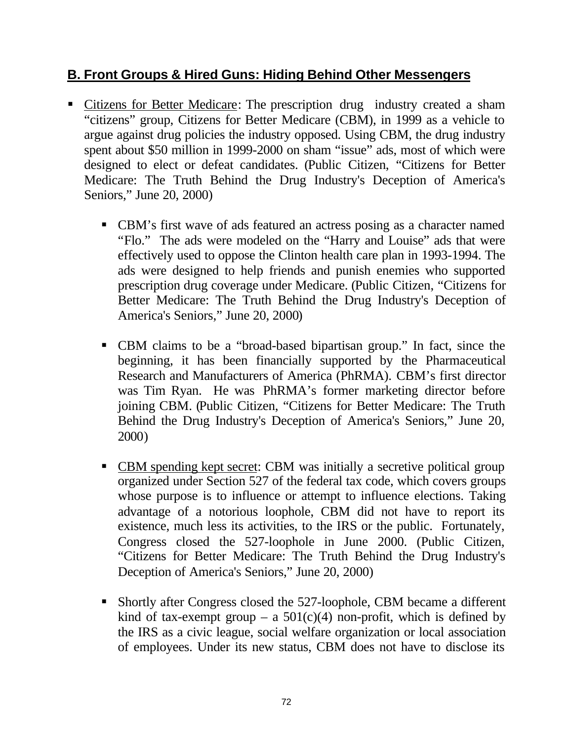## B. Front Groups & Hired Guns: Hiding Behind Other Messengers

- Citizens for Better Medicare: The prescription drug industry created a sham "citizens" group, Citizens for Better Medicare (CBM), in 1999 as a vehicle to argue against drug policies the industry opposed. Using CBM, the drug industry spent about $50 million in 1999-2000 on sham "issue" ads, most of which were designed to elect or defeat candidates. (Public Citizen, "Citizens for Better Medicare: The Truth Behind the Drug Industry's Deception of America's Seniors," June 20, 2000)

  - CBM's first wave of ads featured an actress posing as a character named "Flo." The ads were modeled on the "Harry and Louise" ads that were effectively used to oppose the Clinton health care plan in 1993-1994. The ads were designed to help friends and punish enemies who supported prescription drug coverage under Medicare. (Public Citizen, "Citizens for Better Medicare: The Truth Behind the Drug Industry's Deception of America's Seniors," June 20, 2000)

  - CBM claims to be a "broad-based bipartisan group." In fact, since the beginning, it has been financially supported by the Pharmaceutical Research and Manufacturers of America (PhRMA). CBM's first director was Tim Ryan. He was PhRMA's former marketing director before joining CBM. (Public Citizen, "Citizens for Better Medicare: The Truth Behind the Drug Industry's Deception of America's Seniors," June 20, 2000)

  - CBM spending kept secret: CBM was initially a secretive political group organized under Section 527 of the federal tax code, which covers groups whose purpose is to influence or attempt to influence elections. Taking advantage of a notorious loophole, CBM did not have to report its existence, much less its activities, to the IRS or the public. Fortunately, Congress closed the 527-loophole in June 2000. (Public Citizen, "Citizens for Better Medicare: The Truth Behind the Drug Industry's Deception of America's Seniors," June 20, 2000)

  - Shortly after Congress closed the 527-loophole, CBM became a different kind of tax-exempt group – a 501(c)(4) non-profit, which is defined by the IRS as a civic league, social welfare organization or local association of employees. Under its new status, CBM does not have to disclose its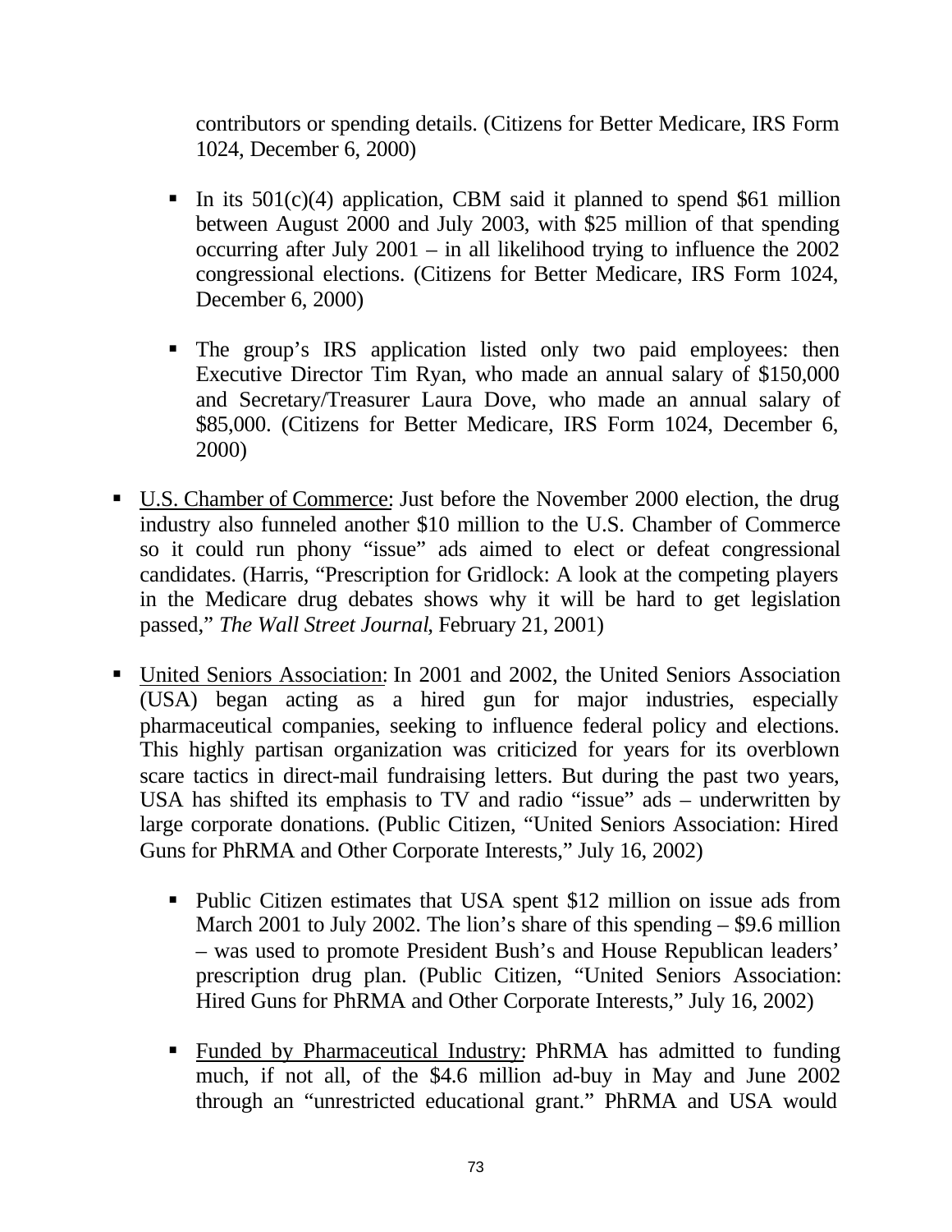contributors or spending details. (Citizens for Better Medicare, IRS Form 1024, December 6, 2000)

  - In its 501(c)(4) application, CBM said it planned to spend $61 million between August 2000 and July 2003, with $25 million of that spending occurring after July 2001 – in all likelihood trying to influence the 2002 congressional elections. (Citizens for Better Medicare, IRS Form 1024, December 6, 2000)

  - The group's IRS application listed only two paid employees: then Executive Director Tim Ryan, who made an annual salary of $150,000 and Secretary/Treasurer Laura Dove, who made an annual salary of $85,000. (Citizens for Better Medicare, IRS Form 1024, December 6, 2000)

- <u>U.S. Chamber of Commerce</u>: Just before the November 2000 election, the drug industry also funneled another $10 million to the U.S. Chamber of Commerce so it could run phony "issue" ads aimed to elect or defeat congressional candidates. (Harris, "Prescription for Gridlock: A look at the competing players in the Medicare drug debates shows why it will be hard to get legislation passed," *The Wall Street Journal*, February 21, 2001)

- <u>United Seniors Association</u>: In 2001 and 2002, the United Seniors Association (USA) began acting as a hired gun for major industries, especially pharmaceutical companies, seeking to influence federal policy and elections. This highly partisan organization was criticized for years for its overblown scare tactics in direct-mail fundraising letters. But during the past two years, USA has shifted its emphasis to TV and radio "issue" ads – underwritten by large corporate donations. (Public Citizen, "United Seniors Association: Hired Guns for PhRMA and Other Corporate Interests," July 16, 2002)

  - Public Citizen estimates that USA spent $12 million on issue ads from March 2001 to July 2002. The lion's share of this spending – $9.6 million – was used to promote President Bush's and House Republican leaders' prescription drug plan. (Public Citizen, "United Seniors Association: Hired Guns for PhRMA and Other Corporate Interests," July 16, 2002)

  - <u>Funded by Pharmaceutical Industry</u>: PhRMA has admitted to funding much, if not all, of the $4.6 million ad-buy in May and June 2002 through an "unrestricted educational grant." PhRMA and USA would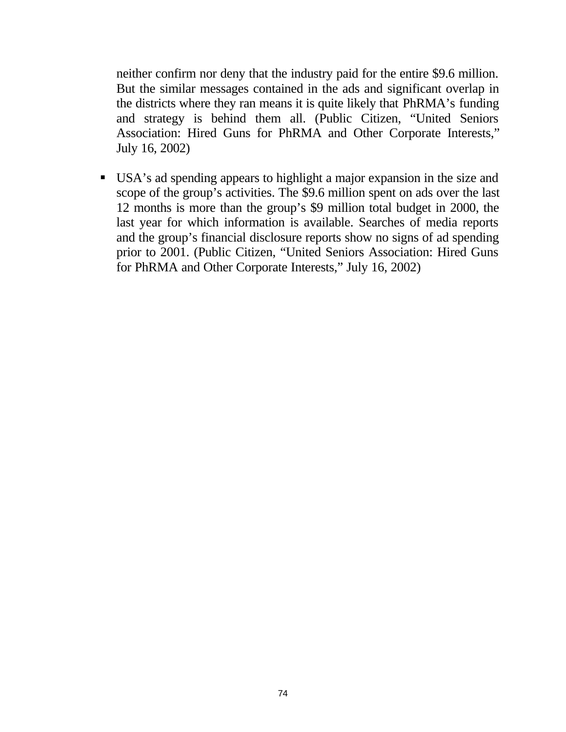neither confirm nor deny that the industry paid for the entire $9.6 million. But the similar messages contained in the ads and significant overlap in the districts where they ran means it is quite likely that PhRMA's funding and strategy is behind them all. (Public Citizen, "United Seniors Association: Hired Guns for PhRMA and Other Corporate Interests," July 16, 2002)

- USA's ad spending appears to highlight a major expansion in the size and scope of the group's activities. The $9.6 million spent on ads over the last 12 months is more than the group's $9 million total budget in 2000, the last year for which information is available. Searches of media reports and the group's financial disclosure reports show no signs of ad spending prior to 2001. (Public Citizen, "United Seniors Association: Hired Guns for PhRMA and Other Corporate Interests," July 16, 2002)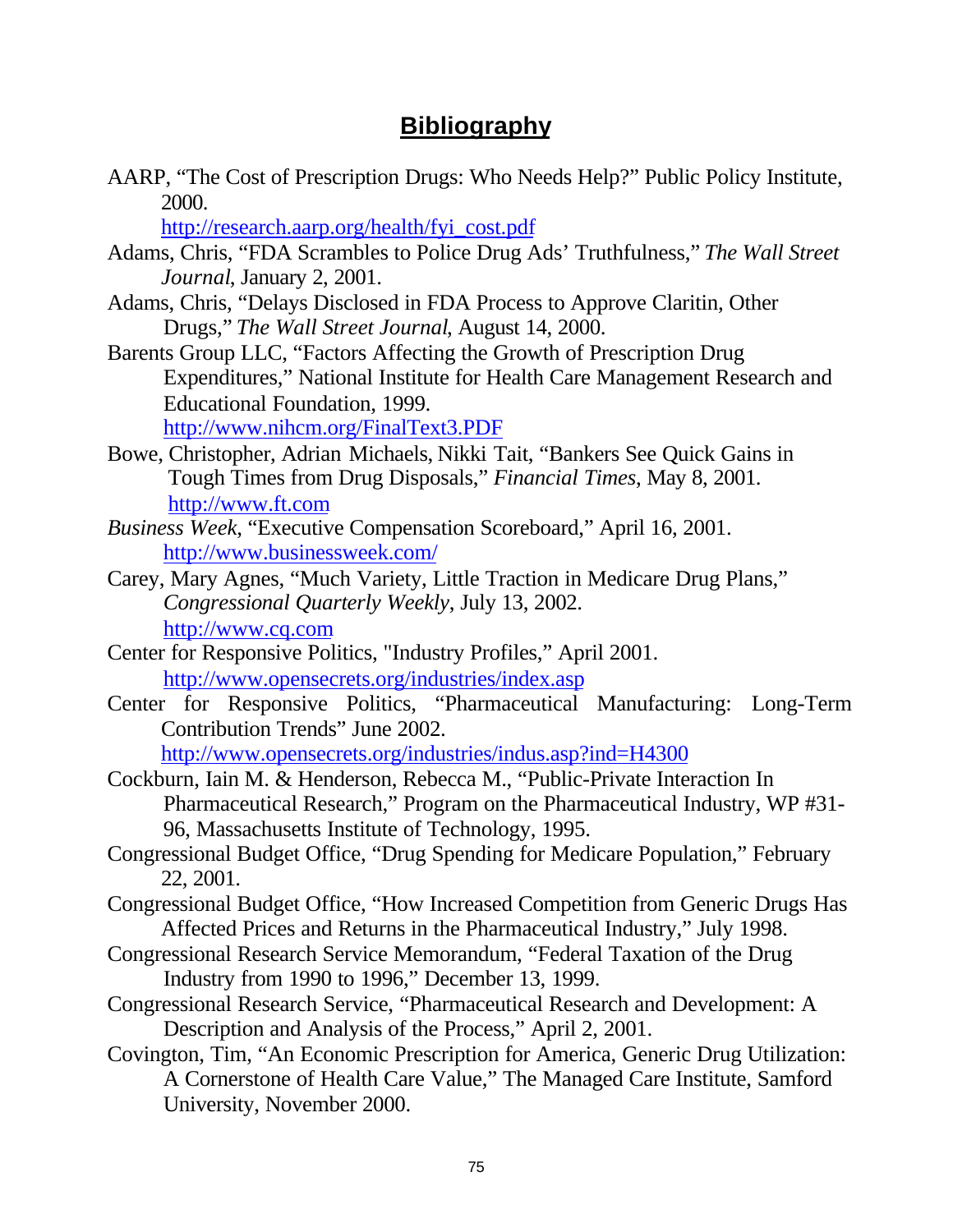## Bibliography

AARP, "The Cost of Prescription Drugs: Who Needs Help?" Public Policy Institute, 2000.
http://research.aarp.org/health/fyi_cost.pdf

Adams, Chris, "FDA Scrambles to Police Drug Ads' Truthfulness," *The Wall Street Journal*, January 2, 2001.

Adams, Chris, "Delays Disclosed in FDA Process to Approve Claritin, Other Drugs," *The Wall Street Journal,* August 14, 2000.

Barents Group LLC, "Factors Affecting the Growth of Prescription Drug Expenditures," National Institute for Health Care Management Research and Educational Foundation, 1999.
http://www.nihcm.org/FinalText3.PDF

Bowe, Christopher, Adrian Michaels, Nikki Tait, "Bankers See Quick Gains in Tough Times from Drug Disposals," *Financial Times*, May 8, 2001.
http://www.ft.com

*Business Week*, "Executive Compensation Scoreboard," April 16, 2001.
http://www.businessweek.com/

Carey, Mary Agnes, "Much Variety, Little Traction in Medicare Drug Plans," *Congressional Quarterly Weekly*, July 13, 2002.
http://www.cq.com

Center for Responsive Politics, "Industry Profiles," April 2001.
http://www.opensecrets.org/industries/index.asp

Center for Responsive Politics, "Pharmaceutical Manufacturing: Long-Term Contribution Trends" June 2002.
http://www.opensecrets.org/industries/indus.asp?ind=H4300

Cockburn, Iain M. & Henderson, Rebecca M., "Public-Private Interaction In Pharmaceutical Research," Program on the Pharmaceutical Industry, WP #31-96, Massachusetts Institute of Technology, 1995.

Congressional Budget Office, "Drug Spending for Medicare Population," February 22, 2001.

Congressional Budget Office, "How Increased Competition from Generic Drugs Has Affected Prices and Returns in the Pharmaceutical Industry," July 1998.

Congressional Research Service Memorandum, "Federal Taxation of the Drug Industry from 1990 to 1996," December 13, 1999.

Congressional Research Service, "Pharmaceutical Research and Development: A Description and Analysis of the Process," April 2, 2001.

Covington, Tim, "An Economic Prescription for America, Generic Drug Utilization: A Cornerstone of Health Care Value," The Managed Care Institute, Samford University, November 2000.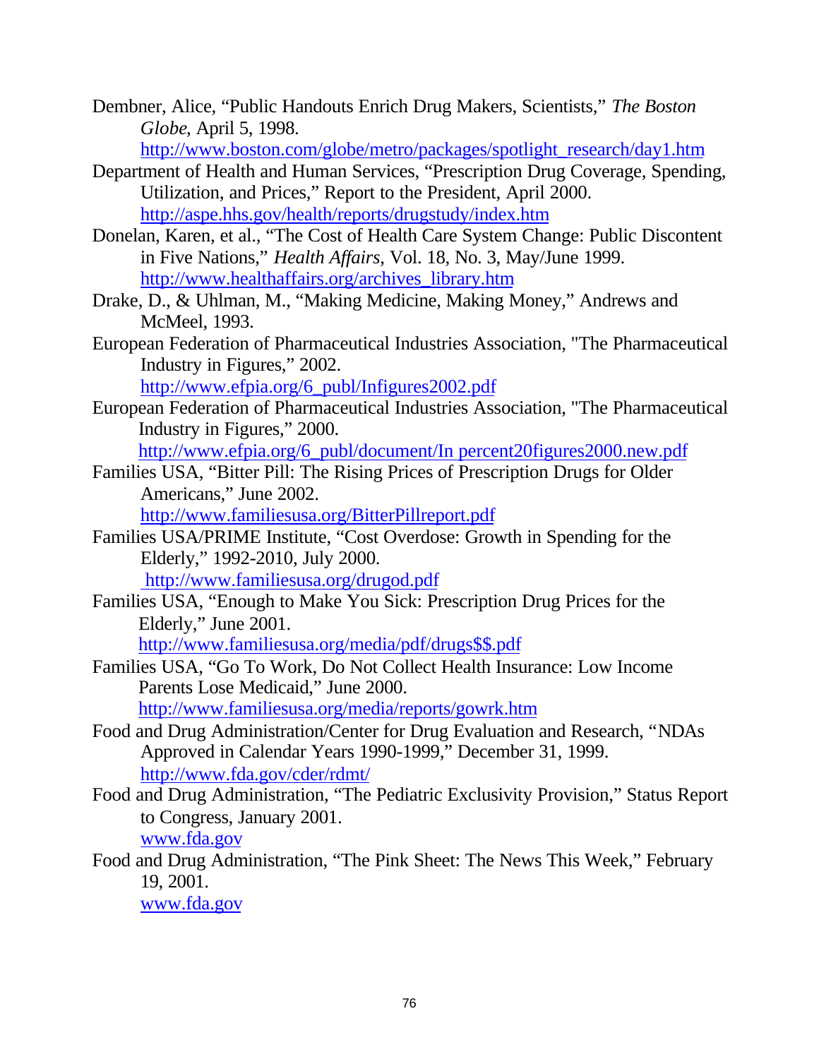Dembner, Alice, “Public Handouts Enrich Drug Makers, Scientists,” *The Boston Globe*, April 5, 1998.
http://www.boston.com/globe/metro/packages/spotlight_research/day1.htm

Department of Health and Human Services, “Prescription Drug Coverage, Spending, Utilization, and Prices,” Report to the President, April 2000.
http://aspe.hhs.gov/health/reports/drugstudy/index.htm

Donelan, Karen, et al., “The Cost of Health Care System Change: Public Discontent in Five Nations,” *Health Affairs*, Vol. 18, No. 3, May/June 1999.
http://www.healthaffairs.org/archives_library.htm

Drake, D., & Uhlman, M., “Making Medicine, Making Money,” Andrews and McMeel, 1993.

European Federation of Pharmaceutical Industries Association, "The Pharmaceutical Industry in Figures,” 2002.
http://www.efpia.org/6_publ/Infigures2002.pdf

European Federation of Pharmaceutical Industries Association, "The Pharmaceutical Industry in Figures,” 2000.
http://www.efpia.org/6_publ/document/In percent20figures2000.new.pdf

Families USA, “Bitter Pill: The Rising Prices of Prescription Drugs for Older Americans,” June 2002.
http://www.familiesusa.org/BitterPillreport.pdf

Families USA/PRIME Institute, “Cost Overdose: Growth in Spending for the Elderly,” 1992-2010, July 2000.
http://www.familiesusa.org/drugod.pdf

Families USA, “Enough to Make You Sick: Prescription Drug Prices for the Elderly,” June 2001.
http://www.familiesusa.org/media/pdf/drugs$$.pdf

Families USA, “Go To Work, Do Not Collect Health Insurance: Low Income Parents Lose Medicaid,” June 2000.
http://www.familiesusa.org/media/reports/gowrk.htm

Food and Drug Administration/Center for Drug Evaluation and Research, “NDAs Approved in Calendar Years 1990-1999,” December 31, 1999.
http://www.fda.gov/cder/rdmt/

Food and Drug Administration, “The Pediatric Exclusivity Provision,” Status Report to Congress, January 2001.
www.fda.gov

Food and Drug Administration, “The Pink Sheet: The News This Week,” February 19, 2001.
www.fda.gov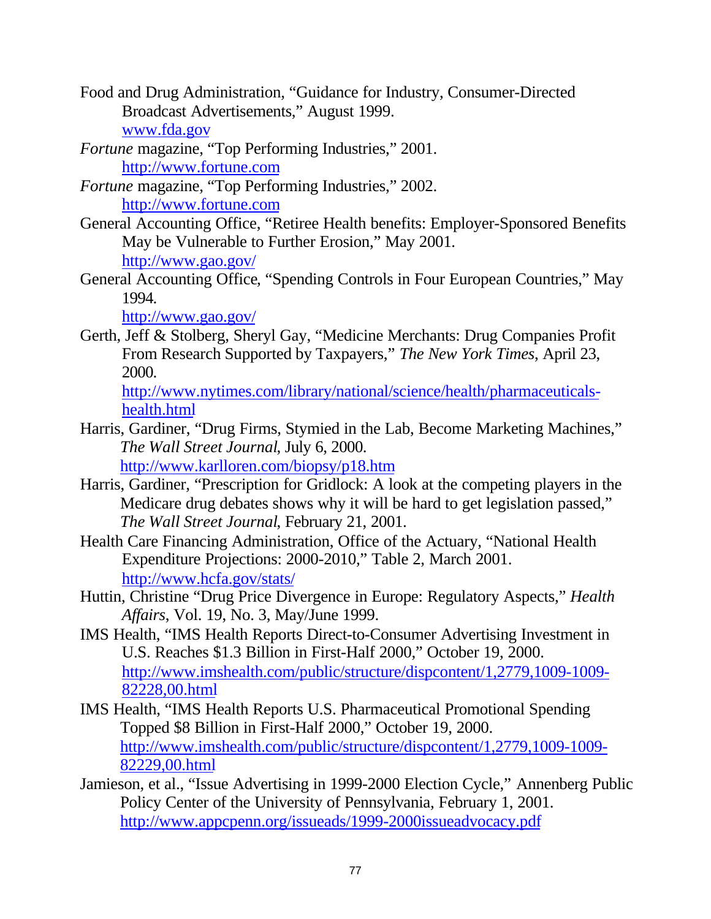Food and Drug Administration, “Guidance for Industry, Consumer-Directed Broadcast Advertisements,” August 1999. www.fda.gov

*Fortune* magazine, “Top Performing Industries,” 2001. http://www.fortune.com

*Fortune* magazine, “Top Performing Industries,” 2002. http://www.fortune.com

General Accounting Office, “Retiree Health benefits: Employer-Sponsored Benefits May be Vulnerable to Further Erosion,” May 2001. http://www.gao.gov/

General Accounting Office, “Spending Controls in Four European Countries,” May 1994. http://www.gao.gov/

Gerth, Jeff & Stolberg, Sheryl Gay, “Medicine Merchants: Drug Companies Profit From Research Supported by Taxpayers,” *The New York Times*, April 23, 2000. http://www.nytimes.com/library/national/science/health/pharmaceuticals-health.html

Harris, Gardiner, “Drug Firms, Stymied in the Lab, Become Marketing Machines,” *The Wall Street Journal*, July 6, 2000. http://www.karlloren.com/biopsy/p18.htm

Harris, Gardiner, “Prescription for Gridlock: A look at the competing players in the Medicare drug debates shows why it will be hard to get legislation passed,” *The Wall Street Journal*, February 21, 2001.

Health Care Financing Administration, Office of the Actuary, “National Health Expenditure Projections: 2000-2010,” Table 2, March 2001. http://www.hcfa.gov/stats/

Huttin, Christine “Drug Price Divergence in Europe: Regulatory Aspects,” *Health Affairs*, Vol. 19, No. 3, May/June 1999.

IMS Health, “IMS Health Reports Direct-to-Consumer Advertising Investment in U.S. Reaches $1.3 Billion in First-Half 2000,” October 19, 2000. http://www.imshealth.com/public/structure/dispcontent/1,2779,1009-1009-82228,00.html

IMS Health, “IMS Health Reports U.S. Pharmaceutical Promotional Spending Topped $8 Billion in First-Half 2000,” October 19, 2000. http://www.imshealth.com/public/structure/dispcontent/1,2779,1009-1009-82229,00.html

Jamieson, et al., “Issue Advertising in 1999-2000 Election Cycle,” Annenberg Public Policy Center of the University of Pennsylvania, February 1, 2001. http://www.appcpenn.org/issueads/1999-2000issueadvocacy.pdf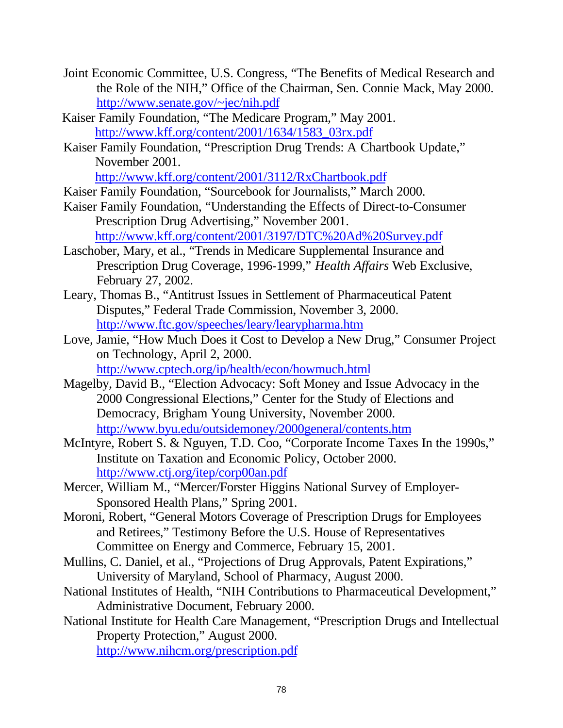Joint Economic Committee, U.S. Congress, "The Benefits of Medical Research and the Role of the NIH," Office of the Chairman, Sen. Connie Mack, May 2000. http://www.senate.gov/~jec/nih.pdf

Kaiser Family Foundation, "The Medicare Program," May 2001. http://www.kff.org/content/2001/1634/1583_03rx.pdf

Kaiser Family Foundation, "Prescription Drug Trends: A Chartbook Update," November 2001. http://www.kff.org/content/2001/3112/RxChartbook.pdf

Kaiser Family Foundation, "Sourcebook for Journalists," March 2000.

Kaiser Family Foundation, "Understanding the Effects of Direct-to-Consumer Prescription Drug Advertising," November 2001. http://www.kff.org/content/2001/3197/DTC%20Ad%20Survey.pdf

Laschober, Mary, et al., "Trends in Medicare Supplemental Insurance and Prescription Drug Coverage, 1996-1999," *Health Affairs* Web Exclusive, February 27, 2002.

Leary, Thomas B., "Antitrust Issues in Settlement of Pharmaceutical Patent Disputes," Federal Trade Commission, November 3, 2000. http://www.ftc.gov/speeches/leary/learypharma.htm

Love, Jamie, "How Much Does it Cost to Develop a New Drug," Consumer Project on Technology, April 2, 2000. http://www.cptech.org/ip/health/econ/howmuch.html

Magelby, David B., "Election Advocacy: Soft Money and Issue Advocacy in the 2000 Congressional Elections," Center for the Study of Elections and Democracy, Brigham Young University, November 2000. http://www.byu.edu/outsidemoney/2000general/contents.htm

McIntyre, Robert S. & Nguyen, T.D. Coo, "Corporate Income Taxes In the 1990s," Institute on Taxation and Economic Policy, October 2000. http://www.ctj.org/itep/corp00an.pdf

Mercer, William M., "Mercer/Forster Higgins National Survey of Employer-Sponsored Health Plans," Spring 2001.

Moroni, Robert, "General Motors Coverage of Prescription Drugs for Employees and Retirees," Testimony Before the U.S. House of Representatives Committee on Energy and Commerce, February 15, 2001.

Mullins, C. Daniel, et al., "Projections of Drug Approvals, Patent Expirations," University of Maryland, School of Pharmacy, August 2000.

National Institutes of Health, "NIH Contributions to Pharmaceutical Development," Administrative Document, February 2000.

National Institute for Health Care Management, "Prescription Drugs and Intellectual Property Protection," August 2000. http://www.nihcm.org/prescription.pdf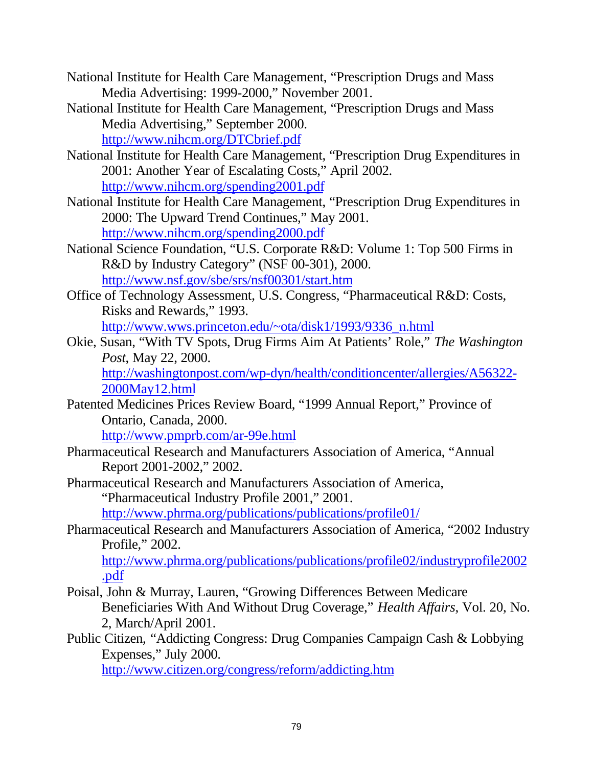National Institute for Health Care Management, "Prescription Drugs and Mass Media Advertising: 1999-2000," November 2001.

National Institute for Health Care Management, "Prescription Drugs and Mass Media Advertising," September 2000. http://www.nihcm.org/DTCbrief.pdf

National Institute for Health Care Management, "Prescription Drug Expenditures in 2001: Another Year of Escalating Costs," April 2002. http://www.nihcm.org/spending2001.pdf

National Institute for Health Care Management, "Prescription Drug Expenditures in 2000: The Upward Trend Continues," May 2001. http://www.nihcm.org/spending2000.pdf

National Science Foundation, "U.S. Corporate R&D: Volume 1: Top 500 Firms in R&D by Industry Category" (NSF 00-301), 2000. http://www.nsf.gov/sbe/srs/nsf00301/start.htm

Office of Technology Assessment, U.S. Congress, "Pharmaceutical R&D: Costs, Risks and Rewards," 1993. http://www.wws.princeton.edu/~ota/disk1/1993/9336_n.html

Okie, Susan, "With TV Spots, Drug Firms Aim At Patients' Role," *The Washington Post*, May 22, 2000. http://washingtonpost.com/wp-dyn/health/conditioncenter/allergies/A56322-2000May12.html

Patented Medicines Prices Review Board, "1999 Annual Report," Province of Ontario, Canada, 2000. http://www.pmprb.com/ar-99e.html

Pharmaceutical Research and Manufacturers Association of America, "Annual Report 2001-2002," 2002.

Pharmaceutical Research and Manufacturers Association of America, "Pharmaceutical Industry Profile 2001," 2001. http://www.phrma.org/publications/publications/profile01/

Pharmaceutical Research and Manufacturers Association of America, "2002 Industry Profile," 2002. http://www.phrma.org/publications/publications/profile02/industryprofile2002.pdf

Poisal, John & Murray, Lauren, "Growing Differences Between Medicare Beneficiaries With And Without Drug Coverage," *Health Affairs*, Vol. 20, No. 2, March/April 2001.

Public Citizen, "Addicting Congress: Drug Companies Campaign Cash & Lobbying Expenses," July 2000. http://www.citizen.org/congress/reform/addicting.htm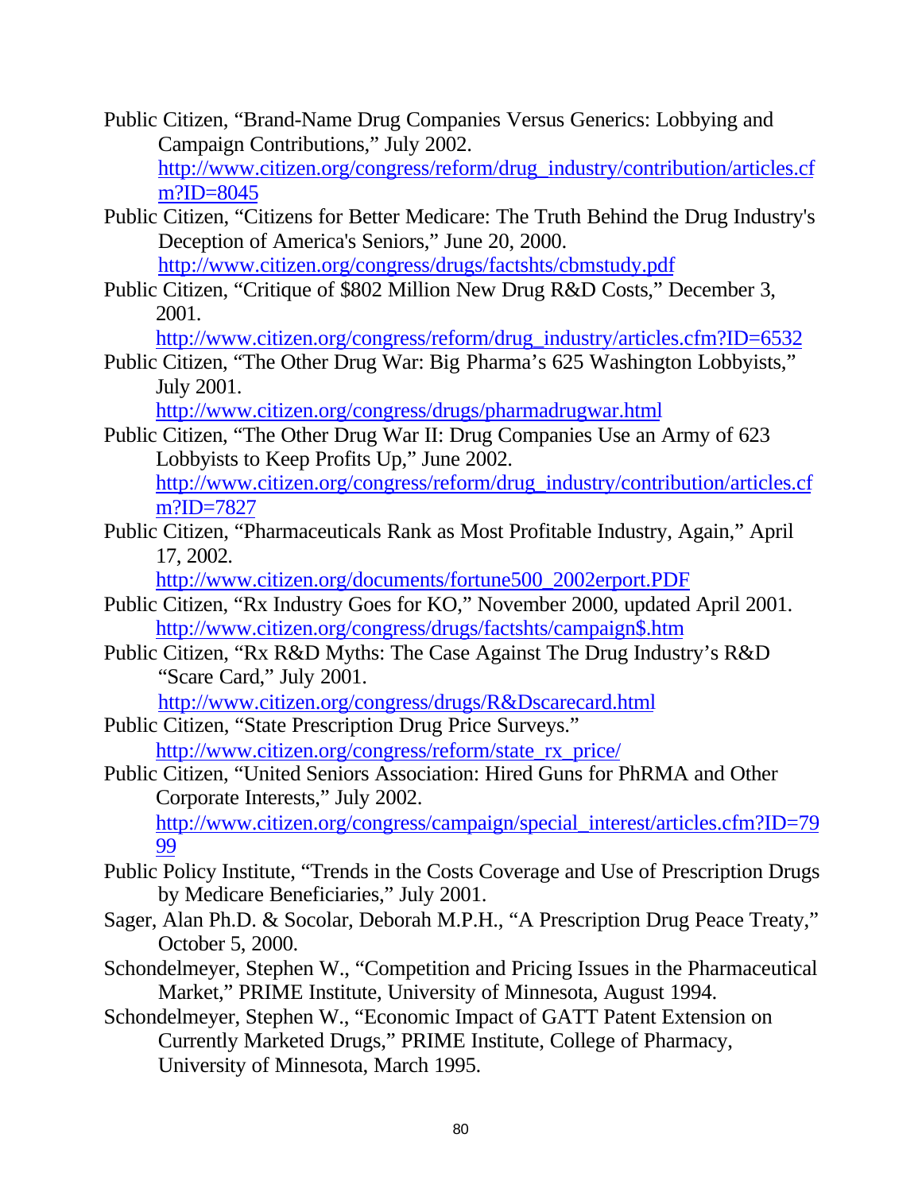Public Citizen, "Brand-Name Drug Companies Versus Generics: Lobbying and Campaign Contributions," July 2002. http://www.citizen.org/congress/reform/drug_industry/contribution/articles.cfm?ID=8045

Public Citizen, "Citizens for Better Medicare: The Truth Behind the Drug Industry's Deception of America's Seniors," June 20, 2000. http://www.citizen.org/congress/drugs/factshts/cbmstudy.pdf

Public Citizen, "Critique of $802 Million New Drug R&D Costs," December 3, 2001. http://www.citizen.org/congress/reform/drug_industry/articles.cfm?ID=6532

Public Citizen, "The Other Drug War: Big Pharma's 625 Washington Lobbyists," July 2001. http://www.citizen.org/congress/drugs/pharmadrugwar.html

Public Citizen, "The Other Drug War II: Drug Companies Use an Army of 623 Lobbyists to Keep Profits Up," June 2002. http://www.citizen.org/congress/reform/drug_industry/contribution/articles.cfm?ID=7827

Public Citizen, "Pharmaceuticals Rank as Most Profitable Industry, Again," April 17, 2002. http://www.citizen.org/documents/fortune500_2002erport.PDF

Public Citizen, "Rx Industry Goes for KO," November 2000, updated April 2001. http://www.citizen.org/congress/drugs/factshts/campaign$.htm

Public Citizen, "Rx R&D Myths: The Case Against The Drug Industry's R&D "Scare Card," July 2001. http://www.citizen.org/congress/drugs/R&Dscarecard.html

Public Citizen, "State Prescription Drug Price Surveys." http://www.citizen.org/congress/reform/state_rx_price/

Public Citizen, "United Seniors Association: Hired Guns for PhRMA and Other Corporate Interests," July 2002. http://www.citizen.org/congress/campaign/special_interest/articles.cfm?ID=7999

Public Policy Institute, "Trends in the Costs Coverage and Use of Prescription Drugs by Medicare Beneficiaries," July 2001.

Sager, Alan Ph.D. & Socolar, Deborah M.P.H., "A Prescription Drug Peace Treaty," October 5, 2000.

Schondelmeyer, Stephen W., "Competition and Pricing Issues in the Pharmaceutical Market," PRIME Institute, University of Minnesota, August 1994.

Schondelmeyer, Stephen W., "Economic Impact of GATT Patent Extension on Currently Marketed Drugs," PRIME Institute, College of Pharmacy, University of Minnesota, March 1995.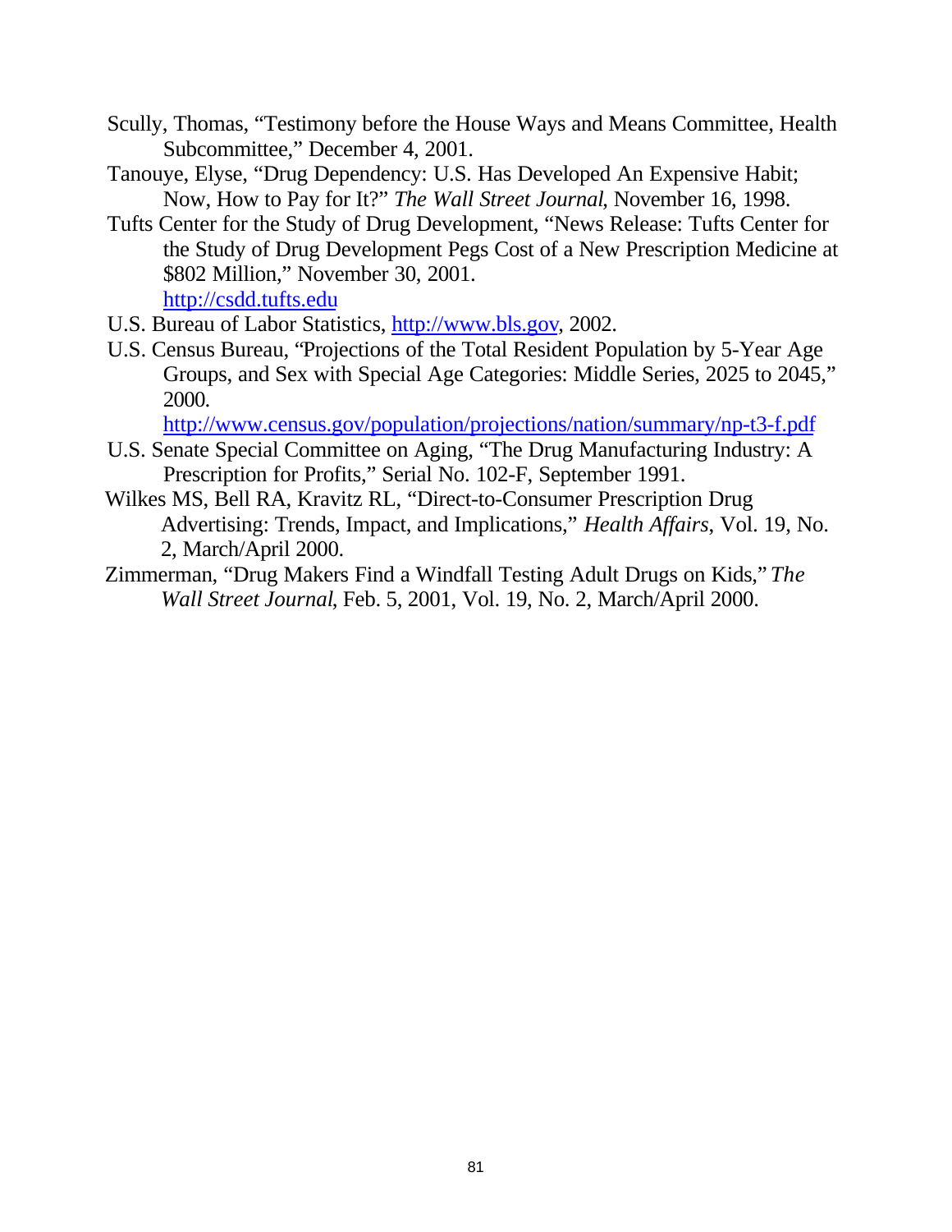Scully, Thomas, "Testimony before the House Ways and Means Committee, Health Subcommittee," December 4, 2001.

Tanouye, Elyse, "Drug Dependency: U.S. Has Developed An Expensive Habit; Now, How to Pay for It?" *The Wall Street Journal*, November 16, 1998.

Tufts Center for the Study of Drug Development, "News Release: Tufts Center for the Study of Drug Development Pegs Cost of a New Prescription Medicine at $802 Million," November 30, 2001. http://csdd.tufts.edu

U.S. Bureau of Labor Statistics, http://www.bls.gov, 2002.

U.S. Census Bureau, "Projections of the Total Resident Population by 5-Year Age Groups, and Sex with Special Age Categories: Middle Series, 2025 to 2045," 2000. http://www.census.gov/population/projections/nation/summary/np-t3-f.pdf

U.S. Senate Special Committee on Aging, "The Drug Manufacturing Industry: A Prescription for Profits," Serial No. 102-F, September 1991.

Wilkes MS, Bell RA, Kravitz RL, "Direct-to-Consumer Prescription Drug Advertising: Trends, Impact, and Implications," *Health Affairs*, Vol. 19, No. 2, March/April 2000.

Zimmerman, "Drug Makers Find a Windfall Testing Adult Drugs on Kids," *The Wall Street Journal*, Feb. 5, 2001, Vol. 19, No. 2, March/April 2000.